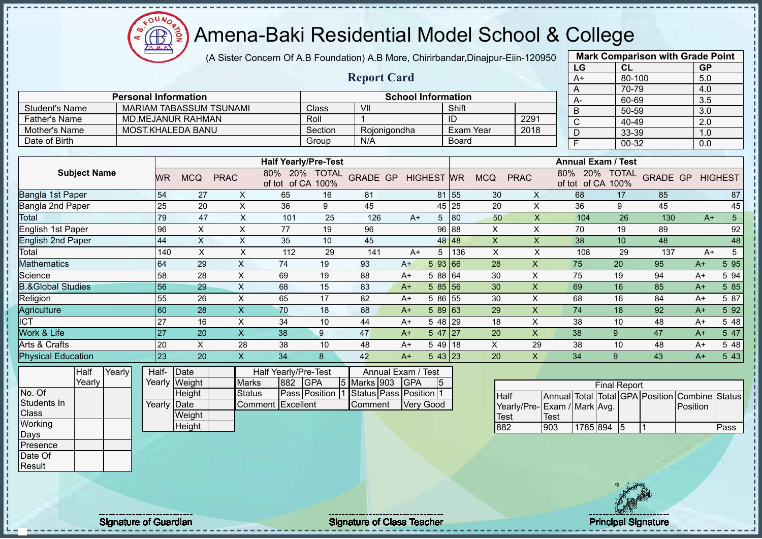# Amena-Baki Residential Model School & College

(A Sister Concern Of A.B Foundation) A.B More, Chirirbandar,Dinajpur-Eiin-120950

## Report Card

| Mark Comparison with Grade Point | | |
|---|---|---|
| LG | CL | GP |
| A+ | 80-100 | 5.0 |
| A | 70-79 | 4.0 |
| A- | 60-69 | 3.5 |
| B | 50-59 | 3.0 |
| C | 40-49 | 2.0 |
| D | 33-39 | 1.0 |
| F | 00-32 | 0.0 |

| Personal Information | | School Information | | | |
|---|---|---|---|---|---|
| Student's Name | MARIAM TABASSUM TSUNAMI | Class | VII | Shift | |
| Father's Name | MD.MEJANUR RAHMAN | Roll | 1 | ID | 2291 |
| Mother's Name | MOST.KHALEDA BANU | Section | Rojonigondha | Exam Year | 2018 |
| Date of Birth | | Group | N/A | Board | |

| Subject Name | Half Yearly/Pre-Test | | | | | | | | | Annual Exam / Test | | | | | | | | |
|---|---|---|---|---|---|---|---|---|---|---|---|---|---|---|---|---|---|---|
| | WR | MCQ | PRAC | 80% of tot | 20% of CA | TOTAL 100% | GRADE | GP | HIGHEST | WR | MCQ | PRAC | 80% of tot | 20% of CA | TOTAL 100% | GRADE | GP | HIGHEST |
| Bangla 1st Paper | 54 | 27 | X | 65 | 16 | 81 | | | 81 | 55 | 30 | X | 68 | 17 | 85 | | | 87 |
| Bangla 2nd Paper | 25 | 20 | X | 36 | 9 | 45 | | | 45 | 25 | 20 | X | 36 | 9 | 45 | | | 45 |
| Total | 79 | 47 | X | 101 | 25 | 126 | A+ | 5 | | 80 | 50 | X | 104 | 26 | 130 | A+ | 5 | |
| English 1st Paper | 96 | X | X | 77 | 19 | 96 | | | 96 | 88 | X | X | 70 | 19 | 89 | | | 92 |
| English 2nd Paper | 44 | X | X | 35 | 10 | 45 | | | 48 | 48 | X | X | 38 | 10 | 48 | | | 48 |
| Total | 140 | X | X | 112 | 29 | 141 | A+ | 5 | | 136 | X | X | 108 | 29 | 137 | A+ | 5 | |
| Mathematics | 64 | 29 | X | 74 | 19 | 93 | A+ | 5 | 93 | 66 | 28 | X | 75 | 20 | 95 | A+ | 5 | 95 |
| Science | 58 | 28 | X | 69 | 19 | 88 | A+ | 5 | 88 | 64 | 30 | X | 75 | 19 | 94 | A+ | 5 | 94 |
| B.&Global Studies | 56 | 29 | X | 68 | 15 | 83 | A+ | 5 | 85 | 56 | 30 | X | 69 | 16 | 85 | A+ | 5 | 85 |
| Religion | 55 | 26 | X | 65 | 17 | 82 | A+ | 5 | 86 | 55 | 30 | X | 68 | 16 | 84 | A+ | 5 | 87 |
| Agriculture | 60 | 28 | X | 70 | 18 | 88 | A+ | 5 | 89 | 63 | 29 | X | 74 | 18 | 92 | A+ | 5 | 92 |
| ICT | 27 | 16 | X | 34 | 10 | 44 | A+ | 5 | 48 | 29 | 18 | X | 38 | 10 | 48 | A+ | 5 | 48 |
| Work & Life | 27 | 20 | X | 38 | 9 | 47 | A+ | 5 | 47 | 27 | 20 | X | 38 | 9 | 47 | A+ | 5 | 47 |
| Arts & Crafts | 20 | X | 28 | 38 | 10 | 48 | A+ | 5 | 49 | 18 | X | 29 | 38 | 10 | 48 | A+ | 5 | 48 |
| Physical Education | 23 | 20 | X | 34 | 8 | 42 | A+ | 5 | 43 | 23 | 20 | X | 34 | 9 | 43 | A+ | 5 | 43 |

| | Half Yearly | Yearly |
|---|---|---|
| No. Of Students In Class | | |
| Working Days | | |
| Presence | | |
| Date Of Result | | |

| | | |
|---|---|---|
| Half-Yearly | Date | |
| | Weight | |
| | Height | |
| Yearly | Date | |
| | Weight | |
| | Height | |

| Half Yearly/Pre-Test | | | | Annual Exam / Test | | | |
|---|---|---|---|---|---|---|---|
| Marks | 882 | GPA | 5 | Marks | 903 | GPA | 5 |
| Status | Pass | Position | 1 | Status | Pass | Position | 1 |
| Comment | Excellent | | | Comment | Very Good | | |

| Final Report | | | | | | | |
|---|---|---|---|---|---|---|---|
| Half Yearly/Pre-Test | Annual Exam / Test | Total Mark | Total Avg. | GPA | Position | Combine Position | Status |
| 882 | 903 | 1785 | 894 | 5 | 1 | | Pass |

Signature of Guardian

Signature of Class Teacher

Principal Signature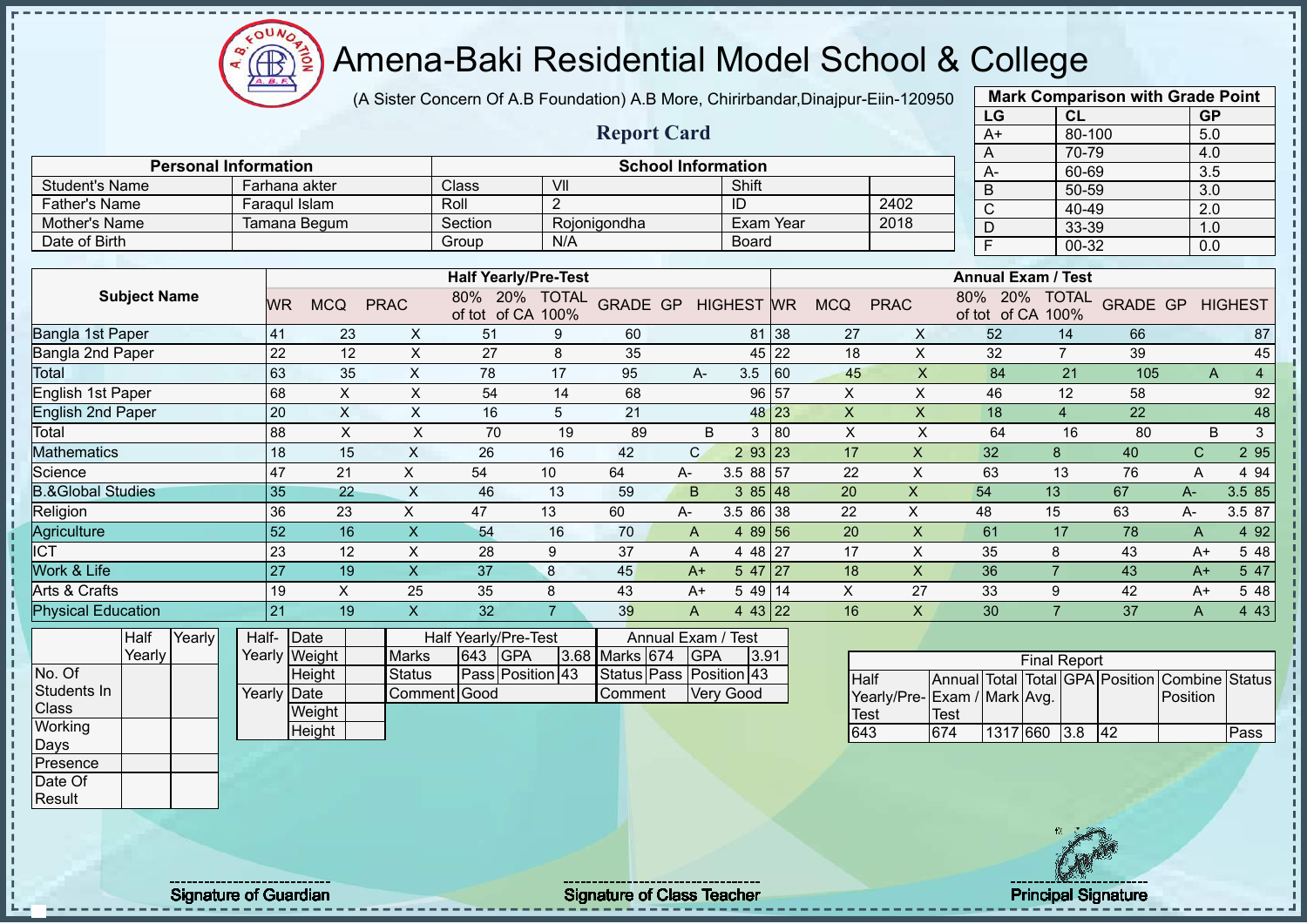# Amena-Baki Residential Model School & College

(A Sister Concern Of A.B Foundation) A.B More, Chirirbandar,Dinajpur-Eiin-120950

## Report Card

| Mark Comparison with Grade Point | | |
|---|---|---|
| LG | CL | GP |
| A+ | 80-100 | 5.0 |
| A | 70-79 | 4.0 |
| A- | 60-69 | 3.5 |
| B | 50-59 | 3.0 |
| C | 40-49 | 2.0 |
| D | 33-39 | 1.0 |
| F | 00-32 | 0.0 |

| Personal Information | | School Information | | | |
|---|---|---|---|---|---|
| Student's Name | Farhana akter | Class | VII | Shift | |
| Father's Name | Faraqul Islam | Roll | 2 | ID | 2402 |
| Mother's Name | Tamana Begum | Section | Rojonigondha | Exam Year | 2018 |
| Date of Birth | | Group | N/A | Board | |

| Subject Name | Half Yearly/Pre-Test | | | | | | | | | Annual Exam / Test | | | | | | | | |
|---|---|---|---|---|---|---|---|---|---|---|---|---|---|---|---|---|---|---|
| | WR | MCQ | PRAC | 80% of tot | 20% of CA | TOTAL 100% | GRADE | GP | HIGHEST | WR | MCQ | PRAC | 80% of tot | 20% of CA | TOTAL 100% | GRADE | GP | HIGHEST |
| Bangla 1st Paper | 41 | 23 | X | 51 | 9 | 60 | | | 81 | 38 | 27 | X | 52 | 14 | 66 | | | 87 |
| Bangla 2nd Paper | 22 | 12 | X | 27 | 8 | 35 | | | 45 | 22 | 18 | X | 32 | 7 | 39 | | | 45 |
| Total | 63 | 35 | X | 78 | 17 | 95 | A- | 3.5 | | 60 | 45 | X | 84 | 21 | 105 | A | 4 | |
| English 1st Paper | 68 | X | X | 54 | 14 | 68 | | | 96 | 57 | X | X | 46 | 12 | 58 | | | 92 |
| English 2nd Paper | 20 | X | X | 16 | 5 | 21 | | | 48 | 23 | X | X | 18 | 4 | 22 | | | 48 |
| Total | 88 | X | X | 70 | 19 | 89 | B | 3 | | 80 | X | X | 64 | 16 | 80 | B | 3 | |
| Mathematics | 18 | 15 | X | 26 | 16 | 42 | C | 2 | 93 | 23 | 17 | X | 32 | 8 | 40 | C | 2 | 95 |
| Science | 47 | 21 | X | 54 | 10 | 64 | A- | 3.5 | 88 | 57 | 22 | X | 63 | 13 | 76 | A | 4 | 94 |
| B.&Global Studies | 35 | 22 | X | 46 | 13 | 59 | B | 3 | 85 | 48 | 20 | X | 54 | 13 | 67 | A- | 3.5 | 85 |
| Religion | 36 | 23 | X | 47 | 13 | 60 | A- | 3.5 | 86 | 38 | 22 | X | 48 | 15 | 63 | A- | 3.5 | 87 |
| Agriculture | 52 | 16 | X | 54 | 16 | 70 | A | 4 | 89 | 56 | 20 | X | 61 | 17 | 78 | A | 4 | 92 |
| ICT | 23 | 12 | X | 28 | 9 | 37 | A | 4 | 48 | 27 | 17 | X | 35 | 8 | 43 | A+ | 5 | 48 |
| Work & Life | 27 | 19 | X | 37 | 8 | 45 | A+ | 5 | 47 | 27 | 18 | X | 36 | 7 | 43 | A+ | 5 | 47 |
| Arts & Crafts | 19 | X | 25 | 35 | 8 | 43 | A+ | 5 | 49 | 14 | X | 27 | 33 | 9 | 42 | A+ | 5 | 48 |
| Physical Education | 21 | 19 | X | 32 | 7 | 39 | A | 4 | 43 | 22 | 16 | X | 30 | 7 | 37 | A | 4 | 43 |

| | Half Yearly | Yearly |
|---|---|---|
| No. Of Students In Class | | |
| Working Days | | |
| Presence | | |
| Date Of Result | | |

| | | |
|---|---|---|
| Half-Yearly | Date | |
| | Weight | |
| | Height | |
| Yearly | Date | |
| | Weight | |
| | Height | |

| Half Yearly/Pre-Test | | | | Annual Exam / Test | | | |
|---|---|---|---|---|---|---|---|
| Marks | 643 | GPA | 3.68 | Marks | 674 | GPA | 3.91 |
| Status | Pass | Position | 43 | Status | Pass | Position | 43 |
| Comment | Good | | | Comment | Very Good | | |

| Final Report | | | | | | | |
|---|---|---|---|---|---|---|---|
| Half Yearly/Pre-Test | Annual Exam / Test | Total Mark | Total Avg. | GPA | Position | Combine Position | Status |
| 643 | 674 | 1317 | 660 | 3.8 | 42 | | Pass |

Signature of Guardian

Signature of Class Teacher

Principal Signature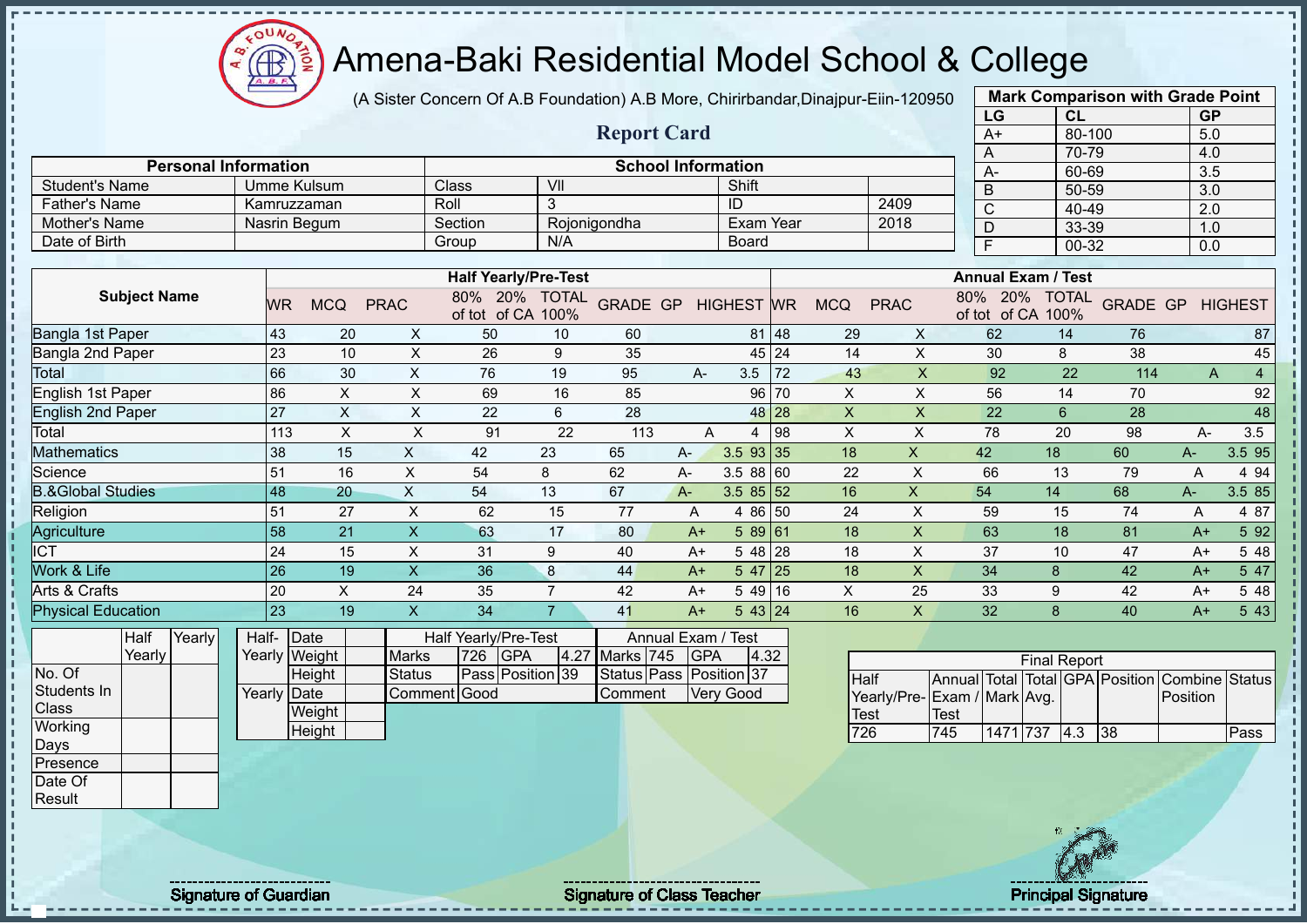# Amena-Baki Residential Model School & College

(A Sister Concern Of A.B Foundation) A.B More, Chirirbandar,Dinajpur-Eiin-120950

## Report Card

| Mark Comparison with Grade Point | | |
|---|---|---|
| LG | CL | GP |
| A+ | 80-100 | 5.0 |
| A | 70-79 | 4.0 |
| A- | 60-69 | 3.5 |
| B | 50-59 | 3.0 |
| C | 40-49 | 2.0 |
| D | 33-39 | 1.0 |
| F | 00-32 | 0.0 |

| Personal Information | | School Information | | | |
|---|---|---|---|---|---|
| Student's Name | Umme Kulsum | Class | VII | Shift | |
| Father's Name | Kamruzzaman | Roll | 3 | ID | 2409 |
| Mother's Name | Nasrin Begum | Section | Rojonigondha | Exam Year | 2018 |
| Date of Birth | | Group | N/A | Board | |

| Subject Name | Half Yearly/Pre-Test | | | | | | | | | Annual Exam / Test | | | | | | | | |
|---|---|---|---|---|---|---|---|---|---|---|---|---|---|---|---|---|---|---|
| | WR | MCQ | PRAC | 80% of tot | 20% of CA | TOTAL 100% | GRADE | GP | HIGHEST | WR | MCQ | PRAC | 80% of tot | 20% of CA | TOTAL 100% | GRADE | GP | HIGHEST |
| Bangla 1st Paper | 43 | 20 | X | 50 | 10 | 60 | | | 81 | 48 | 29 | X | 62 | 14 | 76 | | | 87 |
| Bangla 2nd Paper | 23 | 10 | X | 26 | 9 | 35 | | | 45 | 24 | 14 | X | 30 | 8 | 38 | | | 45 |
| Total | 66 | 30 | X | 76 | 19 | 95 | A- | 3.5 | | 72 | 43 | X | 92 | 22 | 114 | A | 4 | |
| English 1st Paper | 86 | X | X | 69 | 16 | 85 | | | 96 | 70 | X | X | 56 | 14 | 70 | | | 92 |
| English 2nd Paper | 27 | X | X | 22 | 6 | 28 | | | 48 | 28 | X | X | 22 | 6 | 28 | | | 48 |
| Total | 113 | X | X | 91 | 22 | 113 | A | 4 | | 98 | X | X | 78 | 20 | 98 | A- | 3.5 | |
| Mathematics | 38 | 15 | X | 42 | 23 | 65 | A- | 3.5 | 93 | 35 | 18 | X | 42 | 18 | 60 | A- | 3.5 | 95 |
| Science | 51 | 16 | X | 54 | 8 | 62 | A- | 3.5 | 88 | 60 | 22 | X | 66 | 13 | 79 | A | 4 | 94 |
| B.&Global Studies | 48 | 20 | X | 54 | 13 | 67 | A- | 3.5 | 85 | 52 | 16 | X | 54 | 14 | 68 | A- | 3.5 | 85 |
| Religion | 51 | 27 | X | 62 | 15 | 77 | A | 4 | 86 | 50 | 24 | X | 59 | 15 | 74 | A | 4 | 87 |
| Agriculture | 58 | 21 | X | 63 | 17 | 80 | A+ | 5 | 89 | 61 | 18 | X | 63 | 18 | 81 | A+ | 5 | 92 |
| ICT | 24 | 15 | X | 31 | 9 | 40 | A+ | 5 | 48 | 28 | 18 | X | 37 | 10 | 47 | A+ | 5 | 48 |
| Work & Life | 26 | 19 | X | 36 | 8 | 44 | A+ | 5 | 47 | 25 | 18 | X | 34 | 8 | 42 | A+ | 5 | 47 |
| Arts & Crafts | 20 | X | 24 | 35 | 7 | 42 | A+ | 5 | 49 | 16 | X | 25 | 33 | 9 | 42 | A+ | 5 | 48 |
| Physical Education | 23 | 19 | X | 34 | 7 | 41 | A+ | 5 | 43 | 24 | 16 | X | 32 | 8 | 40 | A+ | 5 | 43 |

| | Half Yearly | Yearly |
|---|---|---|
| No. Of Students In Class | | |
| Working Days | | |
| Presence | | |
| Date Of Result | | |

| | | |
|---|---|---|
| Half-Yearly | Date | |
| | Weight | |
| | Height | |
| Yearly | Date | |
| | Weight | |
| | Height | |

| Half Yearly/Pre-Test | | | | Annual Exam / Test | | | |
|---|---|---|---|---|---|---|---|
| Marks | 726 | GPA | 4.27 | Marks | 745 | GPA | 4.32 |
| Status | Pass | Position | 39 | Status | Pass | Position | 37 |
| Comment | Good | | | Comment | Very Good | | |

| Final Report | | | | | | | |
|---|---|---|---|---|---|---|---|
| Half Yearly/Pre-Test | Annual Exam / Test | Total Mark | Total Avg. | GPA | Position | Combine Position | Status |
| 726 | 745 | 1471 | 737 | 4.3 | 38 | | Pass |

Signature of Guardian | Signature of Class Teacher | Principal Signature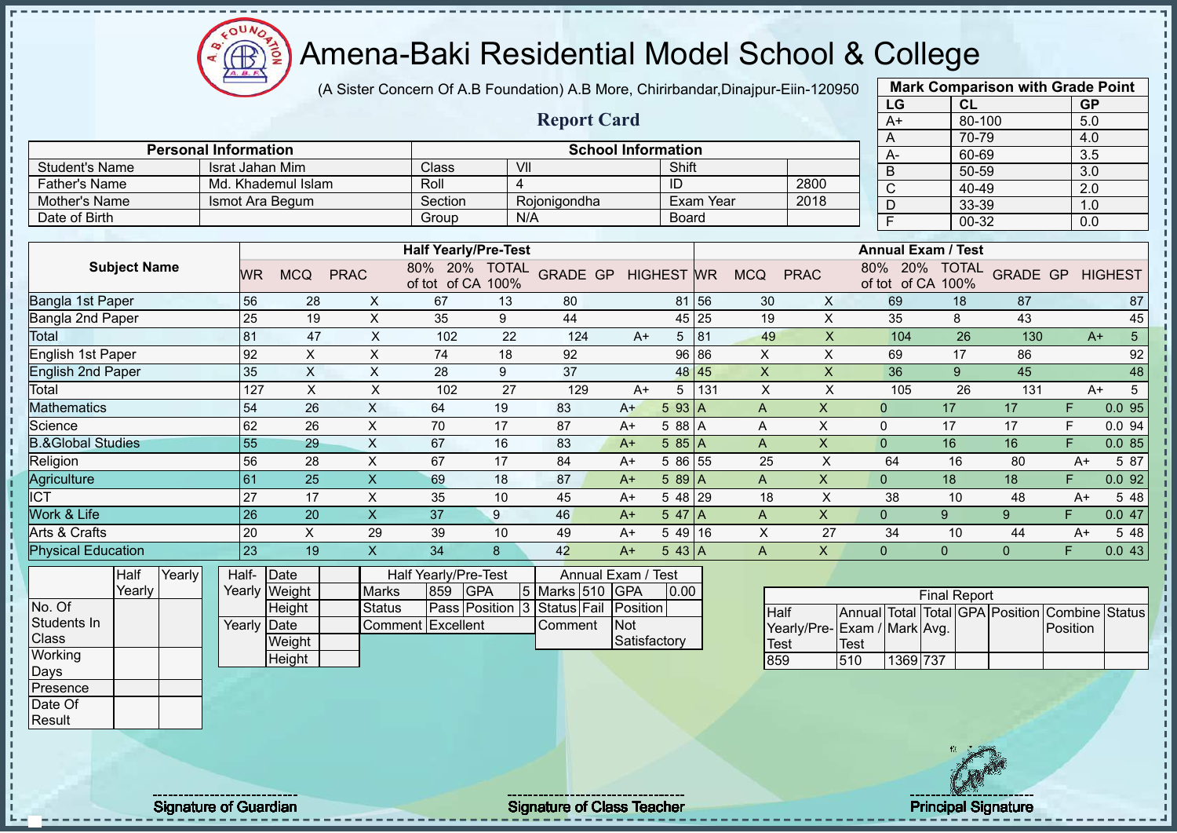# Amena-Baki Residential Model School & College

(A Sister Concern Of A.B Foundation) A.B More, Chirirbandar,Dinajpur-Eiin-120950

## Report Card

| Mark Comparison with Grade Point | | |
|---|---|---|
| LG | CL | GP |
| A+ | 80-100 | 5.0 |
| A | 70-79 | 4.0 |
| A- | 60-69 | 3.5 |
| B | 50-59 | 3.0 |
| C | 40-49 | 2.0 |
| D | 33-39 | 1.0 |
| F | 00-32 | 0.0 |

| Personal Information | | School Information | | | |
|---|---|---|---|---|---|
| Student's Name | Israt Jahan Mim | Class | VII | Shift | |
| Father's Name | Md. Khademul Islam | Roll | 4 | ID | 2800 |
| Mother's Name | Ismot Ara Begum | Section | Rojonigondha | Exam Year | 2018 |
| Date of Birth | | Group | N/A | Board | |

| Subject Name | Half Yearly/Pre-Test | | | | | | | | | Annual Exam / Test | | | | | | | | |
|---|---|---|---|---|---|---|---|---|---|---|---|---|---|---|---|---|---|---|
| | WR | MCQ | PRAC | 80% of tot | 20% of CA | TOTAL 100% | GRADE | GP | HIGHEST | WR | MCQ | PRAC | 80% of tot | 20% of CA | TOTAL 100% | GRADE | GP | HIGHEST |
| Bangla 1st Paper | 56 | 28 | X | 67 | 13 | 80 | | | 81 | 56 | 30 | X | 69 | 18 | 87 | | | 87 |
| Bangla 2nd Paper | 25 | 19 | X | 35 | 9 | 44 | | | 45 | 25 | 19 | X | 35 | 8 | 43 | | | 45 |
| Total | 81 | 47 | X | 102 | 22 | 124 | A+ | 5 | | 81 | 49 | X | 104 | 26 | 130 | A+ | 5 | |
| English 1st Paper | 92 | X | X | 74 | 18 | 92 | | | 96 | 86 | X | X | 69 | 17 | 86 | | | 92 |
| English 2nd Paper | 35 | X | X | 28 | 9 | 37 | | | 48 | 45 | X | X | 36 | 9 | 45 | | | 48 |
| Total | 127 | X | X | 102 | 27 | 129 | A+ | 5 | | 131 | X | X | 105 | 26 | 131 | A+ | 5 | |
| Mathematics | 54 | 26 | X | 64 | 19 | 83 | A+ | 5 | 93 | A | A | X | 0 | 17 | 17 | F | 0.0 | 95 |
| Science | 62 | 26 | X | 70 | 17 | 87 | A+ | 5 | 88 | A | A | X | 0 | 17 | 17 | F | 0.0 | 94 |
| B.&Global Studies | 55 | 29 | X | 67 | 16 | 83 | A+ | 5 | 85 | A | A | X | 0 | 16 | 16 | F | 0.0 | 85 |
| Religion | 56 | 28 | X | 67 | 17 | 84 | A+ | 5 | 86 | 55 | 25 | X | 64 | 16 | 80 | A+ | 5 | 87 |
| Agriculture | 61 | 25 | X | 69 | 18 | 87 | A+ | 5 | 89 | A | A | X | 0 | 18 | 18 | F | 0.0 | 92 |
| ICT | 27 | 17 | X | 35 | 10 | 45 | A+ | 5 | 48 | 29 | 18 | X | 38 | 10 | 48 | A+ | 5 | 48 |
| Work & Life | 26 | 20 | X | 37 | 9 | 46 | A+ | 5 | 47 | A | A | X | 0 | 9 | 9 | F | 0.0 | 47 |
| Arts & Crafts | 20 | X | 29 | 39 | 10 | 49 | A+ | 5 | 49 | 16 | X | 27 | 34 | 10 | 44 | A+ | 5 | 48 |
| Physical Education | 23 | 19 | X | 34 | 8 | 42 | A+ | 5 | 43 | A | A | X | 0 | 0 | 0 | F | 0.0 | 43 |

| | Half Yearly | Yearly |
|---|---|---|
| No. Of Students In Class | | |
| Working Days | | |
| Presence | | |
| Date Of Result | | |

| | | |
|---|---|---|
| Half-Yearly | Date | |
| | Weight | |
| | Height | |
| Yearly | Date | |
| | Weight | |
| | Height | |

| Half Yearly/Pre-Test | | | | Annual Exam / Test | | | |
|---|---|---|---|---|---|---|---|
| Marks | 859 | GPA | 5 | Marks | 510 | GPA | 0.00 |
| Status | Pass | Position | 3 | Status | Fail | Position | |
| Comment | Excellent | | | Comment | | Not Satisfactory | |

| Final Report | | | | | | | |
|---|---|---|---|---|---|---|---|
| Half Yearly/Pre-Test | Annual Exam / Test | Total Mark | Total Avg. | GPA | Position | Combine Position | Status |
| 859 | 510 | 1369 | 737 | | | | |

Signature of Guardian

Signature of Class Teacher

Principal Signature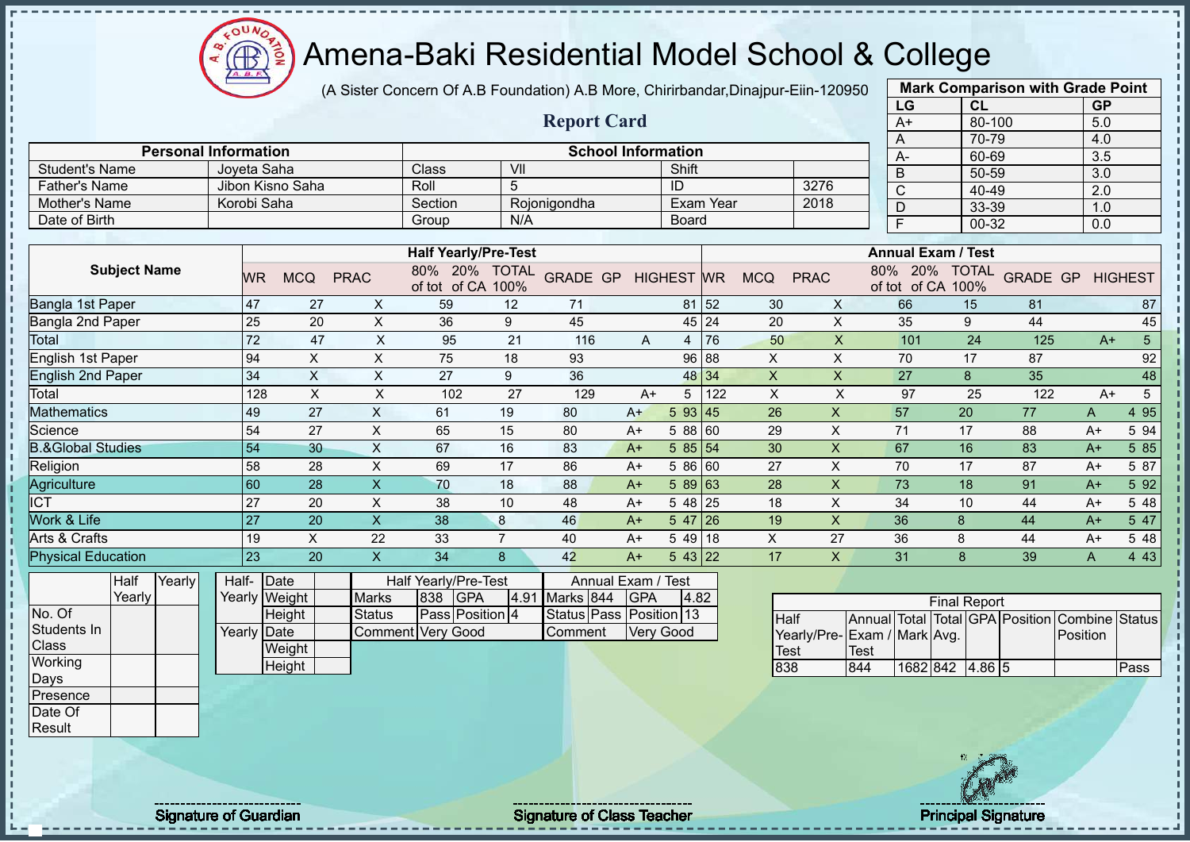# Amena-Baki Residential Model School & College

(A Sister Concern Of A.B Foundation) A.B More, Chirirbandar,Dinajpur-Eiin-120950

## Report Card

| Mark Comparison with Grade Point | | |
|---|---|---|
| LG | CL | GP |
| A+ | 80-100 | 5.0 |
| A | 70-79 | 4.0 |
| A- | 60-69 | 3.5 |
| B | 50-59 | 3.0 |
| C | 40-49 | 2.0 |
| D | 33-39 | 1.0 |
| F | 00-32 | 0.0 |

| Personal Information | | School Information | | | |
|---|---|---|---|---|---|
| Student's Name | Joyeta Saha | Class | VII | Shift | |
| Father's Name | Jibon Kisno Saha | Roll | 5 | ID | 3276 |
| Mother's Name | Korobi Saha | Section | Rojonigondha | Exam Year | 2018 |
| Date of Birth | | Group | N/A | Board | |

| Subject Name | Half Yearly/Pre-Test | | | | | | | | | Annual Exam / Test | | | | | | | | |
|---|---|---|---|---|---|---|---|---|---|---|---|---|---|---|---|---|---|---|
| | WR | MCQ | PRAC | 80% of tot | 20% of CA | TOTAL 100% | GRADE | GP | HIGHEST | WR | MCQ | PRAC | 80% of tot | 20% of CA | TOTAL 100% | GRADE | GP | HIGHEST |
| Bangla 1st Paper | 47 | 27 | X | 59 | 12 | 71 | | | 81 | 52 | 30 | X | 66 | 15 | 81 | | | 87 |
| Bangla 2nd Paper | 25 | 20 | X | 36 | 9 | 45 | | | 45 | 24 | 20 | X | 35 | 9 | 44 | | | 45 |
| Total | 72 | 47 | X | 95 | 21 | 116 | A | 4 | | 76 | 50 | X | 101 | 24 | 125 | A+ | 5 | |
| English 1st Paper | 94 | X | X | 75 | 18 | 93 | | | 96 | 88 | X | X | 70 | 17 | 87 | | | 92 |
| English 2nd Paper | 34 | X | X | 27 | 9 | 36 | | | 48 | 34 | X | X | 27 | 8 | 35 | | | 48 |
| Total | 128 | X | X | 102 | 27 | 129 | A+ | 5 | | 122 | X | X | 97 | 25 | 122 | A+ | 5 | |
| Mathematics | 49 | 27 | X | 61 | 19 | 80 | A+ | 5 | 93 | 45 | 26 | X | 57 | 20 | 77 | A | 4 | 95 |
| Science | 54 | 27 | X | 65 | 15 | 80 | A+ | 5 | 88 | 60 | 29 | X | 71 | 17 | 88 | A+ | 5 | 94 |
| B.&Global Studies | 54 | 30 | X | 67 | 16 | 83 | A+ | 5 | 85 | 54 | 30 | X | 67 | 16 | 83 | A+ | 5 | 85 |
| Religion | 58 | 28 | X | 69 | 17 | 86 | A+ | 5 | 86 | 60 | 27 | X | 70 | 17 | 87 | A+ | 5 | 87 |
| Agriculture | 60 | 28 | X | 70 | 18 | 88 | A+ | 5 | 89 | 63 | 28 | X | 73 | 18 | 91 | A+ | 5 | 92 |
| ICT | 27 | 20 | X | 38 | 10 | 48 | A+ | 5 | 48 | 25 | 18 | X | 34 | 10 | 44 | A+ | 5 | 48 |
| Work & Life | 27 | 20 | X | 38 | 8 | 46 | A+ | 5 | 47 | 26 | 19 | X | 36 | 8 | 44 | A+ | 5 | 47 |
| Arts & Crafts | 19 | X | 22 | 33 | 7 | 40 | A+ | 5 | 49 | 18 | X | 27 | 36 | 8 | 44 | A+ | 5 | 48 |
| Physical Education | 23 | 20 | X | 34 | 8 | 42 | A+ | 5 | 43 | 22 | 17 | X | 31 | 8 | 39 | A | 4 | 43 |

| | Half Yearly | Yearly |
|---|---|---|
| No. Of Students In Class | | |
| Working Days | | |
| Presence | | |
| Date Of Result | | |

| | | |
|---|---|---|
| Half-Yearly | Date | |
| | Weight | |
| | Height | |
| Yearly | Date | |
| | Weight | |
| | Height | |

| Half Yearly/Pre-Test | | | | Annual Exam / Test | | | |
|---|---|---|---|---|---|---|---|
| Marks | 838 | GPA | 4.91 | Marks | 844 | GPA | 4.82 |
| Status | Pass | Position | 4 | Status | Pass | Position | 13 |
| Comment | Very Good | | | Comment | Very Good | | |

| Final Report | | | | | | | |
|---|---|---|---|---|---|---|---|
| Half Yearly/Pre-Test | Annual Exam / Test | Total Mark | Total Avg. | GPA | Position | Combine Position | Status |
| 838 | 844 | 1682 | 842 | 4.86 | 5 | | Pass |

Signature of Guardian

Signature of Class Teacher

Principal Signature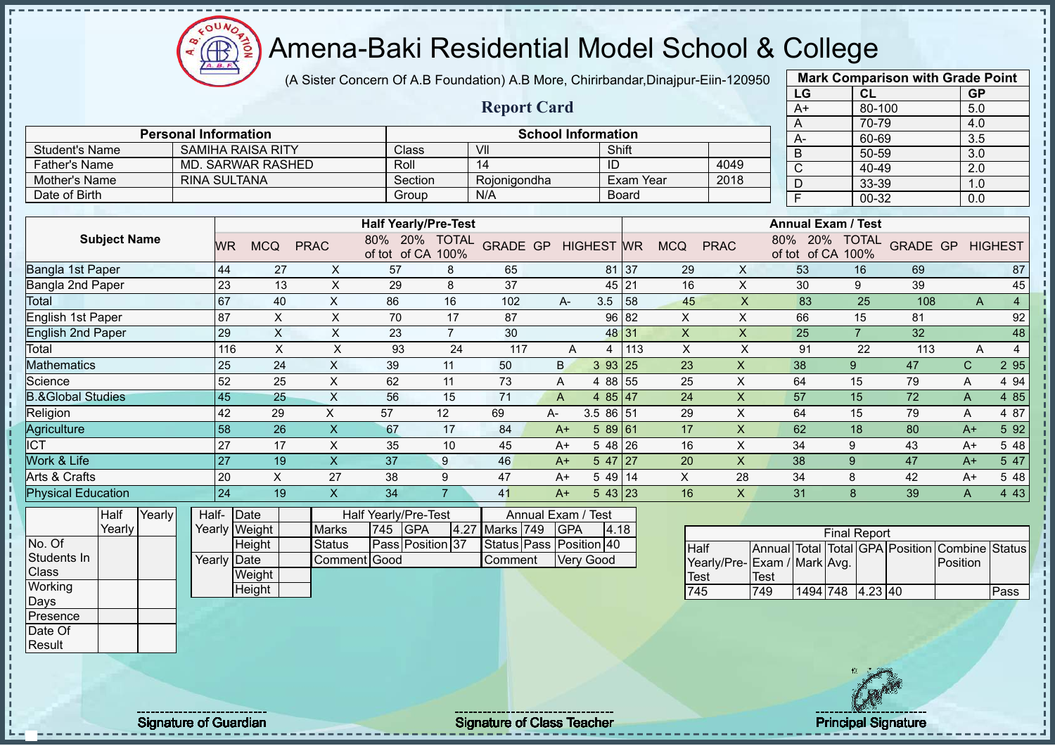# Amena-Baki Residential Model School & College

(A Sister Concern Of A.B Foundation) A.B More, Chirirbandar,Dinajpur-Eiin-120950

## Report Card

| Mark Comparison with Grade Point | | |
|---|---|---|
| LG | CL | GP |
| A+ | 80-100 | 5.0 |
| A | 70-79 | 4.0 |
| A- | 60-69 | 3.5 |
| B | 50-59 | 3.0 |
| C | 40-49 | 2.0 |
| D | 33-39 | 1.0 |
| F | 00-32 | 0.0 |

| Personal Information | | School Information | | | |
|---|---|---|---|---|---|
| Student's Name | SAMIHA RAISA RITY | Class | VII | Shift | |
| Father's Name | MD. SARWAR RASHED | Roll | 14 | ID | 4049 |
| Mother's Name | RINA SULTANA | Section | Rojonigondha | Exam Year | 2018 |
| Date of Birth | | Group | N/A | Board | |

| Subject Name | Half Yearly/Pre-Test | | | | | | | | | Annual Exam / Test | | | | | | | | |
|---|---|---|---|---|---|---|---|---|---|---|---|---|---|---|---|---|---|---|
| | WR | MCQ | PRAC | 80% of tot | 20% of CA | TOTAL 100% | GRADE | GP | HIGHEST | WR | MCQ | PRAC | 80% of tot | 20% of CA | TOTAL 100% | GRADE | GP | HIGHEST |
| Bangla 1st Paper | 44 | 27 | X | 57 | 8 | 65 | | | 81 | 37 | 29 | X | 53 | 16 | 69 | | | 87 |
| Bangla 2nd Paper | 23 | 13 | X | 29 | 8 | 37 | | | 45 | 21 | 16 | X | 30 | 9 | 39 | | | 45 |
| Total | 67 | 40 | X | 86 | 16 | 102 | A- | 3.5 | | 58 | 45 | X | 83 | 25 | 108 | A | 4 | |
| English 1st Paper | 87 | X | X | 70 | 17 | 87 | | | 96 | 82 | X | X | 66 | 15 | 81 | | | 92 |
| English 2nd Paper | 29 | X | X | 23 | 7 | 30 | | | 48 | 31 | X | X | 25 | 7 | 32 | | | 48 |
| Total | 116 | X | X | 93 | 24 | 117 | A | 4 | | 113 | X | X | 91 | 22 | 113 | A | 4 | |
| Mathematics | 25 | 24 | X | 39 | 11 | 50 | B | 3 | 93 | 25 | 23 | X | 38 | 9 | 47 | C | 2 | 95 |
| Science | 52 | 25 | X | 62 | 11 | 73 | A | 4 | 88 | 55 | 25 | X | 64 | 15 | 79 | A | 4 | 94 |
| B.&Global Studies | 45 | 25 | X | 56 | 15 | 71 | A | 4 | 85 | 47 | 24 | X | 57 | 15 | 72 | A | 4 | 85 |
| Religion | 42 | 29 | X | 57 | 12 | 69 | A- | 3.5 | 86 | 51 | 29 | X | 64 | 15 | 79 | A | 4 | 87 |
| Agriculture | 58 | 26 | X | 67 | 17 | 84 | A+ | 5 | 89 | 61 | 17 | X | 62 | 18 | 80 | A+ | 5 | 92 |
| ICT | 27 | 17 | X | 35 | 10 | 45 | A+ | 5 | 48 | 26 | 16 | X | 34 | 9 | 43 | A+ | 5 | 48 |
| Work & Life | 27 | 19 | X | 37 | 9 | 46 | A+ | 5 | 47 | 27 | 20 | X | 38 | 9 | 47 | A+ | 5 | 47 |
| Arts & Crafts | 20 | X | 27 | 38 | 9 | 47 | A+ | 5 | 49 | 14 | X | 28 | 34 | 8 | 42 | A+ | 5 | 48 |
| Physical Education | 24 | 19 | X | 34 | 7 | 41 | A+ | 5 | 43 | 23 | 16 | X | 31 | 8 | 39 | A | 4 | 43 |

| | Half Yearly | Yearly |
|---|---|---|
| No. Of Students In Class | | |
| Working Days | | |
| Presence | | |
| Date Of Result | | |

| | | |
|---|---|---|
| Half-Yearly | Date | |
| | Weight | |
| | Height | |
| Yearly | Date | |
| | Weight | |
| | Height | |

| Half Yearly/Pre-Test | | | | Annual Exam / Test | | | |
|---|---|---|---|---|---|---|---|
| Marks | 745 | GPA | 4.27 | Marks | 749 | GPA | 4.18 |
| Status | Pass | Position | 37 | Status | Pass | Position | 40 |
| Comment | Good | | | Comment | Very Good | | |

| Final Report | | | | | | | |
|---|---|---|---|---|---|---|---|
| Half Yearly/Pre-Test | Annual Exam / Test | Total Mark | Total Avg. | GPA | Position | Combine Position | Status |
| 745 | 749 | 1494 | 748 | 4.23 | 40 | | Pass |

Signature of Guardian

Signature of Class Teacher

Principal Signature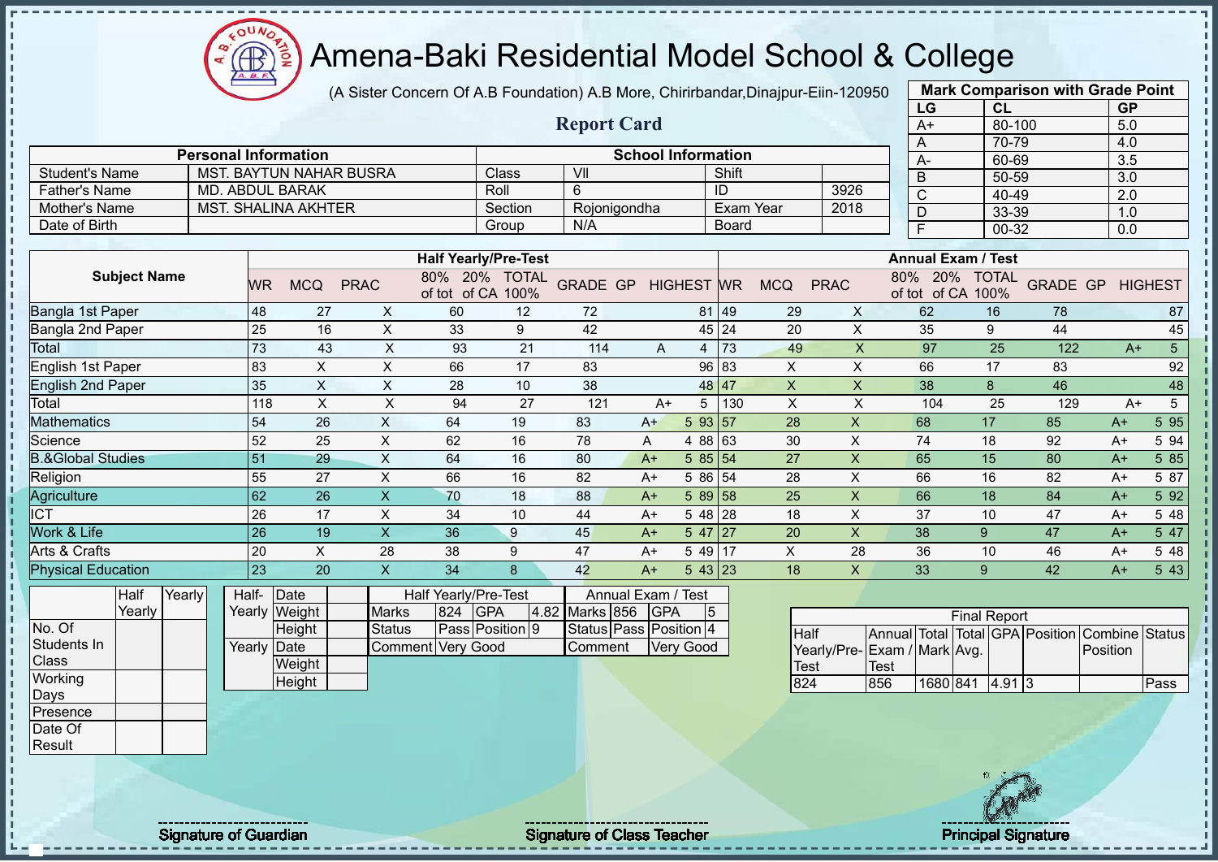# Amena-Baki Residential Model School & College

(A Sister Concern Of A.B Foundation) A.B More, Chirirbandar,Dinajpur-Eiin-120950

## Report Card

| Mark Comparison with Grade Point | | |
|---|---|---|
| LG | CL | GP |
| A+ | 80-100 | 5.0 |
| A | 70-79 | 4.0 |
| A- | 60-69 | 3.5 |
| B | 50-59 | 3.0 |
| C | 40-49 | 2.0 |
| D | 33-39 | 1.0 |
| F | 00-32 | 0.0 |

| Personal Information | | School Information | | | |
|---|---|---|---|---|---|
| Student's Name | MST. BAYTUN NAHAR BUSRA | Class | VII | Shift | |
| Father's Name | MD. ABDUL BARAK | Roll | 6 | ID | 3926 |
| Mother's Name | MST. SHALINA AKHTER | Section | Rojonigondha | Exam Year | 2018 |
| Date of Birth | | Group | N/A | Board | |

| Subject Name | Half Yearly/Pre-Test | | | | | | | | | Annual Exam / Test | | | | | | | | |
|---|---|---|---|---|---|---|---|---|---|---|---|---|---|---|---|---|---|---|
| | WR | MCQ | PRAC | 80% of tot | 20% of CA | TOTAL 100% | GRADE | GP | HIGHEST | WR | MCQ | PRAC | 80% of tot | 20% of CA | TOTAL 100% | GRADE | GP | HIGHEST |
| Bangla 1st Paper | 48 | 27 | X | 60 | 12 | 72 | | | 81 | 49 | 29 | X | 62 | 16 | 78 | | | 87 |
| Bangla 2nd Paper | 25 | 16 | X | 33 | 9 | 42 | | | 45 | 24 | 20 | X | 35 | 9 | 44 | | | 45 |
| Total | 73 | 43 | X | 93 | 21 | 114 | A | 4 | | 73 | 49 | X | 97 | 25 | 122 | A+ | 5 | |
| English 1st Paper | 83 | X | X | 66 | 17 | 83 | | | 96 | 83 | X | X | 66 | 17 | 83 | | | 92 |
| English 2nd Paper | 35 | X | X | 28 | 10 | 38 | | | 48 | 47 | X | X | 38 | 8 | 46 | | | 48 |
| Total | 118 | X | X | 94 | 27 | 121 | A+ | 5 | | 130 | X | X | 104 | 25 | 129 | A+ | 5 | |
| Mathematics | 54 | 26 | X | 64 | 19 | 83 | A+ | 5 | 93 | 57 | 28 | X | 68 | 17 | 85 | A+ | 5 | 95 |
| Science | 52 | 25 | X | 62 | 16 | 78 | A | 4 | 88 | 63 | 30 | X | 74 | 18 | 92 | A+ | 5 | 94 |
| B.&Global Studies | 51 | 29 | X | 64 | 16 | 80 | A+ | 5 | 85 | 54 | 27 | X | 65 | 15 | 80 | A+ | 5 | 85 |
| Religion | 55 | 27 | X | 66 | 16 | 82 | A+ | 5 | 86 | 54 | 28 | X | 66 | 16 | 82 | A+ | 5 | 87 |
| Agriculture | 62 | 26 | X | 70 | 18 | 88 | A+ | 5 | 89 | 58 | 25 | X | 66 | 18 | 84 | A+ | 5 | 92 |
| ICT | 26 | 17 | X | 34 | 10 | 44 | A+ | 5 | 48 | 28 | 18 | X | 37 | 10 | 47 | A+ | 5 | 48 |
| Work & Life | 26 | 19 | X | 36 | 9 | 45 | A+ | 5 | 47 | 27 | 20 | X | 38 | 9 | 47 | A+ | 5 | 47 |
| Arts & Crafts | 20 | X | 28 | 38 | 9 | 47 | A+ | 5 | 49 | 17 | X | 28 | 36 | 10 | 46 | A+ | 5 | 48 |
| Physical Education | 23 | 20 | X | 34 | 8 | 42 | A+ | 5 | 43 | 23 | 18 | X | 33 | 9 | 42 | A+ | 5 | 43 |

| | Half Yearly | Yearly |
|---|---|---|
| No. Of Students In Class | | |
| Working Days | | |
| Presence | | |
| Date Of Result | | |

| | | |
|---|---|---|
| Half-Yearly | Date | |
| | Weight | |
| | Height | |
| Yearly | Date | |
| | Weight | |
| | Height | |

| Half Yearly/Pre-Test | | | | Annual Exam / Test | | | |
|---|---|---|---|---|---|---|---|
| Marks | 824 | GPA | 4.82 | Marks | 856 | GPA | 5 |
| Status | Pass | Position | 9 | Status | Pass | Position | 4 |
| Comment | Very Good | | | Comment | Very Good | | |

| Final Report | | | | | | | |
|---|---|---|---|---|---|---|---|
| Half Yearly/Pre-Test | Annual Exam / Test | Total Mark | Total Avg. | GPA | Position | Combine Position | Status |
| 824 | 856 | 1680 | 841 | 4.91 | 3 | | Pass |

Signature of Guardian

Signature of Class Teacher

Principal Signature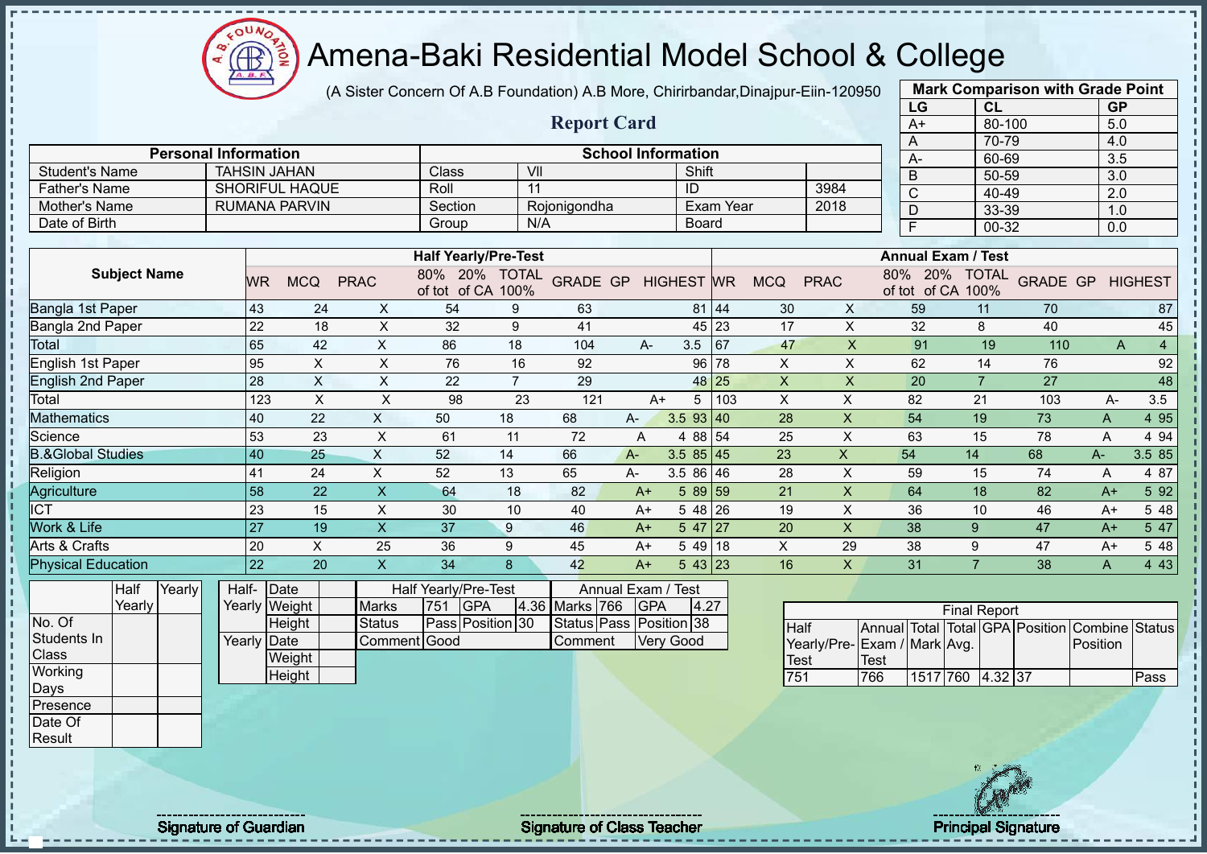# Amena-Baki Residential Model School & College

(A Sister Concern Of A.B Foundation) A.B More, Chirirbandar,Dinajpur-Eiin-120950

## Report Card

| Mark Comparison with Grade Point | | |
|---|---|---|
| LG | CL | GP |
| A+ | 80-100 | 5.0 |
| A | 70-79 | 4.0 |
| A- | 60-69 | 3.5 |
| B | 50-59 | 3.0 |
| C | 40-49 | 2.0 |
| D | 33-39 | 1.0 |
| F | 00-32 | 0.0 |

| Personal Information | | School Information | | | |
|---|---|---|---|---|---|
| Student's Name | TAHSIN JAHAN | Class | VII | Shift | |
| Father's Name | SHORIFUL HAQUE | Roll | 11 | ID | 3984 |
| Mother's Name | RUMANA PARVIN | Section | Rojonigondha | Exam Year | 2018 |
| Date of Birth | | Group | N/A | Board | |

| Subject Name | Half Yearly/Pre-Test | | | | | | | | | Annual Exam / Test | | | | | | | | |
|---|---|---|---|---|---|---|---|---|---|---|---|---|---|---|---|---|---|---|
| | WR | MCQ | PRAC | 80% of tot | 20% of CA | TOTAL 100% | GRADE | GP | HIGHEST | WR | MCQ | PRAC | 80% of tot | 20% of CA | TOTAL 100% | GRADE | GP | HIGHEST |
| Bangla 1st Paper | 43 | 24 | X | 54 | 9 | 63 | | | 81 | 44 | 30 | X | 59 | 11 | 70 | | | 87 |
| Bangla 2nd Paper | 22 | 18 | X | 32 | 9 | 41 | | | 45 | 23 | 17 | X | 32 | 8 | 40 | | | 45 |
| Total | 65 | 42 | X | 86 | 18 | 104 | A- | 3.5 | | 67 | 47 | X | 91 | 19 | 110 | A | 4 | |
| English 1st Paper | 95 | X | X | 76 | 16 | 92 | | | 96 | 78 | X | X | 62 | 14 | 76 | | | 92 |
| English 2nd Paper | 28 | X | X | 22 | 7 | 29 | | | 48 | 25 | X | X | 20 | 7 | 27 | | | 48 |
| Total | 123 | X | X | 98 | 23 | 121 | A+ | 5 | | 103 | X | X | 82 | 21 | 103 | A- | 3.5 | |
| Mathematics | 40 | 22 | X | 50 | 18 | 68 | A- | 3.5 | 93 | 40 | 28 | X | 54 | 19 | 73 | A | 4 | 95 |
| Science | 53 | 23 | X | 61 | 11 | 72 | A | 4 | 88 | 54 | 25 | X | 63 | 15 | 78 | A | 4 | 94 |
| B.&Global Studies | 40 | 25 | X | 52 | 14 | 66 | A- | 3.5 | 85 | 45 | 23 | X | 54 | 14 | 68 | A- | 3.5 | 85 |
| Religion | 41 | 24 | X | 52 | 13 | 65 | A- | 3.5 | 86 | 46 | 28 | X | 59 | 15 | 74 | A | 4 | 87 |
| Agriculture | 58 | 22 | X | 64 | 18 | 82 | A+ | 5 | 89 | 59 | 21 | X | 64 | 18 | 82 | A+ | 5 | 92 |
| ICT | 23 | 15 | X | 30 | 10 | 40 | A+ | 5 | 48 | 26 | 19 | X | 36 | 10 | 46 | A+ | 5 | 48 |
| Work & Life | 27 | 19 | X | 37 | 9 | 46 | A+ | 5 | 47 | 27 | 20 | X | 38 | 9 | 47 | A+ | 5 | 47 |
| Arts & Crafts | 20 | X | 25 | 36 | 9 | 45 | A+ | 5 | 49 | 18 | X | 29 | 38 | 9 | 47 | A+ | 5 | 48 |
| Physical Education | 22 | 20 | X | 34 | 8 | 42 | A+ | 5 | 43 | 23 | 16 | X | 31 | 7 | 38 | A | 4 | 43 |

| | Half Yearly | Yearly |
|---|---|---|
| No. Of Students In Class | | |
| Working Days | | |
| Presence | | |
| Date Of Result | | |

| | | |
|---|---|---|
| Half-Yearly | Date | |
| | Weight | |
| | Height | |
| Yearly | Date | |
| | Weight | |
| | Height | |

| Half Yearly/Pre-Test | | | | Annual Exam / Test | | | |
|---|---|---|---|---|---|---|---|
| Marks | 751 | GPA | 4.36 | Marks | 766 | GPA | 4.27 |
| Status | Pass | Position | 30 | Status | Pass | Position | 38 |
| Comment | Good | | | Comment | Very Good | | |

| Final Report | | | | | | | |
|---|---|---|---|---|---|---|---|
| Half Yearly/Pre-Test | Annual Exam / Test | Total Mark | Total Avg. | GPA | Position | Combine Position | Status |
| 751 | 766 | 1517 | 760 | 4.32 | 37 | | Pass |

Signature of Guardian

Signature of Class Teacher

Principal Signature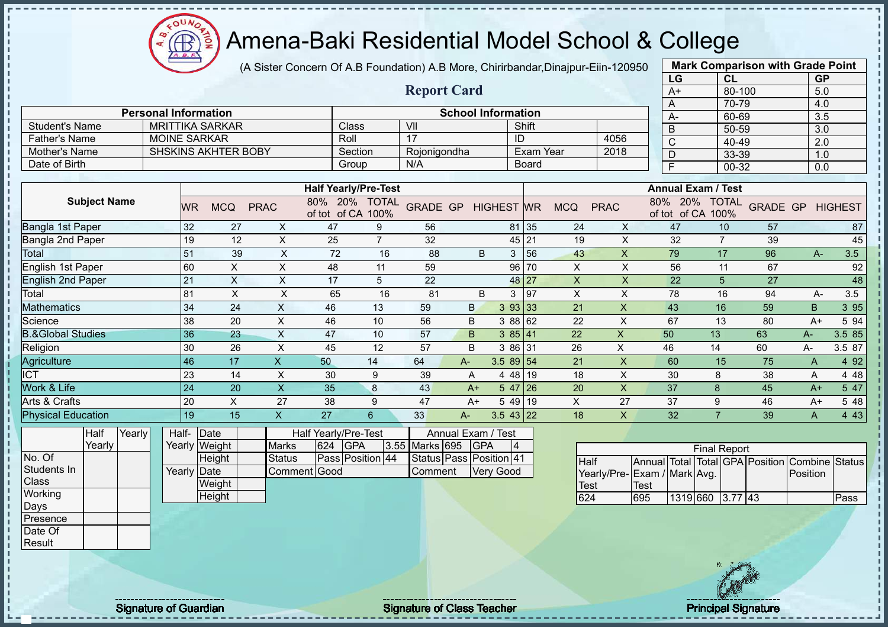# Amena-Baki Residential Model School & College

(A Sister Concern Of A.B Foundation) A.B More, Chirirbandar,Dinajpur-Eiin-120950

## Report Card

| Mark Comparison with Grade Point | | |
|---|---|---|
| LG | CL | GP |
| A+ | 80-100 | 5.0 |
| A | 70-79 | 4.0 |
| A- | 60-69 | 3.5 |
| B | 50-59 | 3.0 |
| C | 40-49 | 2.0 |
| D | 33-39 | 1.0 |
| F | 00-32 | 0.0 |

| Personal Information | | School Information | | | |
|---|---|---|---|---|---|
| Student's Name | MRITTIKA SARKAR | Class | VII | Shift | |
| Father's Name | MOINE SARKAR | Roll | 17 | ID | 4056 |
| Mother's Name | SHSKINS AKHTER BOBY | Section | Rojonigondha | Exam Year | 2018 |
| Date of Birth | | Group | N/A | Board | |

| Subject Name | Half Yearly/Pre-Test | | | | | | | | | Annual Exam / Test | | | | | | | | |
|---|---|---|---|---|---|---|---|---|---|---|---|---|---|---|---|---|---|---|
| | WR | MCQ | PRAC | 80% of tot | 20% of CA | TOTAL 100% | GRADE | GP | HIGHEST | WR | MCQ | PRAC | 80% of tot | 20% of CA | TOTAL 100% | GRADE | GP | HIGHEST |
| Bangla 1st Paper | 32 | 27 | X | 47 | 9 | 56 | | | 81 | 35 | 24 | X | 47 | 10 | 57 | | | 87 |
| Bangla 2nd Paper | 19 | 12 | X | 25 | 7 | 32 | | | 45 | 21 | 19 | X | 32 | 7 | 39 | | | 45 |
| Total | 51 | 39 | X | 72 | 16 | 88 | B | 3 | | 56 | 43 | X | 79 | 17 | 96 | A- | 3.5 | |
| English 1st Paper | 60 | X | X | 48 | 11 | 59 | | | 96 | 70 | X | X | 56 | 11 | 67 | | | 92 |
| English 2nd Paper | 21 | X | X | 17 | 5 | 22 | | | 48 | 27 | X | X | 22 | 5 | 27 | | | 48 |
| Total | 81 | X | X | 65 | 16 | 81 | B | 3 | | 97 | X | X | 78 | 16 | 94 | A- | 3.5 | |
| Mathematics | 34 | 24 | X | 46 | 13 | 59 | B | 3 | 93 | 33 | 21 | X | 43 | 16 | 59 | B | 3 | 95 |
| Science | 38 | 20 | X | 46 | 10 | 56 | B | 3 | 88 | 62 | 22 | X | 67 | 13 | 80 | A+ | 5 | 94 |
| B.&Global Studies | 36 | 23 | X | 47 | 10 | 57 | B | 3 | 85 | 41 | 22 | X | 50 | 13 | 63 | A- | 3.5 | 85 |
| Religion | 30 | 26 | X | 45 | 12 | 57 | B | 3 | 86 | 31 | 26 | X | 46 | 14 | 60 | A- | 3.5 | 87 |
| Agriculture | 46 | 17 | X | 50 | 14 | 64 | A- | 3.5 | 89 | 54 | 21 | X | 60 | 15 | 75 | A | 4 | 92 |
| ICT | 23 | 14 | X | 30 | 9 | 39 | A | 4 | 48 | 19 | 18 | X | 30 | 8 | 38 | A | 4 | 48 |
| Work & Life | 24 | 20 | X | 35 | 8 | 43 | A+ | 5 | 47 | 26 | 20 | X | 37 | 8 | 45 | A+ | 5 | 47 |
| Arts & Crafts | 20 | X | 27 | 38 | 9 | 47 | A+ | 5 | 49 | 19 | X | 27 | 37 | 9 | 46 | A+ | 5 | 48 |
| Physical Education | 19 | 15 | X | 27 | 6 | 33 | A- | 3.5 | 43 | 22 | 18 | X | 32 | 7 | 39 | A | 4 | 43 |

| | Half Yearly | Yearly |
|---|---|---|
| No. Of Students In Class | | |
| Working Days | | |
| Presence | | |
| Date Of Result | | |

| Half-Yearly | Date | |
|---|---|---|
| | Weight | |
| | Height | |
| Yearly | Date | |
| | Weight | |
| | Height | |

| Half Yearly/Pre-Test | | | | Annual Exam / Test | | | |
|---|---|---|---|---|---|---|---|
| Marks | 624 | GPA | 3.55 | Marks | 695 | GPA | 4 |
| Status | Pass | Position | 44 | Status | Pass | Position | 41 |
| Comment | Good | | | Comment | | Very Good | |

| Final Report | | | | | | | |
|---|---|---|---|---|---|---|---|
| Half Yearly/Pre-Test | Annual Exam / Test | Total Mark | Total Avg. | GPA | Position | Combine Position | Status |
| 624 | 695 | 1319 | 660 | 3.77 | 43 | | Pass |

Signature of Guardian | Signature of Class Teacher | Principal Signature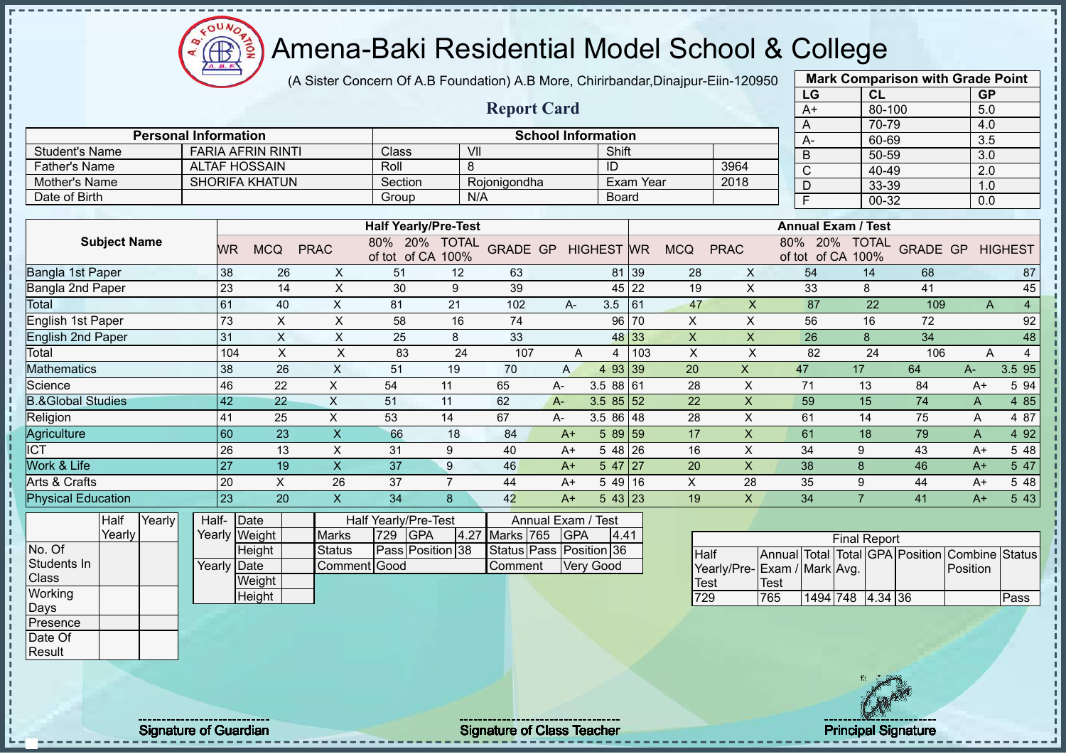# Amena-Baki Residential Model School & College

(A Sister Concern Of A.B Foundation) A.B More, Chirirbandar,Dinajpur-Eiin-120950

## Report Card

| Mark Comparison with Grade Point | | |
|---|---|---|
| LG | CL | GP |
| A+ | 80-100 | 5.0 |
| A | 70-79 | 4.0 |
| A- | 60-69 | 3.5 |
| B | 50-59 | 3.0 |
| C | 40-49 | 2.0 |
| D | 33-39 | 1.0 |
| F | 00-32 | 0.0 |

| Personal Information | | School Information | | | |
|---|---|---|---|---|---|
| Student's Name | FARIA AFRIN RINTI | Class | VII | Shift | |
| Father's Name | ALTAF HOSSAIN | Roll | 8 | ID | 3964 |
| Mother's Name | SHORIFA KHATUN | Section | Rojonigondha | Exam Year | 2018 |
| Date of Birth | | Group | N/A | Board | |

| Subject Name | Half Yearly/Pre-Test | | | | | | | | | Annual Exam / Test | | | | | | | | |
|---|---|---|---|---|---|---|---|---|---|---|---|---|---|---|---|---|---|---|
| | WR | MCQ | PRAC | 80% of tot | 20% of CA | TOTAL 100% | GRADE | GP | HIGHEST | WR | MCQ | PRAC | 80% of tot | 20% of CA | TOTAL 100% | GRADE | GP | HIGHEST |
| Bangla 1st Paper | 38 | 26 | X | 51 | 12 | 63 | | | 81 | 39 | 28 | X | 54 | 14 | 68 | | | 87 |
| Bangla 2nd Paper | 23 | 14 | X | 30 | 9 | 39 | | | 45 | 22 | 19 | X | 33 | 8 | 41 | | | 45 |
| Total | 61 | 40 | X | 81 | 21 | 102 | A- | 3.5 | | 61 | 47 | X | 87 | 22 | 109 | A | 4 | |
| English 1st Paper | 73 | X | X | 58 | 16 | 74 | | | 96 | 70 | X | X | 56 | 16 | 72 | | | 92 |
| English 2nd Paper | 31 | X | X | 25 | 8 | 33 | | | 48 | 33 | X | X | 26 | 8 | 34 | | | 48 |
| Total | 104 | X | X | 83 | 24 | 107 | A | 4 | | 103 | X | X | 82 | 24 | 106 | A | 4 | |
| Mathematics | 38 | 26 | X | 51 | 19 | 70 | A | 4 | 93 | 39 | 20 | X | 47 | 17 | 64 | A- | 3.5 | 95 |
| Science | 46 | 22 | X | 54 | 11 | 65 | A- | 3.5 | 88 | 61 | 28 | X | 71 | 13 | 84 | A+ | 5 | 94 |
| B.&Global Studies | 42 | 22 | X | 51 | 11 | 62 | A- | 3.5 | 85 | 52 | 22 | X | 59 | 15 | 74 | A | 4 | 85 |
| Religion | 41 | 25 | X | 53 | 14 | 67 | A- | 3.5 | 86 | 48 | 28 | X | 61 | 14 | 75 | A | 4 | 87 |
| Agriculture | 60 | 23 | X | 66 | 18 | 84 | A+ | 5 | 89 | 59 | 17 | X | 61 | 18 | 79 | A | 4 | 92 |
| ICT | 26 | 13 | X | 31 | 9 | 40 | A+ | 5 | 48 | 26 | 16 | X | 34 | 9 | 43 | A+ | 5 | 48 |
| Work & Life | 27 | 19 | X | 37 | 9 | 46 | A+ | 5 | 47 | 27 | 20 | X | 38 | 8 | 46 | A+ | 5 | 47 |
| Arts & Crafts | 20 | X | 26 | 37 | 7 | 44 | A+ | 5 | 49 | 16 | X | 28 | 35 | 9 | 44 | A+ | 5 | 48 |
| Physical Education | 23 | 20 | X | 34 | 8 | 42 | A+ | 5 | 43 | 23 | 19 | X | 34 | 7 | 41 | A+ | 5 | 43 |

| | Half Yearly | Yearly |
|---|---|---|
| No. Of Students In Class | | |
| Working Days | | |
| Presence | | |
| Date Of Result | | |

| | | |
|---|---|---|
| Half-Yearly | Date | |
| | Weight | |
| | Height | |
| Yearly | Date | |
| | Weight | |
| | Height | |

| Half Yearly/Pre-Test | | | | Annual Exam / Test | | | |
|---|---|---|---|---|---|---|---|
| Marks | 729 | GPA | 4.27 | Marks | 765 | GPA | 4.41 |
| Status | Pass | Position | 38 | Status | Pass | Position | 36 |
| Comment | Good | | | Comment | Very Good | | |

| Final Report | | | | | | | |
|---|---|---|---|---|---|---|---|
| Half Yearly/Pre-Test | Annual Exam / Test | Total Mark | Total Avg. | GPA | Position | Combine Position | Status |
| 729 | 765 | 1494 | 748 | 4.34 | 36 | | Pass |

Signature of Guardian — Signature of Class Teacher — Principal Signature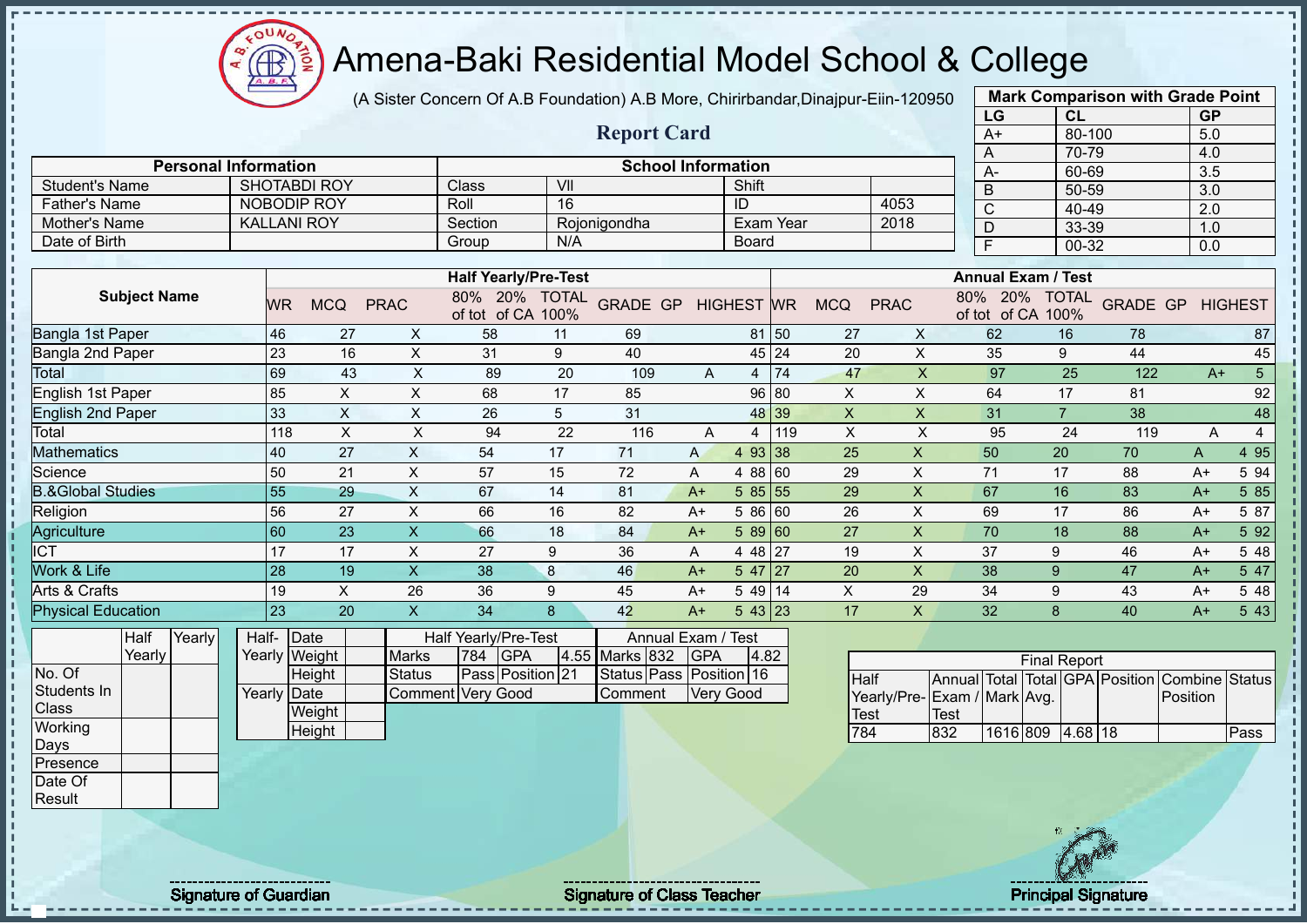# Amena-Baki Residential Model School & College

(A Sister Concern Of A.B Foundation) A.B More, Chirirbandar,Dinajpur-Eiin-120950

## Report Card

| Mark Comparison with Grade Point | | |
|---|---|---|
| LG | CL | GP |
| A+ | 80-100 | 5.0 |
| A | 70-79 | 4.0 |
| A- | 60-69 | 3.5 |
| B | 50-59 | 3.0 |
| C | 40-49 | 2.0 |
| D | 33-39 | 1.0 |
| F | 00-32 | 0.0 |

| Personal Information | | School Information | | | |
|---|---|---|---|---|---|
| Student's Name | SHOTABDI ROY | Class | VII | Shift | |
| Father's Name | NOBODIP ROY | Roll | 16 | ID | 4053 |
| Mother's Name | KALLANI ROY | Section | Rojonigondha | Exam Year | 2018 |
| Date of Birth | | Group | N/A | Board | |

| Subject Name | Half Yearly/Pre-Test | | | | | | | | | Annual Exam / Test | | | | | | | | |
|---|---|---|---|---|---|---|---|---|---|---|---|---|---|---|---|---|---|---|
| | WR | MCQ | PRAC | 80% of tot | 20% of CA | TOTAL 100% | GRADE | GP | HIGHEST | WR | MCQ | PRAC | 80% of tot | 20% of CA | TOTAL 100% | GRADE | GP | HIGHEST |
| Bangla 1st Paper | 46 | 27 | X | 58 | 11 | 69 | | | 81 | 50 | 27 | X | 62 | 16 | 78 | | | 87 |
| Bangla 2nd Paper | 23 | 16 | X | 31 | 9 | 40 | | | 45 | 24 | 20 | X | 35 | 9 | 44 | | | 45 |
| Total | 69 | 43 | X | 89 | 20 | 109 | A | 4 | | 74 | 47 | X | 97 | 25 | 122 | A+ | 5 | |
| English 1st Paper | 85 | X | X | 68 | 17 | 85 | | | 96 | 80 | X | X | 64 | 17 | 81 | | | 92 |
| English 2nd Paper | 33 | X | X | 26 | 5 | 31 | | | 48 | 39 | X | X | 31 | 7 | 38 | | | 48 |
| Total | 118 | X | X | 94 | 22 | 116 | A | 4 | | 119 | X | X | 95 | 24 | 119 | A | 4 | |
| Mathematics | 40 | 27 | X | 54 | 17 | 71 | A | 4 | 93 | 38 | 25 | X | 50 | 20 | 70 | A | 4 | 95 |
| Science | 50 | 21 | X | 57 | 15 | 72 | A | 4 | 88 | 60 | 29 | X | 71 | 17 | 88 | A+ | 5 | 94 |
| B.&Global Studies | 55 | 29 | X | 67 | 14 | 81 | A+ | 5 | 85 | 55 | 29 | X | 67 | 16 | 83 | A+ | 5 | 85 |
| Religion | 56 | 27 | X | 66 | 16 | 82 | A+ | 5 | 86 | 60 | 26 | X | 69 | 17 | 86 | A+ | 5 | 87 |
| Agriculture | 60 | 23 | X | 66 | 18 | 84 | A+ | 5 | 89 | 60 | 27 | X | 70 | 18 | 88 | A+ | 5 | 92 |
| ICT | 17 | 17 | X | 27 | 9 | 36 | A | 4 | 48 | 27 | 19 | X | 37 | 9 | 46 | A+ | 5 | 48 |
| Work & Life | 28 | 19 | X | 38 | 8 | 46 | A+ | 5 | 47 | 27 | 20 | X | 38 | 9 | 47 | A+ | 5 | 47 |
| Arts & Crafts | 19 | X | 26 | 36 | 9 | 45 | A+ | 5 | 49 | 14 | X | 29 | 34 | 9 | 43 | A+ | 5 | 48 |
| Physical Education | 23 | 20 | X | 34 | 8 | 42 | A+ | 5 | 43 | 23 | 17 | X | 32 | 8 | 40 | A+ | 5 | 43 |

| | Half Yearly | Yearly |
|---|---|---|
| No. Of Students In Class | | |
| Working Days | | |
| Presence | | |
| Date Of Result | | |

| | | |
|---|---|---|
| Half-Yearly | Date | |
| | Weight | |
| | Height | |
| Yearly | Date | |
| | Weight | |
| | Height | |

| Half Yearly/Pre-Test | | | | Annual Exam / Test | | | |
|---|---|---|---|---|---|---|---|
| Marks | 784 | GPA | 4.55 | Marks | 832 | GPA | 4.82 |
| Status | Pass | Position | 21 | Status | Pass | Position | 16 |
| Comment | Very Good | | | Comment | Very Good | | |

| Final Report | | | | | | | |
|---|---|---|---|---|---|---|---|
| Half Yearly/Pre-Test | Annual Exam / Test | Total Mark | Total Avg. | GPA | Position | Combine Position | Status |
| 784 | 832 | 1616 | 809 | 4.68 | 18 | | Pass |

Signature of Guardian

Signature of Class Teacher

Principal Signature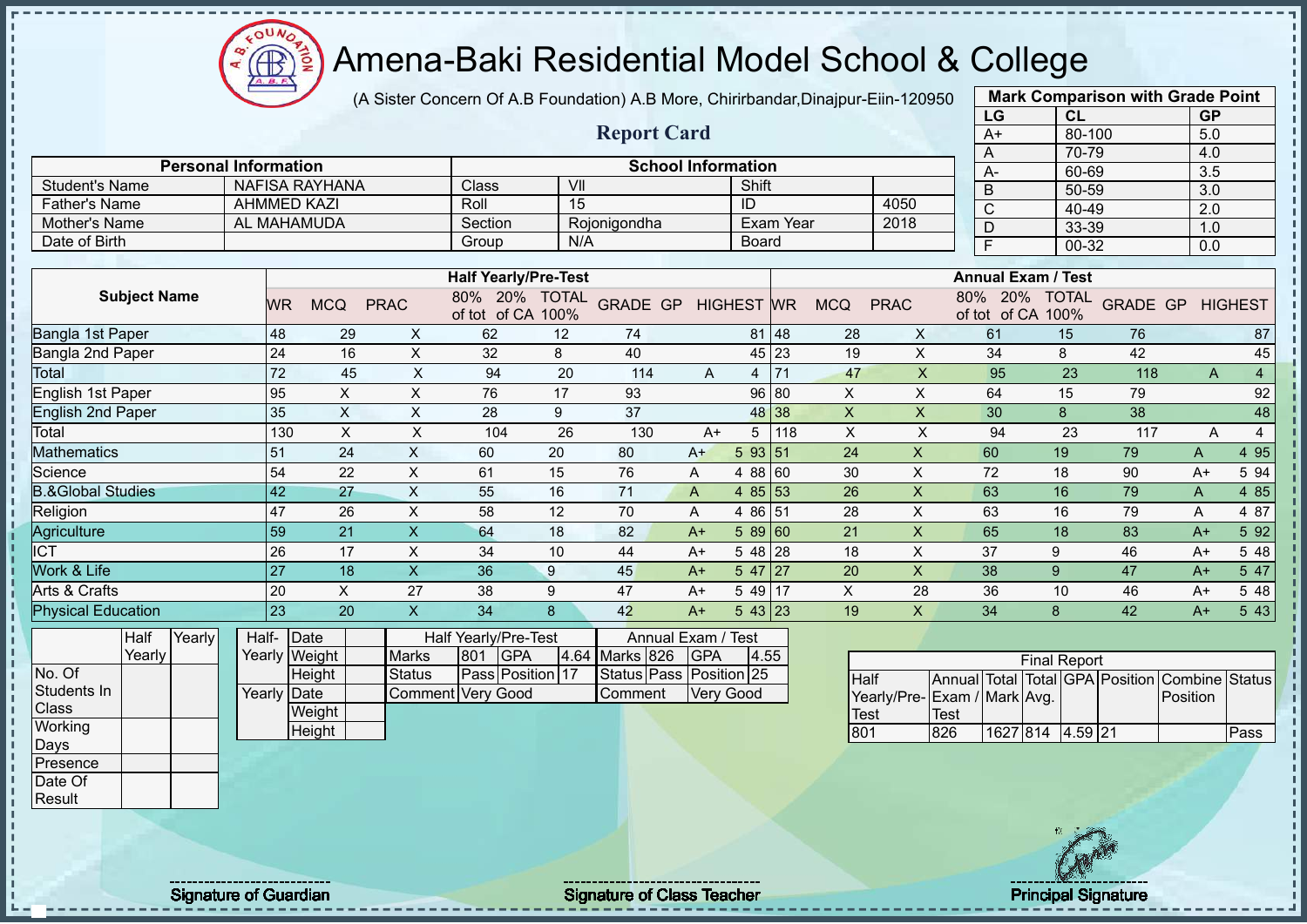# Amena-Baki Residential Model School & College

(A Sister Concern Of A.B Foundation) A.B More, Chirirbandar,Dinajpur-Eiin-120950

## Report Card

| Mark Comparison with Grade Point | | |
|---|---|---|
| LG | CL | GP |
| A+ | 80-100 | 5.0 |
| A | 70-79 | 4.0 |
| A- | 60-69 | 3.5 |
| B | 50-59 | 3.0 |
| C | 40-49 | 2.0 |
| D | 33-39 | 1.0 |
| F | 00-32 | 0.0 |

| Personal Information | | School Information | | | |
|---|---|---|---|---|---|
| Student's Name | NAFISA RAYHANA | Class | VII | Shift | |
| Father's Name | AHMMED KAZI | Roll | 15 | ID | 4050 |
| Mother's Name | AL MAHAMUDA | Section | Rojonigondha | Exam Year | 2018 |
| Date of Birth | | Group | N/A | Board | |

| Subject Name | Half Yearly/Pre-Test | | | | | | | | | Annual Exam / Test | | | | | | | | |
|---|---|---|---|---|---|---|---|---|---|---|---|---|---|---|---|---|---|---|
| | WR | MCQ | PRAC | 80% of tot | 20% of CA | TOTAL 100% | GRADE | GP | HIGHEST | WR | MCQ | PRAC | 80% of tot | 20% of CA | TOTAL 100% | GRADE | GP | HIGHEST |
| Bangla 1st Paper | 48 | 29 | X | 62 | 12 | 74 | | | 81 | 48 | 28 | X | 61 | 15 | 76 | | | 87 |
| Bangla 2nd Paper | 24 | 16 | X | 32 | 8 | 40 | | | 45 | 23 | 19 | X | 34 | 8 | 42 | | | 45 |
| Total | 72 | 45 | X | 94 | 20 | 114 | A | 4 | | 71 | 47 | X | 95 | 23 | 118 | A | 4 | |
| English 1st Paper | 95 | X | X | 76 | 17 | 93 | | | 96 | 80 | X | X | 64 | 15 | 79 | | | 92 |
| English 2nd Paper | 35 | X | X | 28 | 9 | 37 | | | 48 | 38 | X | X | 30 | 8 | 38 | | | 48 |
| Total | 130 | X | X | 104 | 26 | 130 | A+ | 5 | | 118 | X | X | 94 | 23 | 117 | A | 4 | |
| Mathematics | 51 | 24 | X | 60 | 20 | 80 | A+ | 5 | 93 | 51 | 24 | X | 60 | 19 | 79 | A | 4 | 95 |
| Science | 54 | 22 | X | 61 | 15 | 76 | A | 4 | 88 | 60 | 30 | X | 72 | 18 | 90 | A+ | 5 | 94 |
| B.&Global Studies | 42 | 27 | X | 55 | 16 | 71 | A | 4 | 85 | 53 | 26 | X | 63 | 16 | 79 | A | 4 | 85 |
| Religion | 47 | 26 | X | 58 | 12 | 70 | A | 4 | 86 | 51 | 28 | X | 63 | 16 | 79 | A | 4 | 87 |
| Agriculture | 59 | 21 | X | 64 | 18 | 82 | A+ | 5 | 89 | 60 | 21 | X | 65 | 18 | 83 | A+ | 5 | 92 |
| ICT | 26 | 17 | X | 34 | 10 | 44 | A+ | 5 | 48 | 28 | 18 | X | 37 | 9 | 46 | A+ | 5 | 48 |
| Work & Life | 27 | 18 | X | 36 | 9 | 45 | A+ | 5 | 47 | 27 | 20 | X | 38 | 9 | 47 | A+ | 5 | 47 |
| Arts & Crafts | 20 | X | 27 | 38 | 9 | 47 | A+ | 5 | 49 | 17 | X | 28 | 36 | 10 | 46 | A+ | 5 | 48 |
| Physical Education | 23 | 20 | X | 34 | 8 | 42 | A+ | 5 | 43 | 23 | 19 | X | 34 | 8 | 42 | A+ | 5 | 43 |

| | Half Yearly | Yearly |
|---|---|---|
| No. Of Students In Class | | |
| Working Days | | |
| Presence | | |
| Date Of Result | | |

| | | |
|---|---|---|
| Half-Yearly | Date | |
| | Weight | |
| | Height | |
| Yearly | Date | |
| | Weight | |
| | Height | |

| Half Yearly/Pre-Test | | | | Annual Exam / Test | | | |
|---|---|---|---|---|---|---|---|
| Marks | 801 | GPA | 4.64 | Marks | 826 | GPA | 4.55 |
| Status | Pass | Position | 17 | Status | Pass | Position | 25 |
| Comment | Very Good | | | Comment | Very Good | | |

| Final Report | | | | | | | |
|---|---|---|---|---|---|---|---|
| Half Yearly/Pre-Test | Annual Exam / Test | Total Mark | Total Avg. | GPA | Position | Combine Position | Status |
| 801 | 826 | 1627 | 814 | 4.59 | 21 | | Pass |

Signature of Guardian

Signature of Class Teacher

Principal Signature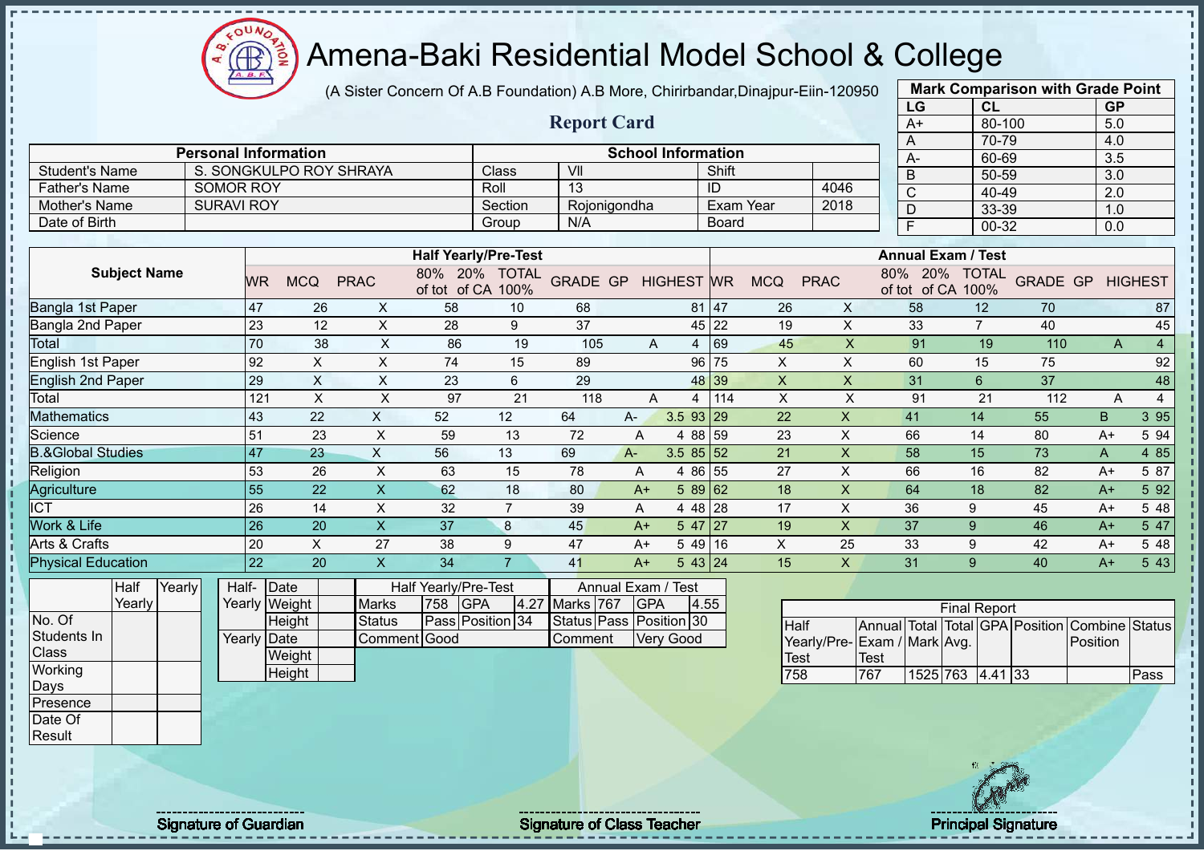# Amena-Baki Residential Model School & College

(A Sister Concern Of A.B Foundation) A.B More, Chirirbandar,Dinajpur-Eiin-120950

## Report Card

| Mark Comparison with Grade Point | | |
|---|---|---|
| LG | CL | GP |
| A+ | 80-100 | 5.0 |
| A | 70-79 | 4.0 |
| A- | 60-69 | 3.5 |
| B | 50-59 | 3.0 |
| C | 40-49 | 2.0 |
| D | 33-39 | 1.0 |
| F | 00-32 | 0.0 |

| Personal Information | | School Information | | | |
|---|---|---|---|---|---|
| Student's Name | S. SONGKULPO ROY SHRAYA | Class | VII | Shift | |
| Father's Name | SOMOR ROY | Roll | 13 | ID | 4046 |
| Mother's Name | SURAVI ROY | Section | Rojonigondha | Exam Year | 2018 |
| Date of Birth | | Group | N/A | Board | |

| Subject Name | Half Yearly/Pre-Test | | | | | | | | | Annual Exam / Test | | | | | | | | |
|---|---|---|---|---|---|---|---|---|---|---|---|---|---|---|---|---|---|---|
| | WR | MCQ | PRAC | 80% of tot | 20% of CA | TOTAL 100% | GRADE | GP | HIGHEST | WR | MCQ | PRAC | 80% of tot | 20% of CA | TOTAL 100% | GRADE | GP | HIGHEST |
| Bangla 1st Paper | 47 | 26 | X | 58 | 10 | 68 | | | 81 | 47 | 26 | X | 58 | 12 | 70 | | | 87 |
| Bangla 2nd Paper | 23 | 12 | X | 28 | 9 | 37 | | | 45 | 22 | 19 | X | 33 | 7 | 40 | | | 45 |
| Total | 70 | 38 | X | 86 | 19 | 105 | A | 4 | | 69 | 45 | X | 91 | 19 | 110 | A | 4 | |
| English 1st Paper | 92 | X | X | 74 | 15 | 89 | | | 96 | 75 | X | X | 60 | 15 | 75 | | | 92 |
| English 2nd Paper | 29 | X | X | 23 | 6 | 29 | | | 48 | 39 | X | X | 31 | 6 | 37 | | | 48 |
| Total | 121 | X | X | 97 | 21 | 118 | A | 4 | | 114 | X | X | 91 | 21 | 112 | A | 4 | |
| Mathematics | 43 | 22 | X | 52 | 12 | 64 | A- | 3.5 | 93 | 29 | 22 | X | 41 | 14 | 55 | B | 3 | 95 |
| Science | 51 | 23 | X | 59 | 13 | 72 | A | 4 | 88 | 59 | 23 | X | 66 | 14 | 80 | A+ | 5 | 94 |
| B.&Global Studies | 47 | 23 | X | 56 | 13 | 69 | A- | 3.5 | 85 | 52 | 21 | X | 58 | 15 | 73 | A | 4 | 85 |
| Religion | 53 | 26 | X | 63 | 15 | 78 | A | 4 | 86 | 55 | 27 | X | 66 | 16 | 82 | A+ | 5 | 87 |
| Agriculture | 55 | 22 | X | 62 | 18 | 80 | A+ | 5 | 89 | 62 | 18 | X | 64 | 18 | 82 | A+ | 5 | 92 |
| ICT | 26 | 14 | X | 32 | 7 | 39 | A | 4 | 48 | 28 | 17 | X | 36 | 9 | 45 | A+ | 5 | 48 |
| Work & Life | 26 | 20 | X | 37 | 8 | 45 | A+ | 5 | 47 | 27 | 19 | X | 37 | 9 | 46 | A+ | 5 | 47 |
| Arts & Crafts | 20 | X | 27 | 38 | 9 | 47 | A+ | 5 | 49 | 16 | X | 25 | 33 | 9 | 42 | A+ | 5 | 48 |
| Physical Education | 22 | 20 | X | 34 | 7 | 41 | A+ | 5 | 43 | 24 | 15 | X | 31 | 9 | 40 | A+ | 5 | 43 |

| | Half Yearly | Yearly |
|---|---|---|
| No. Of Students In Class | | |
| Working Days | | |
| Presence | | |
| Date Of Result | | |

| | | |
|---|---|---|
| Half-Yearly | Date | |
| | Weight | |
| | Height | |
| Yearly | Date | |
| | Weight | |
| | Height | |

| Half Yearly/Pre-Test | | | | Annual Exam / Test | | | |
|---|---|---|---|---|---|---|---|
| Marks | 758 | GPA | 4.27 | Marks | 767 | GPA | 4.55 |
| Status | Pass | Position | 34 | Status | Pass | Position | 30 |
| Comment | Good | | | Comment | Very Good | | |

| Final Report | | | | | | | |
|---|---|---|---|---|---|---|---|
| Half Yearly/Pre-Test | Annual Exam / Test | Total Mark | Total Avg. | GPA | Position | Combine Position | Status |
| 758 | 767 | 1525 | 763 | 4.41 | 33 | | Pass |

Signature of Guardian

Signature of Class Teacher

Principal Signature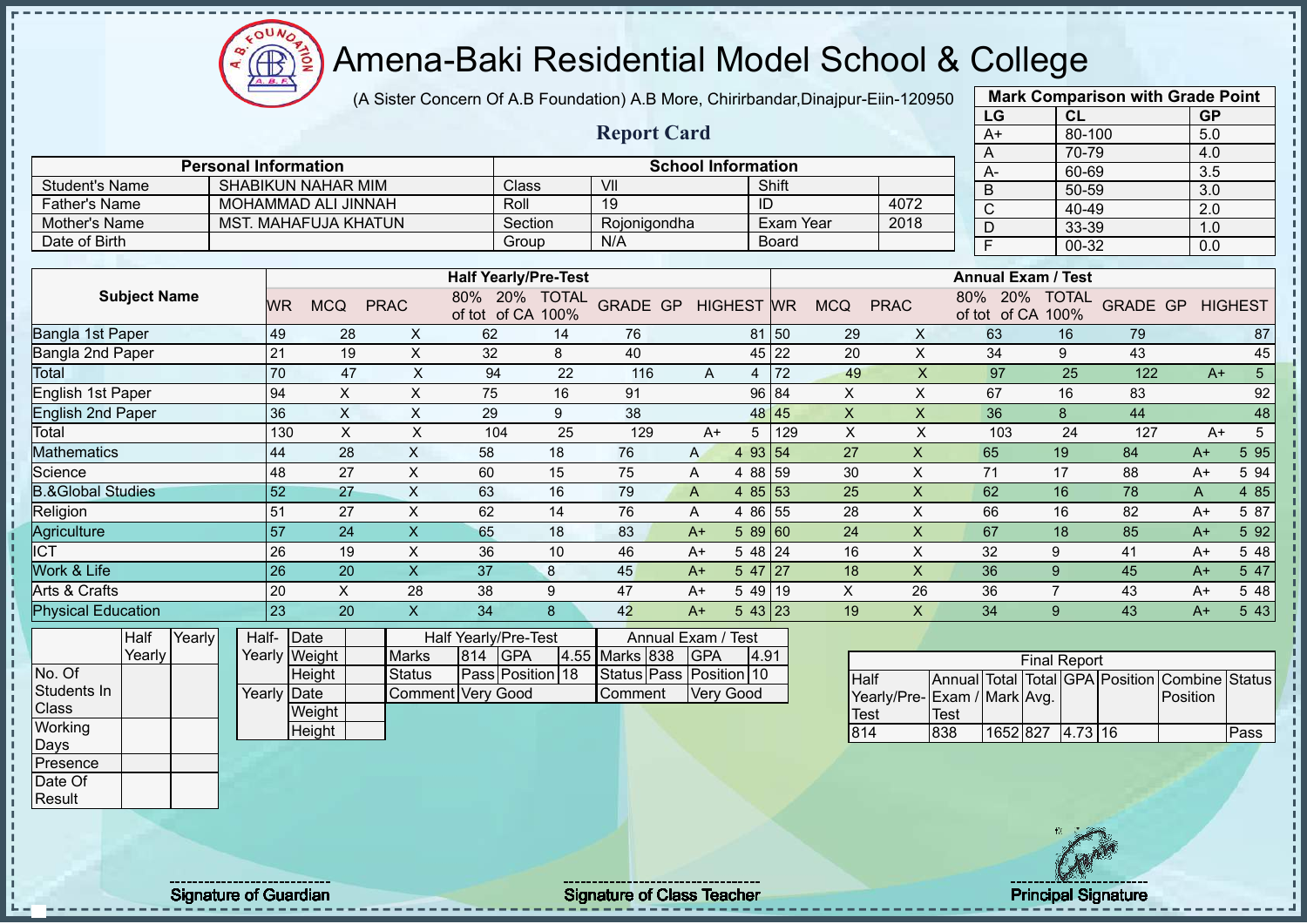# Amena-Baki Residential Model School & College

(A Sister Concern Of A.B Foundation) A.B More, Chirirbandar,Dinajpur-Eiin-120950

## Report Card

| Mark Comparison with Grade Point | | |
|---|---|---|
| LG | CL | GP |
| A+ | 80-100 | 5.0 |
| A | 70-79 | 4.0 |
| A- | 60-69 | 3.5 |
| B | 50-59 | 3.0 |
| C | 40-49 | 2.0 |
| D | 33-39 | 1.0 |
| F | 00-32 | 0.0 |

| Personal Information | | School Information | | | |
|---|---|---|---|---|---|
| Student's Name | SHABIKUN NAHAR MIM | Class | VII | Shift | |
| Father's Name | MOHAMMAD ALI JINNAH | Roll | 19 | ID | 4072 |
| Mother's Name | MST. MAHAFUJA KHATUN | Section | Rojonigondha | Exam Year | 2018 |
| Date of Birth | | Group | N/A | Board | |

| Subject Name | Half Yearly/Pre-Test | | | | | | | | | Annual Exam / Test | | | | | | | | |
|---|---|---|---|---|---|---|---|---|---|---|---|---|---|---|---|---|---|---|
| | WR | MCQ | PRAC | 80% of tot | 20% of CA | TOTAL 100% | GRADE | GP | HIGHEST | WR | MCQ | PRAC | 80% of tot | 20% of CA | TOTAL 100% | GRADE | GP | HIGHEST |
| Bangla 1st Paper | 49 | 28 | X | 62 | 14 | 76 | | | 81 | 50 | 29 | X | 63 | 16 | 79 | | | 87 |
| Bangla 2nd Paper | 21 | 19 | X | 32 | 8 | 40 | | | 45 | 22 | 20 | X | 34 | 9 | 43 | | | 45 |
| Total | 70 | 47 | X | 94 | 22 | 116 | A | 4 | | 72 | 49 | X | 97 | 25 | 122 | A+ | 5 | |
| English 1st Paper | 94 | X | X | 75 | 16 | 91 | | | 96 | 84 | X | X | 67 | 16 | 83 | | | 92 |
| English 2nd Paper | 36 | X | X | 29 | 9 | 38 | | | 48 | 45 | X | X | 36 | 8 | 44 | | | 48 |
| Total | 130 | X | X | 104 | 25 | 129 | A+ | 5 | | 129 | X | X | 103 | 24 | 127 | A+ | 5 | |
| Mathematics | 44 | 28 | X | 58 | 18 | 76 | A | 4 | 93 | 54 | 27 | X | 65 | 19 | 84 | A+ | 5 | 95 |
| Science | 48 | 27 | X | 60 | 15 | 75 | A | 4 | 88 | 59 | 30 | X | 71 | 17 | 88 | A+ | 5 | 94 |
| B.&Global Studies | 52 | 27 | X | 63 | 16 | 79 | A | 4 | 85 | 53 | 25 | X | 62 | 16 | 78 | A | 4 | 85 |
| Religion | 51 | 27 | X | 62 | 14 | 76 | A | 4 | 86 | 55 | 28 | X | 66 | 16 | 82 | A+ | 5 | 87 |
| Agriculture | 57 | 24 | X | 65 | 18 | 83 | A+ | 5 | 89 | 60 | 24 | X | 67 | 18 | 85 | A+ | 5 | 92 |
| ICT | 26 | 19 | X | 36 | 10 | 46 | A+ | 5 | 48 | 24 | 16 | X | 32 | 9 | 41 | A+ | 5 | 48 |
| Work & Life | 26 | 20 | X | 37 | 8 | 45 | A+ | 5 | 47 | 27 | 18 | X | 36 | 9 | 45 | A+ | 5 | 47 |
| Arts & Crafts | 20 | X | 28 | 38 | 9 | 47 | A+ | 5 | 49 | 19 | X | 26 | 36 | 7 | 43 | A+ | 5 | 48 |
| Physical Education | 23 | 20 | X | 34 | 8 | 42 | A+ | 5 | 43 | 23 | 19 | X | 34 | 9 | 43 | A+ | 5 | 43 |

| | Half Yearly | Yearly |
|---|---|---|
| No. Of Students In Class | | |
| Working Days | | |
| Presence | | |
| Date Of Result | | |

| | | |
|---|---|---|
| Half-Yearly | Date | |
| | Weight | |
| | Height | |
| Yearly | Date | |
| | Weight | |
| | Height | |

| Half Yearly/Pre-Test | | | | Annual Exam / Test | | | |
|---|---|---|---|---|---|---|---|
| Marks | 814 | GPA | 4.55 | Marks | 838 | GPA | 4.91 |
| Status | Pass | Position | 18 | Status | Pass | Position | 10 |
| Comment | Very Good | | | Comment | Very Good | | |

| Final Report | | | | | | | |
|---|---|---|---|---|---|---|---|
| Half Yearly/Pre-Test | Annual Exam / Test | Total Mark | Total Avg. | GPA | Position | Combine Position | Status |
| 814 | 838 | 1652 | 827 | 4.73 | 16 | | Pass |

Signature of Guardian

Signature of Class Teacher

Principal Signature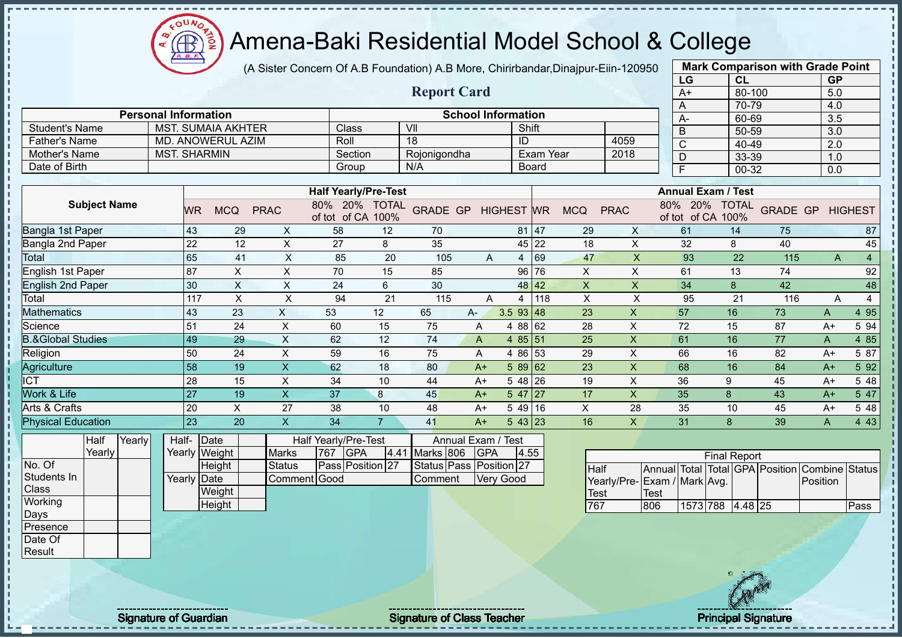# Amena-Baki Residential Model School & College

(A Sister Concern Of A.B Foundation) A.B More, Chirirbandar,Dinajpur-Eiin-120950

## Report Card

| Mark Comparison with Grade Point | | |
|---|---|---|
| LG | CL | GP |
| A+ | 80-100 | 5.0 |
| A | 70-79 | 4.0 |
| A- | 60-69 | 3.5 |
| B | 50-59 | 3.0 |
| C | 40-49 | 2.0 |
| D | 33-39 | 1.0 |
| F | 00-32 | 0.0 |

| Personal Information | | School Information | | | |
|---|---|---|---|---|---|
| Student's Name | MST. SUMAIA AKHTER | Class | VII | Shift | |
| Father's Name | MD. ANOWERUL AZIM | Roll | 18 | ID | 4059 |
| Mother's Name | MST. SHARMIN | Section | Rojonigondha | Exam Year | 2018 |
| Date of Birth | | Group | N/A | Board | |

| Subject Name | Half Yearly/Pre-Test | | | | | | | | | Annual Exam / Test | | | | | | | | |
|---|---|---|---|---|---|---|---|---|---|---|---|---|---|---|---|---|---|---|
| | WR | MCQ | PRAC | 80% of tot | 20% of CA | TOTAL 100% | GRADE | GP | HIGHEST | WR | MCQ | PRAC | 80% of tot | 20% of CA | TOTAL 100% | GRADE | GP | HIGHEST |
| Bangla 1st Paper | 43 | 29 | X | 58 | 12 | 70 | | | 81 | 47 | 29 | X | 61 | 14 | 75 | | | 87 |
| Bangla 2nd Paper | 22 | 12 | X | 27 | 8 | 35 | | | 45 | 22 | 18 | X | 32 | 8 | 40 | | | 45 |
| Total | 65 | 41 | X | 85 | 20 | 105 | A | 4 | | 69 | 47 | X | 93 | 22 | 115 | A | 4 | |
| English 1st Paper | 87 | X | X | 70 | 15 | 85 | | | 96 | 76 | X | X | 61 | 13 | 74 | | | 92 |
| English 2nd Paper | 30 | X | X | 24 | 6 | 30 | | | 48 | 42 | X | X | 34 | 8 | 42 | | | 48 |
| Total | 117 | X | X | 94 | 21 | 115 | A | 4 | | 118 | X | X | 95 | 21 | 116 | A | 4 | |
| Mathematics | 43 | 23 | X | 53 | 12 | 65 | A- | 3.5 | 93 | 48 | 23 | X | 57 | 16 | 73 | A | 4 | 95 |
| Science | 51 | 24 | X | 60 | 15 | 75 | A | 4 | 88 | 62 | 28 | X | 72 | 15 | 87 | A+ | 5 | 94 |
| B.&Global Studies | 49 | 29 | X | 62 | 12 | 74 | A | 4 | 85 | 51 | 25 | X | 61 | 16 | 77 | A | 4 | 85 |
| Religion | 50 | 24 | X | 59 | 16 | 75 | A | 4 | 86 | 53 | 29 | X | 66 | 16 | 82 | A+ | 5 | 87 |
| Agriculture | 58 | 19 | X | 62 | 18 | 80 | A+ | 5 | 89 | 62 | 23 | X | 68 | 16 | 84 | A+ | 5 | 92 |
| ICT | 28 | 15 | X | 34 | 10 | 44 | A+ | 5 | 48 | 26 | 19 | X | 36 | 9 | 45 | A+ | 5 | 48 |
| Work & Life | 27 | 19 | X | 37 | 8 | 45 | A+ | 5 | 47 | 27 | 17 | X | 35 | 8 | 43 | A+ | 5 | 47 |
| Arts & Crafts | 20 | X | 27 | 38 | 10 | 48 | A+ | 5 | 49 | 16 | X | 28 | 35 | 10 | 45 | A+ | 5 | 48 |
| Physical Education | 23 | 20 | X | 34 | 7 | 41 | A+ | 5 | 43 | 23 | 16 | X | 31 | 8 | 39 | A | 4 | 43 |

| | Half Yearly | Yearly |
|---|---|---|
| No. Of Students In Class | | |
| Working Days | | |
| Presence | | |
| Date Of Result | | |

| | | |
|---|---|---|
| Half-Yearly | Date | |
| | Weight | |
| | Height | |
| Yearly | Date | |
| | Weight | |
| | Height | |

| Half Yearly/Pre-Test | | | | Annual Exam / Test | | | |
|---|---|---|---|---|---|---|---|
| Marks | 767 | GPA | 4.41 | Marks | 806 | GPA | 4.55 |
| Status | Pass | Position | 27 | Status | Pass | Position | 27 |
| Comment | Good | | | Comment | Very Good | | |

| Final Report | | | | | | | |
|---|---|---|---|---|---|---|---|
| Half Yearly/Pre-Test | Annual Exam / Test | Total Mark | Total Avg. | GPA | Position | Combine Position | Status |
| 767 | 806 | 1573 | 788 | 4.48 | 25 | | Pass |

Signature of Guardian

Signature of Class Teacher

Principal Signature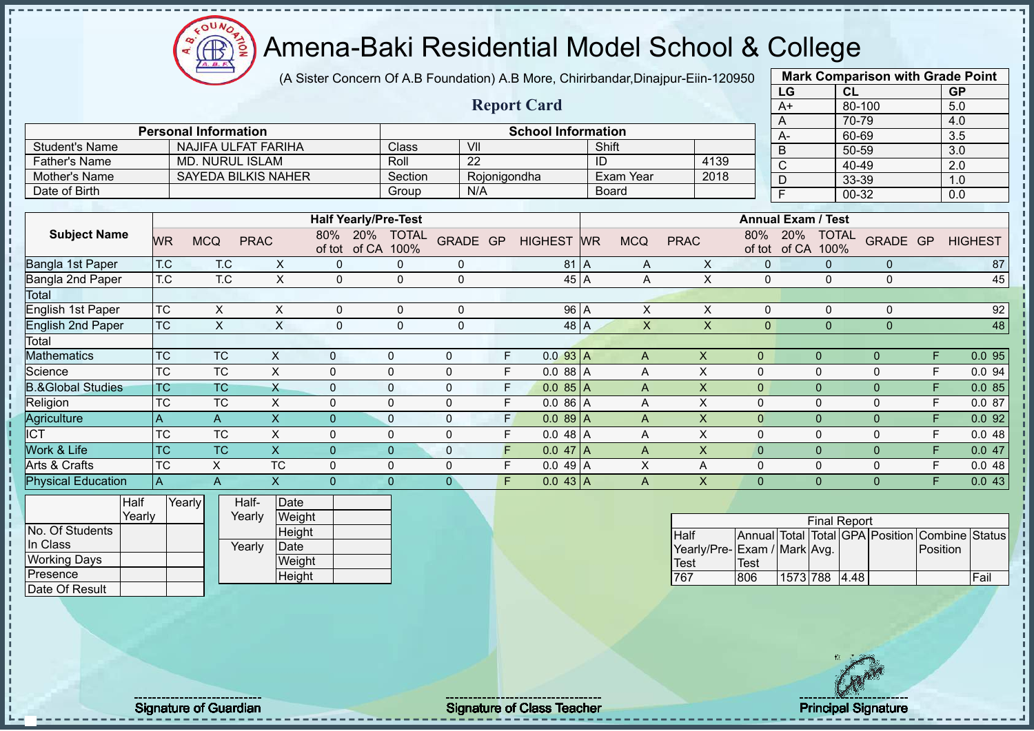# Amena-Baki Residential Model School & College

(A Sister Concern Of A.B Foundation) A.B More, Chirirbandar,Dinajpur-Eiin-120950

## Report Card

| Mark Comparison with Grade Point | | |
|---|---|---|
| LG | CL | GP |
| A+ | 80-100 | 5.0 |
| A | 70-79 | 4.0 |
| A- | 60-69 | 3.5 |
| B | 50-59 | 3.0 |
| C | 40-49 | 2.0 |
| D | 33-39 | 1.0 |
| F | 00-32 | 0.0 |

| Personal Information | | School Information | | | |
|---|---|---|---|---|---|
| Student's Name | NAJIFA ULFAT FARIHA | Class | VII | Shift | |
| Father's Name | MD. NURUL ISLAM | Roll | 22 | ID | 4139 |
| Mother's Name | SAYEDA BILKIS NAHER | Section | Rojonigondha | Exam Year | 2018 |
| Date of Birth | | Group | N/A | Board | |

| Subject Name | Half Yearly/Pre-Test | | | | | | | | | Annual Exam / Test | | | | | | | | |
|---|---|---|---|---|---|---|---|---|---|---|---|---|---|---|---|---|---|---|
| | WR | MCQ | PRAC | 80% of tot | 20% of CA | TOTAL 100% | GRADE | GP | HIGHEST | WR | MCQ | PRAC | 80% of tot | 20% of CA | TOTAL 100% | GRADE | GP | HIGHEST |
| Bangla 1st Paper | T.C | T.C | X | 0 | 0 | 0 | | | 81 | A | A | X | 0 | 0 | 0 | | | 87 |
| Bangla 2nd Paper | T.C | T.C | X | 0 | 0 | 0 | | | 45 | A | A | X | 0 | 0 | 0 | | | 45 |
| Total | | | | | | | | | | | | | | | | | | |
| English 1st Paper | TC | X | X | 0 | 0 | 0 | | | 96 | A | X | X | 0 | 0 | 0 | | | 92 |
| English 2nd Paper | TC | X | X | 0 | 0 | 0 | | | 48 | A | X | X | 0 | 0 | 0 | | | 48 |
| Total | | | | | | | | | | | | | | | | | | |
| Mathematics | TC | TC | X | 0 | 0 | 0 | F | 0.0 | 93 | A | A | X | 0 | 0 | 0 | F | 0.0 | 95 |
| Science | TC | TC | X | 0 | 0 | 0 | F | 0.0 | 88 | A | A | X | 0 | 0 | 0 | F | 0.0 | 94 |
| B.&Global Studies | TC | TC | X | 0 | 0 | 0 | F | 0.0 | 85 | A | A | X | 0 | 0 | 0 | F | 0.0 | 85 |
| Religion | TC | TC | X | 0 | 0 | 0 | F | 0.0 | 86 | A | A | X | 0 | 0 | 0 | F | 0.0 | 87 |
| Agriculture | A | A | X | 0 | 0 | 0 | F | 0.0 | 89 | A | A | X | 0 | 0 | 0 | F | 0.0 | 92 |
| ICT | TC | TC | X | 0 | 0 | 0 | F | 0.0 | 48 | A | A | X | 0 | 0 | 0 | F | 0.0 | 48 |
| Work & Life | TC | TC | X | 0 | 0 | 0 | F | 0.0 | 47 | A | A | X | 0 | 0 | 0 | F | 0.0 | 47 |
| Arts & Crafts | TC | X | TC | 0 | 0 | 0 | F | 0.0 | 49 | A | X | A | 0 | 0 | 0 | F | 0.0 | 48 |
| Physical Education | A | A | X | 0 | 0 | 0 | F | 0.0 | 43 | A | A | X | 0 | 0 | 0 | F | 0.0 | 43 |

| | Half Yearly | Yearly |
|---|---|---|
| No. Of Students In Class | | |
| Working Days | | |
| Presence | | |
| Date Of Result | | |

| | | |
|---|---|---|
| Half-Yearly | Date | |
| | Weight | |
| | Height | |
| Yearly | Date | |
| | Weight | |
| | Height | |

| Final Report | | | | | | | |
|---|---|---|---|---|---|---|---|
| Half Yearly/Pre-Test | Annual Exam / Test | Total Mark | Total Avg. | GPA | Position | Combine Position | Status |
| 767 | 806 | 1573 | 788 | 4.48 | | | Fail |

Signature of Guardian

Signature of Class Teacher

Principal Signature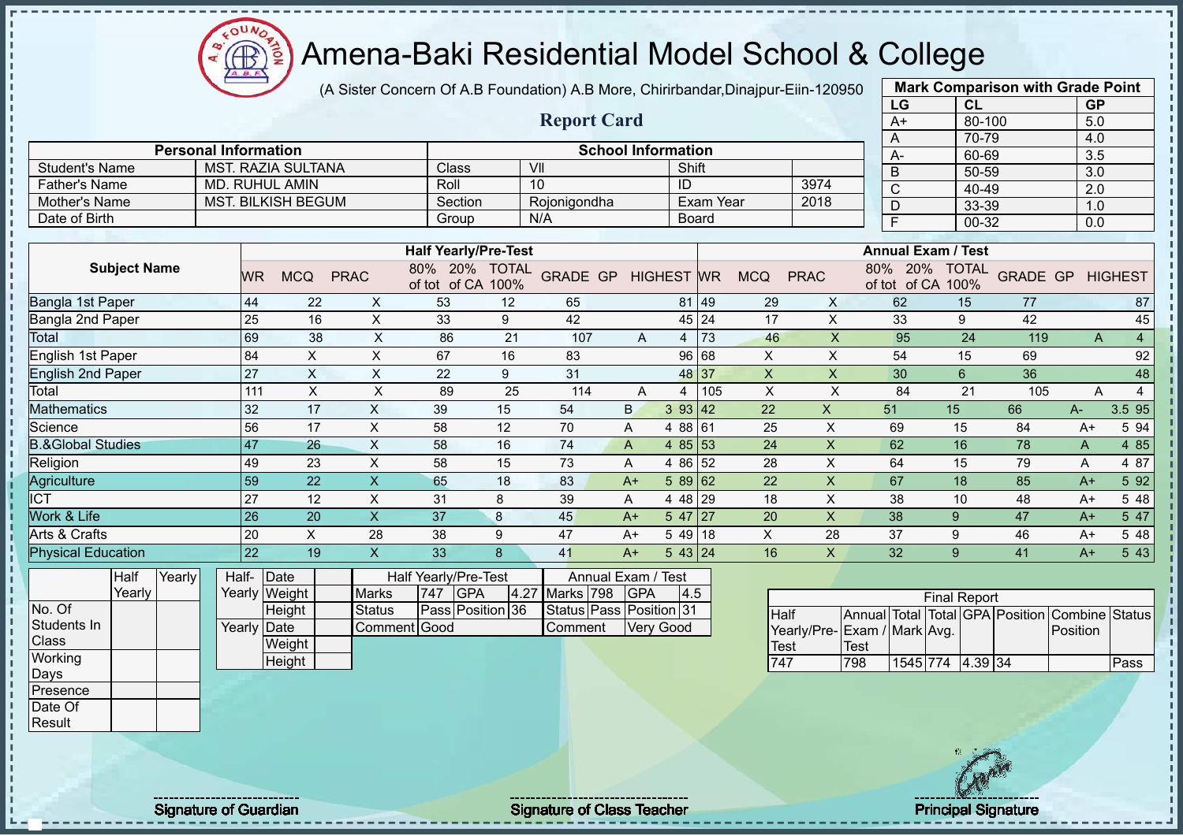# Amena-Baki Residential Model School & College

(A Sister Concern Of A.B Foundation) A.B More, Chirirbandar,Dinajpur-Eiin-120950

## Report Card

| Mark Comparison with Grade Point | | |
|---|---|---|
| LG | CL | GP |
| A+ | 80-100 | 5.0 |
| A | 70-79 | 4.0 |
| A- | 60-69 | 3.5 |
| B | 50-59 | 3.0 |
| C | 40-49 | 2.0 |
| D | 33-39 | 1.0 |
| F | 00-32 | 0.0 |

| Personal Information | | School Information | | | |
|---|---|---|---|---|---|
| Student's Name | MST. RAZIA SULTANA | Class | VII | Shift | |
| Father's Name | MD. RUHUL AMIN | Roll | 10 | ID | 3974 |
| Mother's Name | MST. BILKISH BEGUM | Section | Rojonigondha | Exam Year | 2018 |
| Date of Birth | | Group | N/A | Board | |

| Subject Name | Half Yearly/Pre-Test | | | | | | | | | Annual Exam / Test | | | | | | | | |
|---|---|---|---|---|---|---|---|---|---|---|---|---|---|---|---|---|---|---|
| | WR | MCQ | PRAC | 80% of tot | 20% of CA | TOTAL 100% | GRADE | GP | HIGHEST | WR | MCQ | PRAC | 80% of tot | 20% of CA | TOTAL 100% | GRADE | GP | HIGHEST |
| Bangla 1st Paper | 44 | 22 | X | 53 | 12 | 65 | | | 81 | 49 | 29 | X | 62 | 15 | 77 | | | 87 |
| Bangla 2nd Paper | 25 | 16 | X | 33 | 9 | 42 | | | 45 | 24 | 17 | X | 33 | 9 | 42 | | | 45 |
| Total | 69 | 38 | X | 86 | 21 | 107 | A | 4 | | 73 | 46 | X | 95 | 24 | 119 | A | 4 | |
| English 1st Paper | 84 | X | X | 67 | 16 | 83 | | | 96 | 68 | X | X | 54 | 15 | 69 | | | 92 |
| English 2nd Paper | 27 | X | X | 22 | 9 | 31 | | | 48 | 37 | X | X | 30 | 6 | 36 | | | 48 |
| Total | 111 | X | X | 89 | 25 | 114 | A | 4 | | 105 | X | X | 84 | 21 | 105 | A | 4 | |
| Mathematics | 32 | 17 | X | 39 | 15 | 54 | B | 3 | 93 | 42 | 22 | X | 51 | 15 | 66 | A- | 3.5 | 95 |
| Science | 56 | 17 | X | 58 | 12 | 70 | A | 4 | 88 | 61 | 25 | X | 69 | 15 | 84 | A+ | 5 | 94 |
| B.&Global Studies | 47 | 26 | X | 58 | 16 | 74 | A | 4 | 85 | 53 | 24 | X | 62 | 16 | 78 | A | 4 | 85 |
| Religion | 49 | 23 | X | 58 | 15 | 73 | A | 4 | 86 | 52 | 28 | X | 64 | 15 | 79 | A | 4 | 87 |
| Agriculture | 59 | 22 | X | 65 | 18 | 83 | A+ | 5 | 89 | 62 | 22 | X | 67 | 18 | 85 | A+ | 5 | 92 |
| ICT | 27 | 12 | X | 31 | 8 | 39 | A | 4 | 48 | 29 | 18 | X | 38 | 10 | 48 | A+ | 5 | 48 |
| Work & Life | 26 | 20 | X | 37 | 8 | 45 | A+ | 5 | 47 | 27 | 20 | X | 38 | 9 | 47 | A+ | 5 | 47 |
| Arts & Crafts | 20 | X | 28 | 38 | 9 | 47 | A+ | 5 | 49 | 18 | X | 28 | 37 | 9 | 46 | A+ | 5 | 48 |
| Physical Education | 22 | 19 | X | 33 | 8 | 41 | A+ | 5 | 43 | 24 | 16 | X | 32 | 9 | 41 | A+ | 5 | 43 |

| | Half Yearly | Yearly |
|---|---|---|
| No. Of Students In Class | | |
| Working Days | | |
| Presence | | |
| Date Of Result | | |

| | | |
|---|---|---|
| Half-Yearly | Date | |
| | Weight | |
| | Height | |
| Yearly | Date | |
| | Weight | |
| | Height | |

| Half Yearly/Pre-Test | | | | Annual Exam / Test | | | |
|---|---|---|---|---|---|---|---|
| Marks | 747 | GPA | 4.27 | Marks | 798 | GPA | 4.5 |
| Status | Pass | Position | 36 | Status | Pass | Position | 31 |
| Comment | Good | | | Comment | Very Good | | |

| Final Report | | | | | | | |
|---|---|---|---|---|---|---|---|
| Half Yearly/Pre-Test | Annual Exam / Test | Total Mark | Total Avg. | GPA | Position | Combine Position | Status |
| 747 | 798 | 1545 | 774 | 4.39 | 34 | | Pass |

Signature of Guardian | Signature of Class Teacher | Principal Signature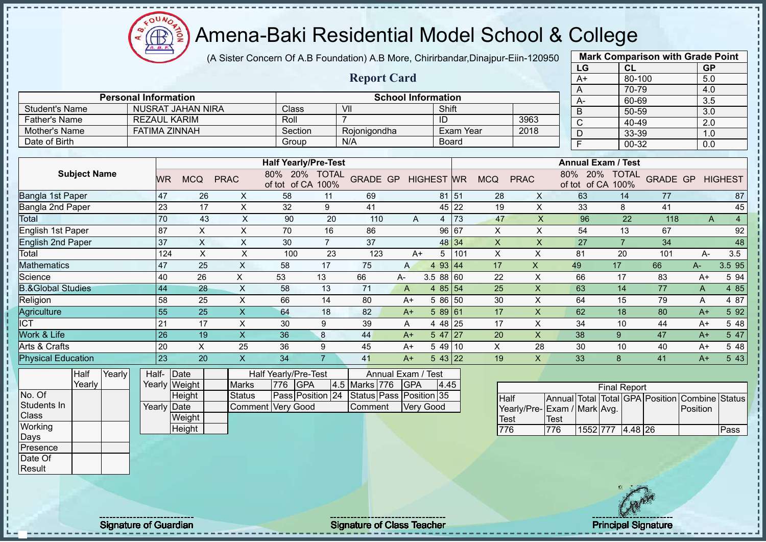# Amena-Baki Residential Model School & College

(A Sister Concern Of A.B Foundation) A.B More, Chirirbandar,Dinajpur-Eiin-120950

## Report Card

| Mark Comparison with Grade Point | | |
|---|---|---|
| LG | CL | GP |
| A+ | 80-100 | 5.0 |
| A | 70-79 | 4.0 |
| A- | 60-69 | 3.5 |
| B | 50-59 | 3.0 |
| C | 40-49 | 2.0 |
| D | 33-39 | 1.0 |
| F | 00-32 | 0.0 |

| Personal Information | | School Information | | | |
|---|---|---|---|---|---|
| Student's Name | NUSRAT JAHAN NIRA | Class | VII | Shift | |
| Father's Name | REZAUL KARIM | Roll | 7 | ID | 3963 |
| Mother's Name | FATIMA ZINNAH | Section | Rojonigondha | Exam Year | 2018 |
| Date of Birth | | Group | N/A | Board | |

| Subject Name | Half Yearly/Pre-Test | | | | | | | | | Annual Exam / Test | | | | | | | | |
|---|---|---|---|---|---|---|---|---|---|---|---|---|---|---|---|---|---|---|
| | WR | MCQ | PRAC | 80% of tot | 20% of CA | TOTAL 100% | GRADE | GP | HIGHEST | WR | MCQ | PRAC | 80% of tot | 20% of CA | TOTAL 100% | GRADE | GP | HIGHEST |
| Bangla 1st Paper | 47 | 26 | X | 58 | 11 | 69 | | | 81 | 51 | 28 | X | 63 | 14 | 77 | | | 87 |
| Bangla 2nd Paper | 23 | 17 | X | 32 | 9 | 41 | | | 45 | 22 | 19 | X | 33 | 8 | 41 | | | 45 |
| Total | 70 | 43 | X | 90 | 20 | 110 | A | 4 | | 73 | 47 | X | 96 | 22 | 118 | A | 4 | |
| English 1st Paper | 87 | X | X | 70 | 16 | 86 | | | 96 | 67 | X | X | 54 | 13 | 67 | | | 92 |
| English 2nd Paper | 37 | X | X | 30 | 7 | 37 | | | 48 | 34 | X | X | 27 | 7 | 34 | | | 48 |
| Total | 124 | X | X | 100 | 23 | 123 | A+ | 5 | | 101 | X | X | 81 | 20 | 101 | A- | 3.5 | |
| Mathematics | 47 | 25 | X | 58 | 17 | 75 | A | 4 | 93 | 44 | 17 | X | 49 | 17 | 66 | A- | 3.5 | 95 |
| Science | 40 | 26 | X | 53 | 13 | 66 | A- | 3.5 | 88 | 60 | 22 | X | 66 | 17 | 83 | A+ | 5 | 94 |
| B.&Global Studies | 44 | 28 | X | 58 | 13 | 71 | A | 4 | 85 | 54 | 25 | X | 63 | 14 | 77 | A | 4 | 85 |
| Religion | 58 | 25 | X | 66 | 14 | 80 | A+ | 5 | 86 | 50 | 30 | X | 64 | 15 | 79 | A | 4 | 87 |
| Agriculture | 55 | 25 | X | 64 | 18 | 82 | A+ | 5 | 89 | 61 | 17 | X | 62 | 18 | 80 | A+ | 5 | 92 |
| ICT | 21 | 17 | X | 30 | 9 | 39 | A | 4 | 48 | 25 | 17 | X | 34 | 10 | 44 | A+ | 5 | 48 |
| Work & Life | 26 | 19 | X | 36 | 8 | 44 | A+ | 5 | 47 | 27 | 20 | X | 38 | 9 | 47 | A+ | 5 | 47 |
| Arts & Crafts | 20 | X | 25 | 36 | 9 | 45 | A+ | 5 | 49 | 10 | X | 28 | 30 | 10 | 40 | A+ | 5 | 48 |
| Physical Education | 23 | 20 | X | 34 | 7 | 41 | A+ | 5 | 43 | 22 | 19 | X | 33 | 8 | 41 | A+ | 5 | 43 |

| | Half Yearly | Yearly |
|---|---|---|
| No. Of Students In Class | | |
| Working Days | | |
| Presence | | |
| Date Of Result | | |

| | | |
|---|---|---|
| Half-Yearly | Date | |
| | Weight | |
| | Height | |
| Yearly | Date | |
| | Weight | |
| | Height | |

| Half Yearly/Pre-Test | | | | Annual Exam / Test | | | |
|---|---|---|---|---|---|---|---|
| Marks | 776 | GPA | 4.5 | Marks | 776 | GPA | 4.45 |
| Status | Pass | Position | 24 | Status | Pass | Position | 35 |
| Comment | Very Good | | | Comment | Very Good | | |

| Final Report | | | | | | | |
|---|---|---|---|---|---|---|---|
| Half Yearly/Pre-Test | Annual Exam / Test | Total Mark | Total Avg. | GPA | Position | Combine Position | Status |
| 776 | 776 | 1552 | 777 | 4.48 | 26 | | Pass |

Signature of Guardian

Signature of Class Teacher

Principal Signature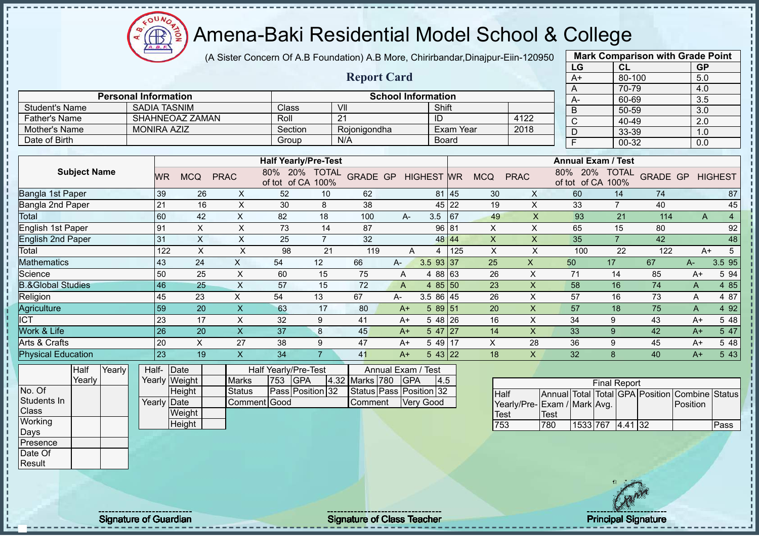# Amena-Baki Residential Model School & College

(A Sister Concern Of A.B Foundation) A.B More, Chirirbandar,Dinajpur-Eiin-120950

## Report Card

| Mark Comparison with Grade Point | | |
|---|---|---|
| LG | CL | GP |
| A+ | 80-100 | 5.0 |
| A | 70-79 | 4.0 |
| A- | 60-69 | 3.5 |
| B | 50-59 | 3.0 |
| C | 40-49 | 2.0 |
| D | 33-39 | 1.0 |
| F | 00-32 | 0.0 |

| Personal Information | | School Information | | | |
|---|---|---|---|---|---|
| Student's Name | SADIA TASNIM | Class | VII | Shift | |
| Father's Name | SHAHNEOAZ ZAMAN | Roll | 21 | ID | 4122 |
| Mother's Name | MONIRA AZIZ | Section | Rojonigondha | Exam Year | 2018 |
| Date of Birth | | Group | N/A | Board | |

| Subject Name | Half Yearly/Pre-Test | | | | | | | | | Annual Exam / Test | | | | | | | | |
|---|---|---|---|---|---|---|---|---|---|---|---|---|---|---|---|---|---|---|
| | WR | MCQ | PRAC | 80% of tot | 20% of CA | TOTAL 100% | GRADE | GP | HIGHEST | WR | MCQ | PRAC | 80% of tot | 20% of CA | TOTAL 100% | GRADE | GP | HIGHEST |
| Bangla 1st Paper | 39 | 26 | X | 52 | 10 | 62 | | | 81 | 45 | 30 | X | 60 | 14 | 74 | | | 87 |
| Bangla 2nd Paper | 21 | 16 | X | 30 | 8 | 38 | | | 45 | 22 | 19 | X | 33 | 7 | 40 | | | 45 |
| Total | 60 | 42 | X | 82 | 18 | 100 | A- | 3.5 | | 67 | 49 | X | 93 | 21 | 114 | A | 4 | |
| English 1st Paper | 91 | X | X | 73 | 14 | 87 | | | 96 | 81 | X | X | 65 | 15 | 80 | | | 92 |
| English 2nd Paper | 31 | X | X | 25 | 7 | 32 | | | 48 | 44 | X | X | 35 | 7 | 42 | | | 48 |
| Total | 122 | X | X | 98 | 21 | 119 | A | 4 | | 125 | X | X | 100 | 22 | 122 | A+ | 5 | |
| Mathematics | 43 | 24 | X | 54 | 12 | 66 | A- | 3.5 | 93 | 37 | 25 | X | 50 | 17 | 67 | A- | 3.5 | 95 |
| Science | 50 | 25 | X | 60 | 15 | 75 | A | 4 | 88 | 63 | 26 | X | 71 | 14 | 85 | A+ | 5 | 94 |
| B.&Global Studies | 46 | 25 | X | 57 | 15 | 72 | A | 4 | 85 | 50 | 23 | X | 58 | 16 | 74 | A | 4 | 85 |
| Religion | 45 | 23 | X | 54 | 13 | 67 | A- | 3.5 | 86 | 45 | 26 | X | 57 | 16 | 73 | A | 4 | 87 |
| Agriculture | 59 | 20 | X | 63 | 17 | 80 | A+ | 5 | 89 | 51 | 20 | X | 57 | 18 | 75 | A | 4 | 92 |
| ICT | 23 | 17 | X | 32 | 9 | 41 | A+ | 5 | 48 | 26 | 16 | X | 34 | 9 | 43 | A+ | 5 | 48 |
| Work & Life | 26 | 20 | X | 37 | 8 | 45 | A+ | 5 | 47 | 27 | 14 | X | 33 | 9 | 42 | A+ | 5 | 47 |
| Arts & Crafts | 20 | X | 27 | 38 | 9 | 47 | A+ | 5 | 49 | 17 | X | 28 | 36 | 9 | 45 | A+ | 5 | 48 |
| Physical Education | 23 | 19 | X | 34 | 7 | 41 | A+ | 5 | 43 | 22 | 18 | X | 32 | 8 | 40 | A+ | 5 | 43 |

| | Half Yearly | Yearly |
|---|---|---|
| No. Of Students In Class | | |
| Working Days | | |
| Presence | | |
| Date Of Result | | |

| | | |
|---|---|---|
| Half-Yearly | Date | |
| | Weight | |
| | Height | |
| Yearly | Date | |
| | Weight | |
| | Height | |

| Half Yearly/Pre-Test | | | | Annual Exam / Test | | | |
|---|---|---|---|---|---|---|---|
| Marks | 753 | GPA | 4.32 | Marks | 780 | GPA | 4.5 |
| Status | Pass | Position | 32 | Status | Pass | Position | 32 |
| Comment | Good | | | Comment | Very Good | | |

| Final Report | | | | | | | |
|---|---|---|---|---|---|---|---|
| Half Yearly/Pre-Test | Annual Exam / Test | Total Mark | Total Avg. | GPA | Position | Combine Position | Status |
| 753 | 780 | 1533 | 767 | 4.41 | 32 | | Pass |

Signature of Guardian

Signature of Class Teacher

Principal Signature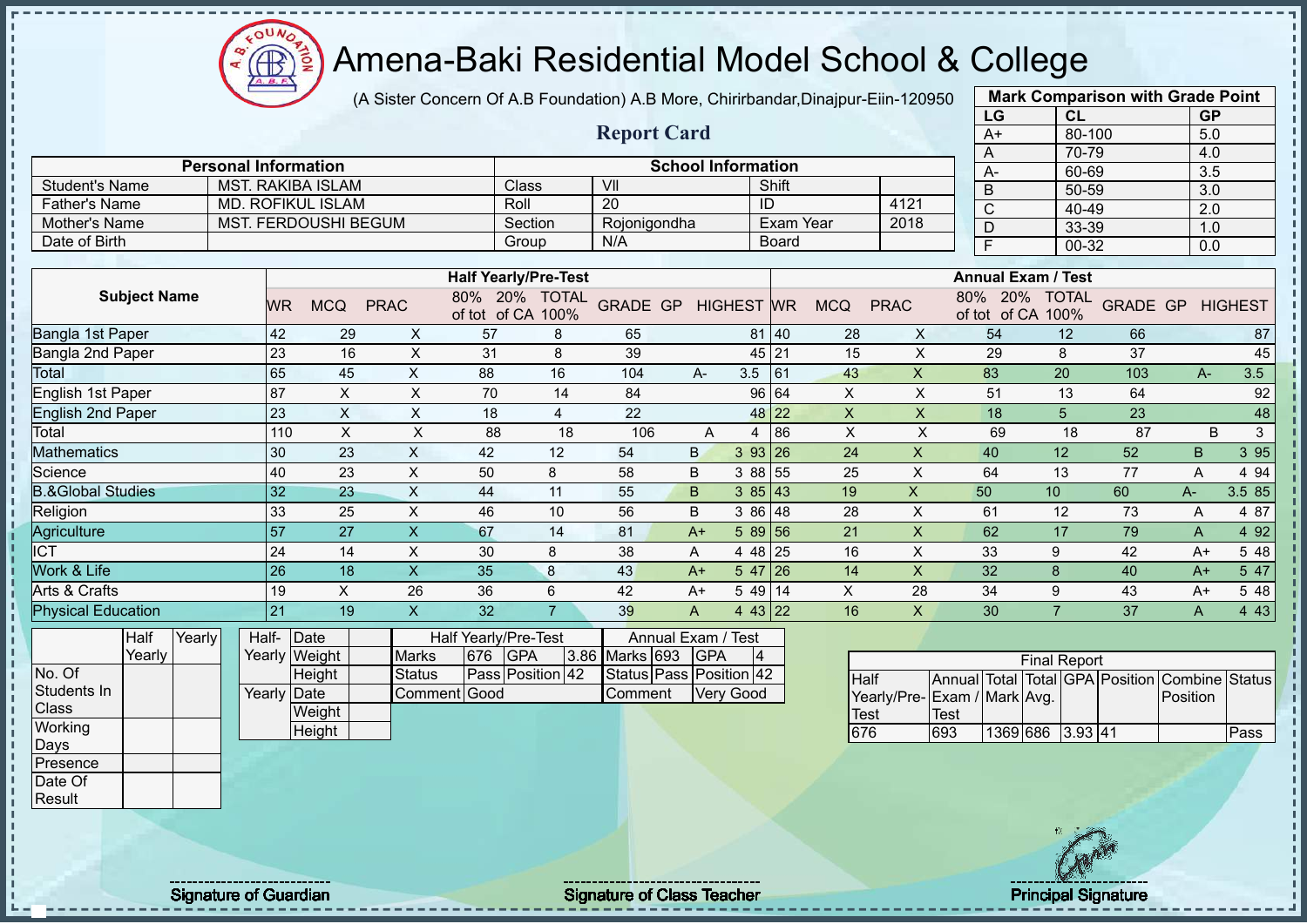# Amena-Baki Residential Model School & College

(A Sister Concern Of A.B Foundation) A.B More, Chirirbandar,Dinajpur-Eiin-120950

## Report Card

| Mark Comparison with Grade Point | | |
|---|---|---|
| LG | CL | GP |
| A+ | 80-100 | 5.0 |
| A | 70-79 | 4.0 |
| A- | 60-69 | 3.5 |
| B | 50-59 | 3.0 |
| C | 40-49 | 2.0 |
| D | 33-39 | 1.0 |
| F | 00-32 | 0.0 |

| Personal Information | | School Information | | | |
|---|---|---|---|---|---|
| Student's Name | MST. RAKIBA ISLAM | Class | VII | Shift | |
| Father's Name | MD. ROFIKUL ISLAM | Roll | 20 | ID | 4121 |
| Mother's Name | MST. FERDOUSHI BEGUM | Section | Rojonigondha | Exam Year | 2018 |
| Date of Birth | | Group | N/A | Board | |

| Subject Name | Half Yearly/Pre-Test | | | | | | | | | Annual Exam / Test | | | | | | | | |
|---|---|---|---|---|---|---|---|---|---|---|---|---|---|---|---|---|---|---|
| | WR | MCQ | PRAC | 80% of tot | 20% of CA | TOTAL 100% | GRADE | GP | HIGHEST | WR | MCQ | PRAC | 80% of tot | 20% of CA | TOTAL 100% | GRADE | GP | HIGHEST |
| Bangla 1st Paper | 42 | 29 | X | 57 | 8 | 65 | | | 81 | 40 | 28 | X | 54 | 12 | 66 | | | 87 |
| Bangla 2nd Paper | 23 | 16 | X | 31 | 8 | 39 | | | 45 | 21 | 15 | X | 29 | 8 | 37 | | | 45 |
| Total | 65 | 45 | X | 88 | 16 | 104 | A- | 3.5 | | 61 | 43 | X | 83 | 20 | 103 | A- | 3.5 | |
| English 1st Paper | 87 | X | X | 70 | 14 | 84 | | | 96 | 64 | X | X | 51 | 13 | 64 | | | 92 |
| English 2nd Paper | 23 | X | X | 18 | 4 | 22 | | | 48 | 22 | X | X | 18 | 5 | 23 | | | 48 |
| Total | 110 | X | X | 88 | 18 | 106 | A | 4 | | 86 | X | X | 69 | 18 | 87 | B | 3 | |
| Mathematics | 30 | 23 | X | 42 | 12 | 54 | B | 3 | 93 | 26 | 24 | X | 40 | 12 | 52 | B | 3 | 95 |
| Science | 40 | 23 | X | 50 | 8 | 58 | B | 3 | 88 | 55 | 25 | X | 64 | 13 | 77 | A | 4 | 94 |
| B.&Global Studies | 32 | 23 | X | 44 | 11 | 55 | B | 3 | 85 | 43 | 19 | X | 50 | 10 | 60 | A- | 3.5 | 85 |
| Religion | 33 | 25 | X | 46 | 10 | 56 | B | 3 | 86 | 48 | 28 | X | 61 | 12 | 73 | A | 4 | 87 |
| Agriculture | 57 | 27 | X | 67 | 14 | 81 | A+ | 5 | 89 | 56 | 21 | X | 62 | 17 | 79 | A | 4 | 92 |
| ICT | 24 | 14 | X | 30 | 8 | 38 | A | 4 | 48 | 25 | 16 | X | 33 | 9 | 42 | A+ | 5 | 48 |
| Work & Life | 26 | 18 | X | 35 | 8 | 43 | A+ | 5 | 47 | 26 | 14 | X | 32 | 8 | 40 | A+ | 5 | 47 |
| Arts & Crafts | 19 | X | 26 | 36 | 6 | 42 | A+ | 5 | 49 | 14 | X | 28 | 34 | 9 | 43 | A+ | 5 | 48 |
| Physical Education | 21 | 19 | X | 32 | 7 | 39 | A | 4 | 43 | 22 | 16 | X | 30 | 7 | 37 | A | 4 | 43 |

| | Half Yearly | Yearly |
|---|---|---|
| No. Of Students In Class | | |
| Working Days | | |
| Presence | | |
| Date Of Result | | |

| | | |
|---|---|---|
| Half-Yearly | Date | |
| | Weight | |
| | Height | |
| Yearly | Date | |
| | Weight | |
| | Height | |

| Half Yearly/Pre-Test | | | | Annual Exam / Test | | | |
|---|---|---|---|---|---|---|---|
| Marks | 676 | GPA | 3.86 | Marks | 693 | GPA | 4 |
| Status | Pass | Position | 42 | Status | Pass | Position | 42 |
| Comment | Good | | | Comment | Very Good | | |

| Final Report | | | | | | | |
|---|---|---|---|---|---|---|---|
| Half Yearly/Pre-Test | Annual Exam / Test | Total Mark | Total Avg. | GPA | Position | Combine Position | Status |
| 676 | 693 | 1369 | 686 | 3.93 | 41 | | Pass |

Signature of Guardian

Signature of Class Teacher

Principal Signature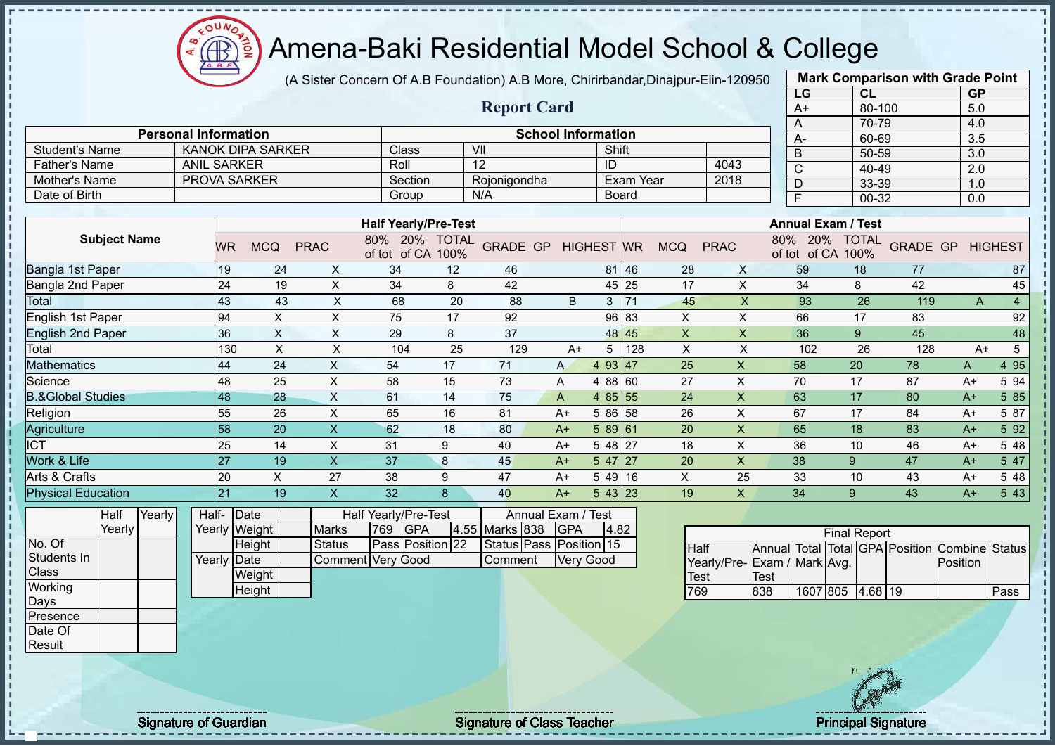# Amena-Baki Residential Model School & College

(A Sister Concern Of A.B Foundation) A.B More, Chirirbandar,Dinajpur-Eiin-120950

## Report Card

| Mark Comparison with Grade Point | | |
|---|---|---|
| LG | CL | GP |
| A+ | 80-100 | 5.0 |
| A | 70-79 | 4.0 |
| A- | 60-69 | 3.5 |
| B | 50-59 | 3.0 |
| C | 40-49 | 2.0 |
| D | 33-39 | 1.0 |
| F | 00-32 | 0.0 |

| Personal Information | | School Information | | | |
|---|---|---|---|---|---|
| Student's Name | KANOK DIPA SARKER | Class | VII | Shift | |
| Father's Name | ANIL SARKER | Roll | 12 | ID | 4043 |
| Mother's Name | PROVA SARKER | Section | Rojonigondha | Exam Year | 2018 |
| Date of Birth | | Group | N/A | Board | |

| Subject Name | Half Yearly/Pre-Test | | | | | | | | | Annual Exam / Test | | | | | | | | |
|---|---|---|---|---|---|---|---|---|---|---|---|---|---|---|---|---|---|---|
| | WR | MCQ | PRAC | 80% of tot | 20% of CA | TOTAL 100% | GRADE | GP | HIGHEST | WR | MCQ | PRAC | 80% of tot | 20% of CA | TOTAL 100% | GRADE | GP | HIGHEST |
| Bangla 1st Paper | 19 | 24 | X | 34 | 12 | 46 | | | 81 | 46 | 28 | X | 59 | 18 | 77 | | | 87 |
| Bangla 2nd Paper | 24 | 19 | X | 34 | 8 | 42 | | | 45 | 25 | 17 | X | 34 | 8 | 42 | | | 45 |
| Total | 43 | 43 | X | 68 | 20 | 88 | B | 3 | | 71 | 45 | X | 93 | 26 | 119 | A | 4 | |
| English 1st Paper | 94 | X | X | 75 | 17 | 92 | | | 96 | 83 | X | X | 66 | 17 | 83 | | | 92 |
| English 2nd Paper | 36 | X | X | 29 | 8 | 37 | | | 48 | 45 | X | X | 36 | 9 | 45 | | | 48 |
| Total | 130 | X | X | 104 | 25 | 129 | A+ | 5 | | 128 | X | X | 102 | 26 | 128 | A+ | 5 | |
| Mathematics | 44 | 24 | X | 54 | 17 | 71 | A | 4 | 93 | 47 | 25 | X | 58 | 20 | 78 | A | 4 | 95 |
| Science | 48 | 25 | X | 58 | 15 | 73 | A | 4 | 88 | 60 | 27 | X | 70 | 17 | 87 | A+ | 5 | 94 |
| B.&Global Studies | 48 | 28 | X | 61 | 14 | 75 | A | 4 | 85 | 55 | 24 | X | 63 | 17 | 80 | A+ | 5 | 85 |
| Religion | 55 | 26 | X | 65 | 16 | 81 | A+ | 5 | 86 | 58 | 26 | X | 67 | 17 | 84 | A+ | 5 | 87 |
| Agriculture | 58 | 20 | X | 62 | 18 | 80 | A+ | 5 | 89 | 61 | 20 | X | 65 | 18 | 83 | A+ | 5 | 92 |
| ICT | 25 | 14 | X | 31 | 9 | 40 | A+ | 5 | 48 | 27 | 18 | X | 36 | 10 | 46 | A+ | 5 | 48 |
| Work & Life | 27 | 19 | X | 37 | 8 | 45 | A+ | 5 | 47 | 27 | 20 | X | 38 | 9 | 47 | A+ | 5 | 47 |
| Arts & Crafts | 20 | X | 27 | 38 | 9 | 47 | A+ | 5 | 49 | 16 | X | 25 | 33 | 10 | 43 | A+ | 5 | 48 |
| Physical Education | 21 | 19 | X | 32 | 8 | 40 | A+ | 5 | 43 | 23 | 19 | X | 34 | 9 | 43 | A+ | 5 | 43 |

| | Half Yearly | Yearly |
|---|---|---|
| No. Of Students In Class | | |
| Working Days | | |
| Presence | | |
| Date Of Result | | |

| | | |
|---|---|---|
| Half-Yearly | Date | |
| | Weight | |
| | Height | |
| Yearly | Date | |
| | Weight | |
| | Height | |

| Half Yearly/Pre-Test | | | | Annual Exam / Test | | | |
|---|---|---|---|---|---|---|---|
| Marks | 769 | GPA | 4.55 | Marks | 838 | GPA | 4.82 |
| Status | Pass | Position | 22 | Status | Pass | Position | 15 |
| Comment | Very Good | | | Comment | Very Good | | |

| Final Report | | | | | | | |
|---|---|---|---|---|---|---|---|
| Half Yearly/Pre-Test | Annual Exam / Test | Total Mark | Total Avg. | GPA | Position | Combine Position | Status |
| 769 | 838 | 1607 | 805 | 4.68 | 19 | | Pass |

Signature of Guardian | Signature of Class Teacher | Principal Signature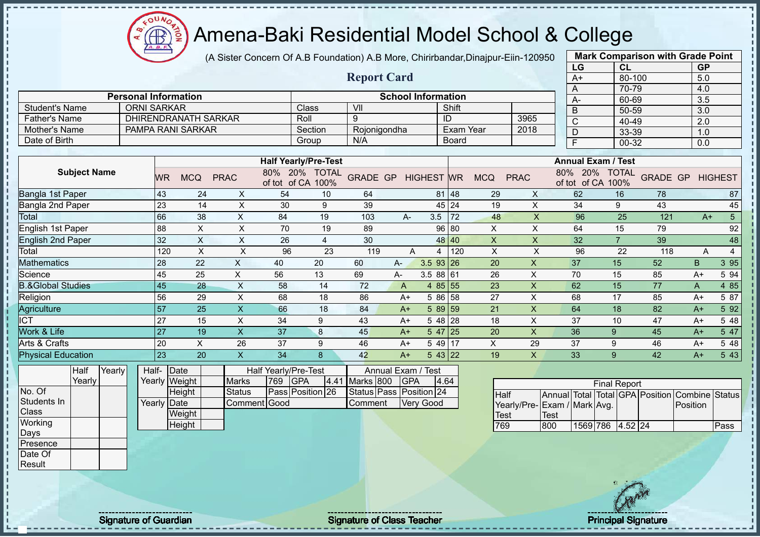# Amena-Baki Residential Model School & College

(A Sister Concern Of A.B Foundation) A.B More, Chirirbandar,Dinajpur-Eiin-120950

## Report Card

| Mark Comparison with Grade Point | | |
|---|---|---|
| LG | CL | GP |
| A+ | 80-100 | 5.0 |
| A | 70-79 | 4.0 |
| A- | 60-69 | 3.5 |
| B | 50-59 | 3.0 |
| C | 40-49 | 2.0 |
| D | 33-39 | 1.0 |
| F | 00-32 | 0.0 |

| Personal Information | | School Information | | | |
|---|---|---|---|---|---|
| Student's Name | ORNI SARKAR | Class | VII | Shift | |
| Father's Name | DHIRENDRANATH SARKAR | Roll | 9 | ID | 3965 |
| Mother's Name | PAMPA RANI SARKAR | Section | Rojonigondha | Exam Year | 2018 |
| Date of Birth | | Group | N/A | Board | |

| Subject Name | Half Yearly/Pre-Test | | | | | | | | | Annual Exam / Test | | | | | | | | |
|---|---|---|---|---|---|---|---|---|---|---|---|---|---|---|---|---|---|---|
| | WR | MCQ | PRAC | 80% of tot | 20% of CA | TOTAL 100% | GRADE | GP | HIGHEST | WR | MCQ | PRAC | 80% of tot | 20% of CA | TOTAL 100% | GRADE | GP | HIGHEST |
| Bangla 1st Paper | 43 | 24 | X | 54 | 10 | 64 | | | 81 | 48 | 29 | X | 62 | 16 | 78 | | | 87 |
| Bangla 2nd Paper | 23 | 14 | X | 30 | 9 | 39 | | | 45 | 24 | 19 | X | 34 | 9 | 43 | | | 45 |
| Total | 66 | 38 | X | 84 | 19 | 103 | A- | 3.5 | | 72 | 48 | X | 96 | 25 | 121 | A+ | 5 | |
| English 1st Paper | 88 | X | X | 70 | 19 | 89 | | | 96 | 80 | X | X | 64 | 15 | 79 | | | 92 |
| English 2nd Paper | 32 | X | X | 26 | 4 | 30 | | | 48 | 40 | X | X | 32 | 7 | 39 | | | 48 |
| Total | 120 | X | X | 96 | 23 | 119 | A | 4 | | 120 | X | X | 96 | 22 | 118 | A | 4 | |
| Mathematics | 28 | 22 | X | 40 | 20 | 60 | A- | 3.5 | 93 | 26 | 20 | X | 37 | 15 | 52 | B | 3 | 95 |
| Science | 45 | 25 | X | 56 | 13 | 69 | A- | 3.5 | 88 | 61 | 26 | X | 70 | 15 | 85 | A+ | 5 | 94 |
| B.&Global Studies | 45 | 28 | X | 58 | 14 | 72 | A | 4 | 85 | 55 | 23 | X | 62 | 15 | 77 | A | 4 | 85 |
| Religion | 56 | 29 | X | 68 | 18 | 86 | A+ | 5 | 86 | 58 | 27 | X | 68 | 17 | 85 | A+ | 5 | 87 |
| Agriculture | 57 | 25 | X | 66 | 18 | 84 | A+ | 5 | 89 | 59 | 21 | X | 64 | 18 | 82 | A+ | 5 | 92 |
| ICT | 27 | 15 | X | 34 | 9 | 43 | A+ | 5 | 48 | 28 | 18 | X | 37 | 10 | 47 | A+ | 5 | 48 |
| Work & Life | 27 | 19 | X | 37 | 8 | 45 | A+ | 5 | 47 | 25 | 20 | X | 36 | 9 | 45 | A+ | 5 | 47 |
| Arts & Crafts | 20 | X | 26 | 37 | 9 | 46 | A+ | 5 | 49 | 17 | X | 29 | 37 | 9 | 46 | A+ | 5 | 48 |
| Physical Education | 23 | 20 | X | 34 | 8 | 42 | A+ | 5 | 43 | 22 | 19 | X | 33 | 9 | 42 | A+ | 5 | 43 |

| | Half Yearly | Yearly |
|---|---|---|
| No. Of Students In Class | | |
| Working Days | | |
| Presence | | |
| Date Of Result | | |

| | | |
|---|---|---|
| Half-Yearly | Date | |
| | Weight | |
| | Height | |
| Yearly | Date | |
| | Weight | |
| | Height | |

| Half Yearly/Pre-Test | | | | Annual Exam / Test | | | |
|---|---|---|---|---|---|---|---|
| Marks | 769 | GPA | 4.41 | Marks | 800 | GPA | 4.64 |
| Status | Pass | Position | 26 | Status | Pass | Position | 24 |
| Comment | Good | | | Comment | Very Good | | |

| Final Report | | | | | | | |
|---|---|---|---|---|---|---|---|
| Half Yearly/Pre-Test | Annual Exam / Test | Total Mark | Total Avg. | GPA | Position | Combine Position | Status |
| 769 | 800 | 1569 | 786 | 4.52 | 24 | | Pass |

Signature of Guardian

Signature of Class Teacher

Principal Signature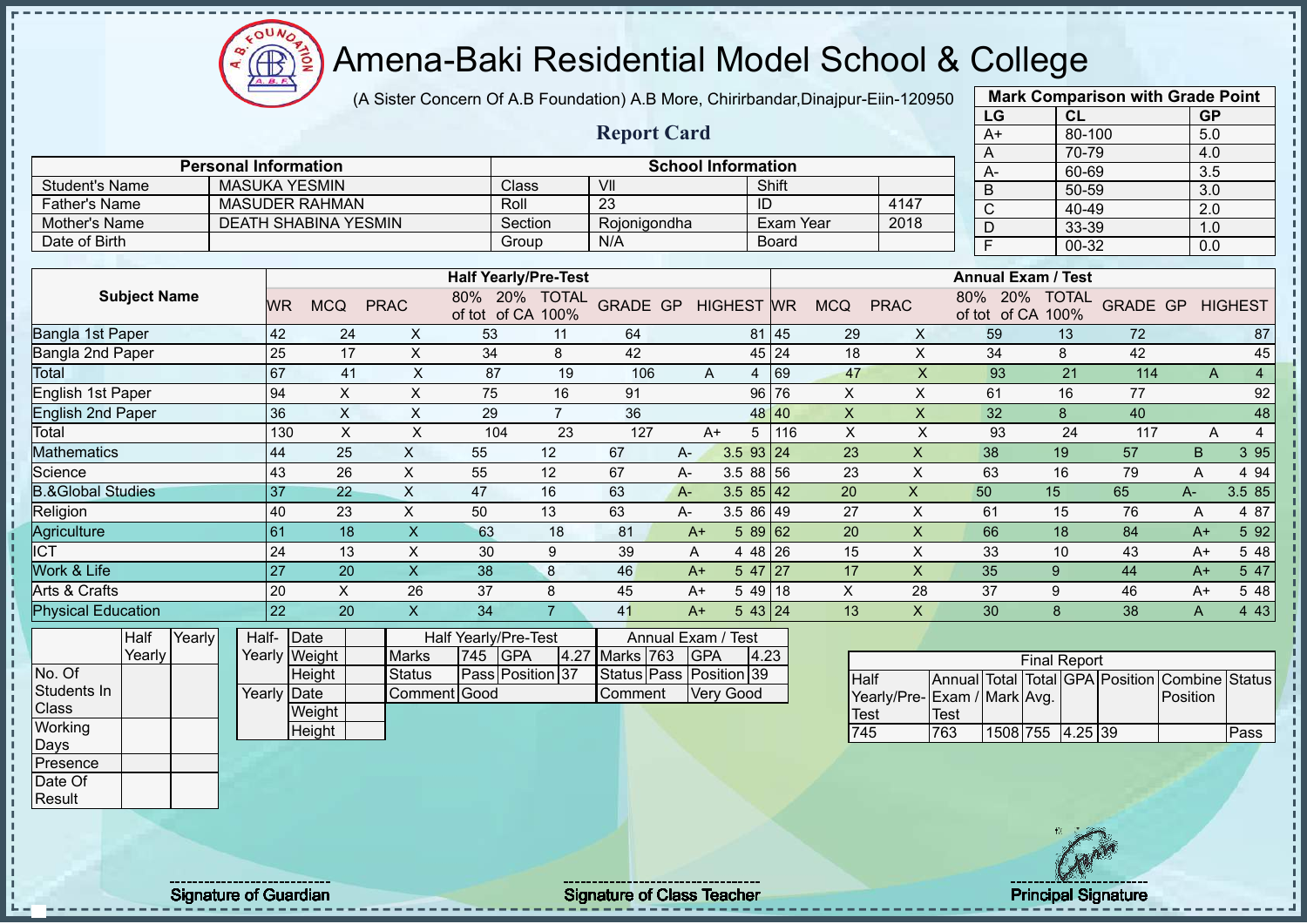# Amena-Baki Residential Model School & College

(A Sister Concern Of A.B Foundation) A.B More, Chirirbandar,Dinajpur-Eiin-120950

## Report Card

| Mark Comparison with Grade Point | | |
|---|---|---|
| LG | CL | GP |
| A+ | 80-100 | 5.0 |
| A | 70-79 | 4.0 |
| A- | 60-69 | 3.5 |
| B | 50-59 | 3.0 |
| C | 40-49 | 2.0 |
| D | 33-39 | 1.0 |
| F | 00-32 | 0.0 |

| Personal Information | | School Information | | | |
|---|---|---|---|---|---|
| Student's Name | MASUKA YESMIN | Class | VII | Shift | |
| Father's Name | MASUDER RAHMAN | Roll | 23 | ID | 4147 |
| Mother's Name | DEATH SHABINA YESMIN | Section | Rojonigondha | Exam Year | 2018 |
| Date of Birth | | Group | N/A | Board | |

| Subject Name | Half Yearly/Pre-Test | | | | | | | | | Annual Exam / Test | | | | | | | | |
|---|---|---|---|---|---|---|---|---|---|---|---|---|---|---|---|---|---|---|
| | WR | MCQ | PRAC | 80% of tot | 20% of CA | TOTAL 100% | GRADE | GP | HIGHEST | WR | MCQ | PRAC | 80% of tot | 20% of CA | TOTAL 100% | GRADE | GP | HIGHEST |
| Bangla 1st Paper | 42 | 24 | X | 53 | 11 | 64 | | | 81 | 45 | 29 | X | 59 | 13 | 72 | | | 87 |
| Bangla 2nd Paper | 25 | 17 | X | 34 | 8 | 42 | | | 45 | 24 | 18 | X | 34 | 8 | 42 | | | 45 |
| Total | 67 | 41 | X | 87 | 19 | 106 | A | 4 | | 69 | 47 | X | 93 | 21 | 114 | A | 4 | |
| English 1st Paper | 94 | X | X | 75 | 16 | 91 | | | 96 | 76 | X | X | 61 | 16 | 77 | | | 92 |
| English 2nd Paper | 36 | X | X | 29 | 7 | 36 | | | 48 | 40 | X | X | 32 | 8 | 40 | | | 48 |
| Total | 130 | X | X | 104 | 23 | 127 | A+ | 5 | | 116 | X | X | 93 | 24 | 117 | A | 4 | |
| Mathematics | 44 | 25 | X | 55 | 12 | 67 | A- | 3.5 | 93 | 24 | 23 | X | 38 | 19 | 57 | B | 3 | 95 |
| Science | 43 | 26 | X | 55 | 12 | 67 | A- | 3.5 | 88 | 56 | 23 | X | 63 | 16 | 79 | A | 4 | 94 |
| B.&Global Studies | 37 | 22 | X | 47 | 16 | 63 | A- | 3.5 | 85 | 42 | 20 | X | 50 | 15 | 65 | A- | 3.5 | 85 |
| Religion | 40 | 23 | X | 50 | 13 | 63 | A- | 3.5 | 86 | 49 | 27 | X | 61 | 15 | 76 | A | 4 | 87 |
| Agriculture | 61 | 18 | X | 63 | 18 | 81 | A+ | 5 | 89 | 62 | 20 | X | 66 | 18 | 84 | A+ | 5 | 92 |
| ICT | 24 | 13 | X | 30 | 9 | 39 | A | 4 | 48 | 26 | 15 | X | 33 | 10 | 43 | A+ | 5 | 48 |
| Work & Life | 27 | 20 | X | 38 | 8 | 46 | A+ | 5 | 47 | 27 | 17 | X | 35 | 9 | 44 | A+ | 5 | 47 |
| Arts & Crafts | 20 | X | 26 | 37 | 8 | 45 | A+ | 5 | 49 | 18 | X | 28 | 37 | 9 | 46 | A+ | 5 | 48 |
| Physical Education | 22 | 20 | X | 34 | 7 | 41 | A+ | 5 | 43 | 24 | 13 | X | 30 | 8 | 38 | A | 4 | 43 |

| | Half Yearly | Yearly |
|---|---|---|
| No. Of Students In Class | | |
| Working Days | | |
| Presence | | |
| Date Of Result | | |

| | | |
|---|---|---|
| Half-Yearly | Date | |
| | Weight | |
| | Height | |
| Yearly | Date | |
| | Weight | |
| | Height | |

| Half Yearly/Pre-Test | | | | Annual Exam / Test | | | |
|---|---|---|---|---|---|---|---|
| Marks | 745 | GPA | 4.27 | Marks | 763 | GPA | 4.23 |
| Status | Pass | Position | 37 | Status | Pass | Position | 39 |
| Comment | Good | | | Comment | Very Good | | |

| Final Report | | | | | | | |
|---|---|---|---|---|---|---|---|
| Half Yearly/Pre-Test | Annual Exam / Test | Total Mark | Total Avg. | GPA | Position | Combine Position | Status |
| 745 | 763 | 1508 | 755 | 4.25 | 39 | | Pass |

Signature of Guardian | Signature of Class Teacher | Principal Signature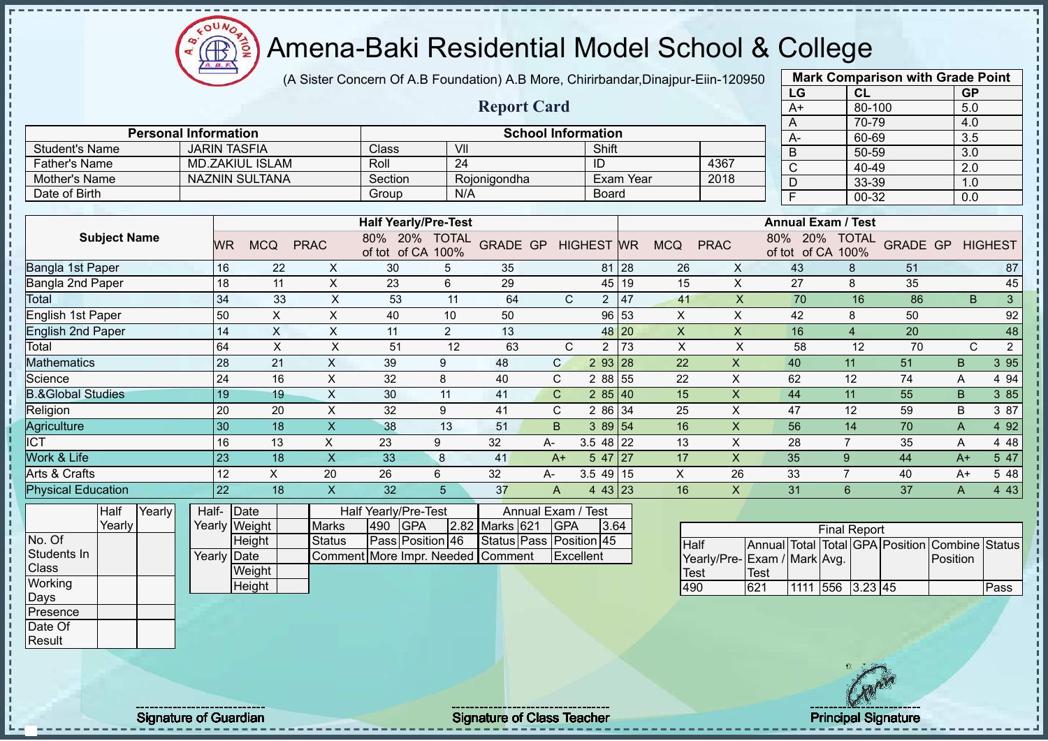# Amena-Baki Residential Model School & College

(A Sister Concern Of A.B Foundation) A.B More, Chirirbandar,Dinajpur-Eiin-120950

## Report Card

| Mark Comparison with Grade Point | | |
|---|---|---|
| LG | CL | GP |
| A+ | 80-100 | 5.0 |
| A | 70-79 | 4.0 |
| A- | 60-69 | 3.5 |
| B | 50-59 | 3.0 |
| C | 40-49 | 2.0 |
| D | 33-39 | 1.0 |
| F | 00-32 | 0.0 |

| Personal Information | | School Information | | | |
|---|---|---|---|---|---|
| Student's Name | JARIN TASFIA | Class | VII | Shift | |
| Father's Name | MD.ZAKIUL ISLAM | Roll | 24 | ID | 4367 |
| Mother's Name | NAZNIN SULTANA | Section | Rojonigondha | Exam Year | 2018 |
| Date of Birth | | Group | N/A | Board | |

| Subject Name | Half Yearly/Pre-Test | | | | | | | | | Annual Exam / Test | | | | | | | | |
|---|---|---|---|---|---|---|---|---|---|---|---|---|---|---|---|---|---|---|
| | WR | MCQ | PRAC | 80% of tot | 20% of CA | TOTAL 100% | GRADE | GP | HIGHEST | WR | MCQ | PRAC | 80% of tot | 20% of CA | TOTAL 100% | GRADE | GP | HIGHEST |
| Bangla 1st Paper | 16 | 22 | X | 30 | 5 | 35 | | | 81 | 28 | 26 | X | 43 | 8 | 51 | | | 87 |
| Bangla 2nd Paper | 18 | 11 | X | 23 | 6 | 29 | | | 45 | 19 | 15 | X | 27 | 8 | 35 | | | 45 |
| Total | 34 | 33 | X | 53 | 11 | 64 | C | 2 | | 47 | 41 | X | 70 | 16 | 86 | B | 3 | |
| English 1st Paper | 50 | X | X | 40 | 10 | 50 | | | 96 | 53 | X | X | 42 | 8 | 50 | | | 92 |
| English 2nd Paper | 14 | X | X | 11 | 2 | 13 | | | 48 | 20 | X | X | 16 | 4 | 20 | | | 48 |
| Total | 64 | X | X | 51 | 12 | 63 | C | 2 | | 73 | X | X | 58 | 12 | 70 | C | 2 | |
| Mathematics | 28 | 21 | X | 39 | 9 | 48 | C | 2 | 93 | 28 | 22 | X | 40 | 11 | 51 | B | 3 | 95 |
| Science | 24 | 16 | X | 32 | 8 | 40 | C | 2 | 88 | 55 | 22 | X | 62 | 12 | 74 | A | 4 | 94 |
| B.&Global Studies | 19 | 19 | X | 30 | 11 | 41 | C | 2 | 85 | 40 | 15 | X | 44 | 11 | 55 | B | 3 | 85 |
| Religion | 20 | 20 | X | 32 | 9 | 41 | C | 2 | 86 | 34 | 25 | X | 47 | 12 | 59 | B | 3 | 87 |
| Agriculture | 30 | 18 | X | 38 | 13 | 51 | B | 3 | 89 | 54 | 16 | X | 56 | 14 | 70 | A | 4 | 92 |
| ICT | 16 | 13 | X | 23 | 9 | 32 | A- | 3.5 | 48 | 22 | 13 | X | 28 | 7 | 35 | A | 4 | 48 |
| Work & Life | 23 | 18 | X | 33 | 8 | 41 | A+ | 5 | 47 | 27 | 17 | X | 35 | 9 | 44 | A+ | 5 | 47 |
| Arts & Crafts | 12 | X | 20 | 26 | 6 | 32 | A- | 3.5 | 49 | 15 | X | 26 | 33 | 7 | 40 | A+ | 5 | 48 |
| Physical Education | 22 | 18 | X | 32 | 5 | 37 | A | 4 | 43 | 23 | 16 | X | 31 | 6 | 37 | A | 4 | 43 |

| | Half Yearly | Yearly |
|---|---|---|
| No. Of Students In Class | | |
| Working Days | | |
| Presence | | |
| Date Of Result | | |

| | | |
|---|---|---|
| Half-Yearly | Date | |
| | Weight | |
| | Height | |
| Yearly | Date | |
| | Weight | |
| | Height | |

| Half Yearly/Pre-Test | | | | Annual Exam / Test | | | |
|---|---|---|---|---|---|---|---|
| Marks | 490 | GPA | 2.82 | Marks | 621 | GPA | 3.64 |
| Status | Pass | Position | 46 | Status | Pass | Position | 45 |
| Comment | More Impr. Needed | | | Comment | Excellent | | |

| Final Report | | | | | | | |
|---|---|---|---|---|---|---|---|
| Half Yearly/Pre-Test | Annual Exam / Test | Total Mark | Total Avg. | GPA | Position | Combine Position | Status |
| 490 | 621 | 1111 | 556 | 3.23 | 45 | | Pass |

Signature of Guardian

Signature of Class Teacher

Principal Signature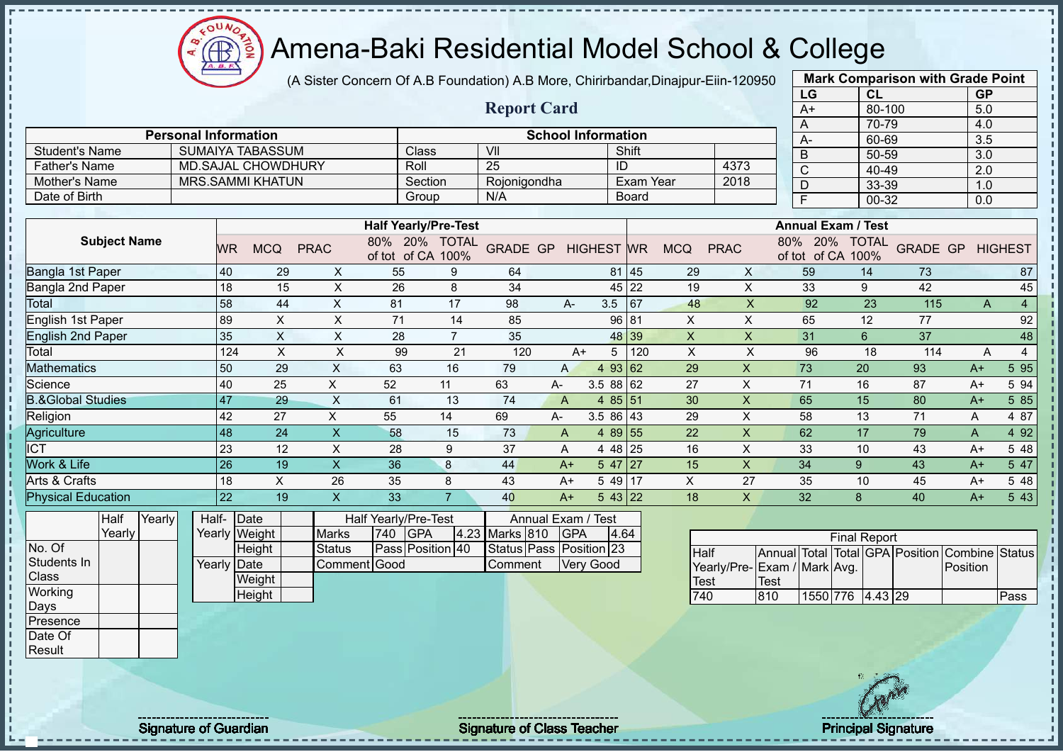# Amena-Baki Residential Model School & College

(A Sister Concern Of A.B Foundation) A.B More, Chirirbandar,Dinajpur-Eiin-120950

## Report Card

| Mark Comparison with Grade Point | | |
|---|---|---|
| LG | CL | GP |
| A+ | 80-100 | 5.0 |
| A | 70-79 | 4.0 |
| A- | 60-69 | 3.5 |
| B | 50-59 | 3.0 |
| C | 40-49 | 2.0 |
| D | 33-39 | 1.0 |
| F | 00-32 | 0.0 |

| Personal Information | | School Information | | | |
|---|---|---|---|---|---|
| Student's Name | SUMAIYA TABASSUM | Class | VII | Shift | |
| Father's Name | MD.SAJAL CHOWDHURY | Roll | 25 | ID | 4373 |
| Mother's Name | MRS.SAMMI KHATUN | Section | Rojonigondha | Exam Year | 2018 |
| Date of Birth | | Group | N/A | Board | |

| Subject Name | Half Yearly/Pre-Test | | | | | | | | | Annual Exam / Test | | | | | | | | |
|---|---|---|---|---|---|---|---|---|---|---|---|---|---|---|---|---|---|---|
| | WR | MCQ | PRAC | 80% of tot | 20% of CA | TOTAL 100% | GRADE | GP | HIGHEST | WR | MCQ | PRAC | 80% of tot | 20% of CA | TOTAL 100% | GRADE | GP | HIGHEST |
| Bangla 1st Paper | 40 | 29 | X | 55 | 9 | 64 | | | 81 | 45 | 29 | X | 59 | 14 | 73 | | | 87 |
| Bangla 2nd Paper | 18 | 15 | X | 26 | 8 | 34 | | | 45 | 22 | 19 | X | 33 | 9 | 42 | | | 45 |
| Total | 58 | 44 | X | 81 | 17 | 98 | A- | 3.5 | | 67 | 48 | X | 92 | 23 | 115 | A | 4 | |
| English 1st Paper | 89 | X | X | 71 | 14 | 85 | | | 96 | 81 | X | X | 65 | 12 | 77 | | | 92 |
| English 2nd Paper | 35 | X | X | 28 | 7 | 35 | | | 48 | 39 | X | X | 31 | 6 | 37 | | | 48 |
| Total | 124 | X | X | 99 | 21 | 120 | A+ | 5 | | 120 | X | X | 96 | 18 | 114 | A | 4 | |
| Mathematics | 50 | 29 | X | 63 | 16 | 79 | A | 4 | 93 | 62 | 29 | X | 73 | 20 | 93 | A+ | 5 | 95 |
| Science | 40 | 25 | X | 52 | 11 | 63 | A- | 3.5 | 88 | 62 | 27 | X | 71 | 16 | 87 | A+ | 5 | 94 |
| B.&Global Studies | 47 | 29 | X | 61 | 13 | 74 | A | 4 | 85 | 51 | 30 | X | 65 | 15 | 80 | A+ | 5 | 85 |
| Religion | 42 | 27 | X | 55 | 14 | 69 | A- | 3.5 | 86 | 43 | 29 | X | 58 | 13 | 71 | A | 4 | 87 |
| Agriculture | 48 | 24 | X | 58 | 15 | 73 | A | 4 | 89 | 55 | 22 | X | 62 | 17 | 79 | A | 4 | 92 |
| ICT | 23 | 12 | X | 28 | 9 | 37 | A | 4 | 48 | 25 | 16 | X | 33 | 10 | 43 | A+ | 5 | 48 |
| Work & Life | 26 | 19 | X | 36 | 8 | 44 | A+ | 5 | 47 | 27 | 15 | X | 34 | 9 | 43 | A+ | 5 | 47 |
| Arts & Crafts | 18 | X | 26 | 35 | 8 | 43 | A+ | 5 | 49 | 17 | X | 27 | 35 | 10 | 45 | A+ | 5 | 48 |
| Physical Education | 22 | 19 | X | 33 | 7 | 40 | A+ | 5 | 43 | 22 | 18 | X | 32 | 8 | 40 | A+ | 5 | 43 |

| | Half Yearly | Yearly |
|---|---|---|
| No. Of Students In Class | | |
| Working Days | | |
| Presence | | |
| Date Of Result | | |

| | | |
|---|---|---|
| Half-Yearly | Date | |
| | Weight | |
| | Height | |
| Yearly | Date | |
| | Weight | |
| | Height | |

| Half Yearly/Pre-Test | | | | Annual Exam / Test | | | |
|---|---|---|---|---|---|---|---|
| Marks | 740 | GPA | 4.23 | Marks | 810 | GPA | 4.64 |
| Status | Pass | Position | 40 | Status | Pass | Position | 23 |
| Comment | Good | | | Comment | Very Good | | |

| Final Report | | | | | | | |
|---|---|---|---|---|---|---|---|
| Half Yearly/Pre-Test | Annual Exam / Test | Total Mark | Total Avg. | GPA | Position | Combine Position | Status |
| 740 | 810 | 1550 | 776 | 4.43 | 29 | | Pass |

Signature of Guardian

Signature of Class Teacher

Principal Signature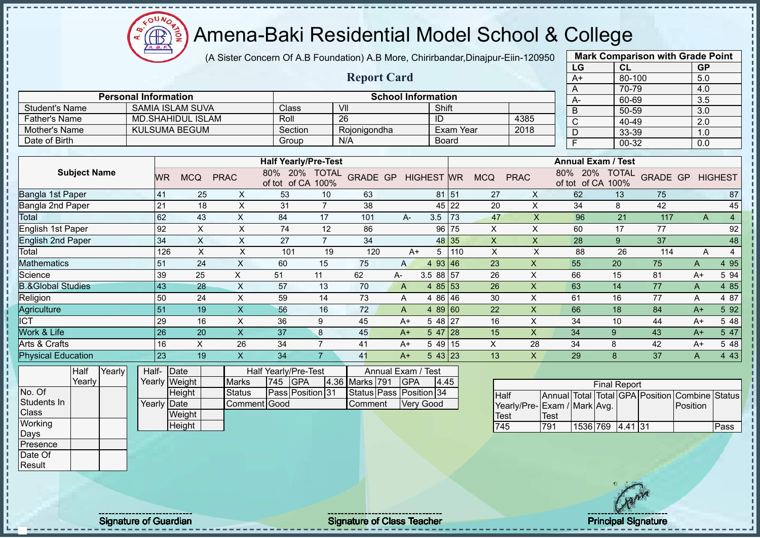# Amena-Baki Residential Model School & College

(A Sister Concern Of A.B Foundation) A.B More, Chirirbandar,Dinajpur-Eiin-120950

## Report Card

| Mark Comparison with Grade Point | | |
|---|---|---|
| LG | CL | GP |
| A+ | 80-100 | 5.0 |
| A | 70-79 | 4.0 |
| A- | 60-69 | 3.5 |
| B | 50-59 | 3.0 |
| C | 40-49 | 2.0 |
| D | 33-39 | 1.0 |
| F | 00-32 | 0.0 |

| Personal Information | | School Information | | | |
|---|---|---|---|---|---|
| Student's Name | SAMIA ISLAM SUVA | Class | VII | Shift | |
| Father's Name | MD.SHAHIDUL ISLAM | Roll | 26 | ID | 4385 |
| Mother's Name | KULSUMA BEGUM | Section | Rojonigondha | Exam Year | 2018 |
| Date of Birth | | Group | N/A | Board | |

| Subject Name | Half Yearly/Pre-Test | | | | | | | | | Annual Exam / Test | | | | | | | | |
|---|---|---|---|---|---|---|---|---|---|---|---|---|---|---|---|---|---|---|
| | WR | MCQ | PRAC | 80% of tot | 20% of CA | TOTAL 100% | GRADE | GP | HIGHEST | WR | MCQ | PRAC | 80% of tot | 20% of CA | TOTAL 100% | GRADE | GP | HIGHEST |
| Bangla 1st Paper | 41 | 25 | X | 53 | 10 | 63 | | | 81 | 51 | 27 | X | 62 | 13 | 75 | | | 87 |
| Bangla 2nd Paper | 21 | 18 | X | 31 | 7 | 38 | | | 45 | 22 | 20 | X | 34 | 8 | 42 | | | 45 |
| Total | 62 | 43 | X | 84 | 17 | 101 | A- | 3.5 | | 73 | 47 | X | 96 | 21 | 117 | A | 4 | |
| English 1st Paper | 92 | X | X | 74 | 12 | 86 | | | 96 | 75 | X | X | 60 | 17 | 77 | | | 92 |
| English 2nd Paper | 34 | X | X | 27 | 7 | 34 | | | 48 | 35 | X | X | 28 | 9 | 37 | | | 48 |
| Total | 126 | X | X | 101 | 19 | 120 | A+ | 5 | | 110 | X | X | 88 | 26 | 114 | A | 4 | |
| Mathematics | 51 | 24 | X | 60 | 15 | 75 | A | 4 | 93 | 46 | 23 | X | 55 | 20 | 75 | A | 4 | 95 |
| Science | 39 | 25 | X | 51 | 11 | 62 | A- | 3.5 | 88 | 57 | 26 | X | 66 | 15 | 81 | A+ | 5 | 94 |
| B.&Global Studies | 43 | 28 | X | 57 | 13 | 70 | A | 4 | 85 | 53 | 26 | X | 63 | 14 | 77 | A | 4 | 85 |
| Religion | 50 | 24 | X | 59 | 14 | 73 | A | 4 | 86 | 46 | 30 | X | 61 | 16 | 77 | A | 4 | 87 |
| Agriculture | 51 | 19 | X | 56 | 16 | 72 | A | 4 | 89 | 60 | 22 | X | 66 | 18 | 84 | A+ | 5 | 92 |
| ICT | 29 | 16 | X | 36 | 9 | 45 | A+ | 5 | 48 | 27 | 16 | X | 34 | 10 | 44 | A+ | 5 | 48 |
| Work & Life | 26 | 20 | X | 37 | 8 | 45 | A+ | 5 | 47 | 28 | 15 | X | 34 | 9 | 43 | A+ | 5 | 47 |
| Arts & Crafts | 16 | X | 26 | 34 | 7 | 41 | A+ | 5 | 49 | 15 | X | 28 | 34 | 8 | 42 | A+ | 5 | 48 |
| Physical Education | 23 | 19 | X | 34 | 7 | 41 | A+ | 5 | 43 | 23 | 13 | X | 29 | 8 | 37 | A | 4 | 43 |

| | Half Yearly | Yearly |
|---|---|---|
| No. Of Students In Class | | |
| Working Days | | |
| Presence | | |
| Date Of Result | | |

| | | |
|---|---|---|
| Half-Yearly | Date | |
| | Weight | |
| | Height | |
| Yearly | Date | |
| | Weight | |
| | Height | |

| Half Yearly/Pre-Test | | | | Annual Exam / Test | | | |
|---|---|---|---|---|---|---|---|
| Marks | 745 | GPA | 4.36 | Marks | 791 | GPA | 4.45 |
| Status | Pass | Position | 31 | Status | Pass | Position | 34 |
| Comment | Good | | | Comment | Very Good | | |

| Final Report | | | | | | | |
|---|---|---|---|---|---|---|---|
| Half Yearly/Pre-Test | Annual Exam / Test | Total Mark | Total Avg. | GPA | Position | Combine Position | Status |
| 745 | 791 | 1536 | 769 | 4.41 | 31 | | Pass |

Signature of Guardian　　　　Signature of Class Teacher　　　　Principal Signature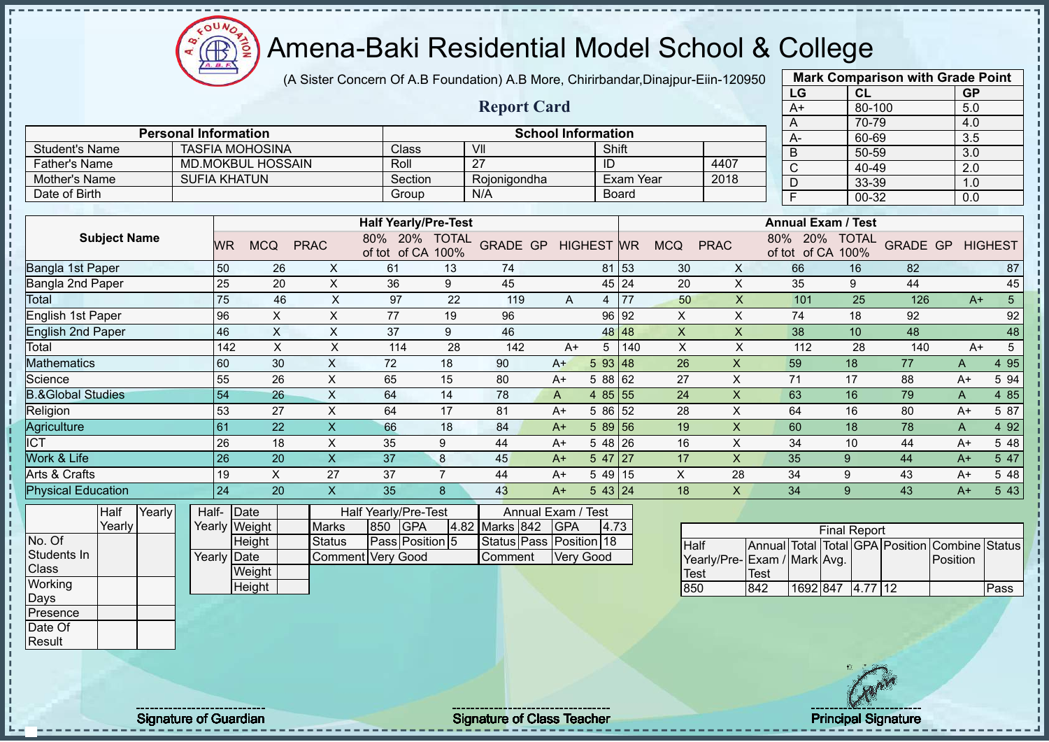# Amena-Baki Residential Model School & College

(A Sister Concern Of A.B Foundation) A.B More, Chirirbandar,Dinajpur-Eiin-120950

## Report Card

| Mark Comparison with Grade Point | | |
|---|---|---|
| LG | CL | GP |
| A+ | 80-100 | 5.0 |
| A | 70-79 | 4.0 |
| A- | 60-69 | 3.5 |
| B | 50-59 | 3.0 |
| C | 40-49 | 2.0 |
| D | 33-39 | 1.0 |
| F | 00-32 | 0.0 |

| Personal Information | | School Information | | | |
|---|---|---|---|---|---|
| Student's Name | TASFIA MOHOSINA | Class | VII | Shift | |
| Father's Name | MD.MOKBUL HOSSAIN | Roll | 27 | ID | 4407 |
| Mother's Name | SUFIA KHATUN | Section | Rojonigondha | Exam Year | 2018 |
| Date of Birth | | Group | N/A | Board | |

| Subject Name | Half Yearly/Pre-Test | | | | | | | | | Annual Exam / Test | | | | | | | | |
|---|---|---|---|---|---|---|---|---|---|---|---|---|---|---|---|---|---|---|
| | WR | MCQ | PRAC | 80% of tot | 20% of CA | TOTAL 100% | GRADE | GP | HIGHEST | WR | MCQ | PRAC | 80% of tot | 20% of CA | TOTAL 100% | GRADE | GP | HIGHEST |
| Bangla 1st Paper | 50 | 26 | X | 61 | 13 | 74 | | | 81 | 53 | 30 | X | 66 | 16 | 82 | | | 87 |
| Bangla 2nd Paper | 25 | 20 | X | 36 | 9 | 45 | | | 45 | 24 | 20 | X | 35 | 9 | 44 | | | 45 |
| Total | 75 | 46 | X | 97 | 22 | 119 | A | 4 | | 77 | 50 | X | 101 | 25 | 126 | A+ | 5 | |
| English 1st Paper | 96 | X | X | 77 | 19 | 96 | | | 96 | 92 | X | X | 74 | 18 | 92 | | | 92 |
| English 2nd Paper | 46 | X | X | 37 | 9 | 46 | | | 48 | 48 | X | X | 38 | 10 | 48 | | | 48 |
| Total | 142 | X | X | 114 | 28 | 142 | A+ | 5 | | 140 | X | X | 112 | 28 | 140 | A+ | 5 | |
| Mathematics | 60 | 30 | X | 72 | 18 | 90 | A+ | 5 | 93 | 48 | 26 | X | 59 | 18 | 77 | A | 4 | 95 |
| Science | 55 | 26 | X | 65 | 15 | 80 | A+ | 5 | 88 | 62 | 27 | X | 71 | 17 | 88 | A+ | 5 | 94 |
| B.&Global Studies | 54 | 26 | X | 64 | 14 | 78 | A | 4 | 85 | 55 | 24 | X | 63 | 16 | 79 | A | 4 | 85 |
| Religion | 53 | 27 | X | 64 | 17 | 81 | A+ | 5 | 86 | 52 | 28 | X | 64 | 16 | 80 | A+ | 5 | 87 |
| Agriculture | 61 | 22 | X | 66 | 18 | 84 | A+ | 5 | 89 | 56 | 19 | X | 60 | 18 | 78 | A | 4 | 92 |
| ICT | 26 | 18 | X | 35 | 9 | 44 | A+ | 5 | 48 | 26 | 16 | X | 34 | 10 | 44 | A+ | 5 | 48 |
| Work & Life | 26 | 20 | X | 37 | 8 | 45 | A+ | 5 | 47 | 27 | 17 | X | 35 | 9 | 44 | A+ | 5 | 47 |
| Arts & Crafts | 19 | X | 27 | 37 | 7 | 44 | A+ | 5 | 49 | 15 | X | 28 | 34 | 9 | 43 | A+ | 5 | 48 |
| Physical Education | 24 | 20 | X | 35 | 8 | 43 | A+ | 5 | 43 | 24 | 18 | X | 34 | 9 | 43 | A+ | 5 | 43 |

| | Half Yearly | Yearly |
|---|---|---|
| No. Of Students In Class | | |
| Working Days | | |
| Presence | | |
| Date Of Result | | |

| | | |
|---|---|---|
| Half-Yearly | Date | |
| | Weight | |
| | Height | |
| Yearly | Date | |
| | Weight | |
| | Height | |

| Half Yearly/Pre-Test | | | | Annual Exam / Test | | | |
|---|---|---|---|---|---|---|---|
| Marks | 850 | GPA | 4.82 | Marks | 842 | GPA | 4.73 |
| Status | Pass | Position | 5 | Status | Pass | Position | 18 |
| Comment | Very Good | | | Comment | Very Good | | |

| Final Report | | | | | | | |
|---|---|---|---|---|---|---|---|
| Half Yearly/Pre-Test | Annual Exam / Test | Total Mark | Total Avg. | GPA | Position | Combine Position | Status |
| 850 | 842 | 1692 | 847 | 4.77 | 12 | | Pass |

Signature of Guardian

Signature of Class Teacher

Principal Signature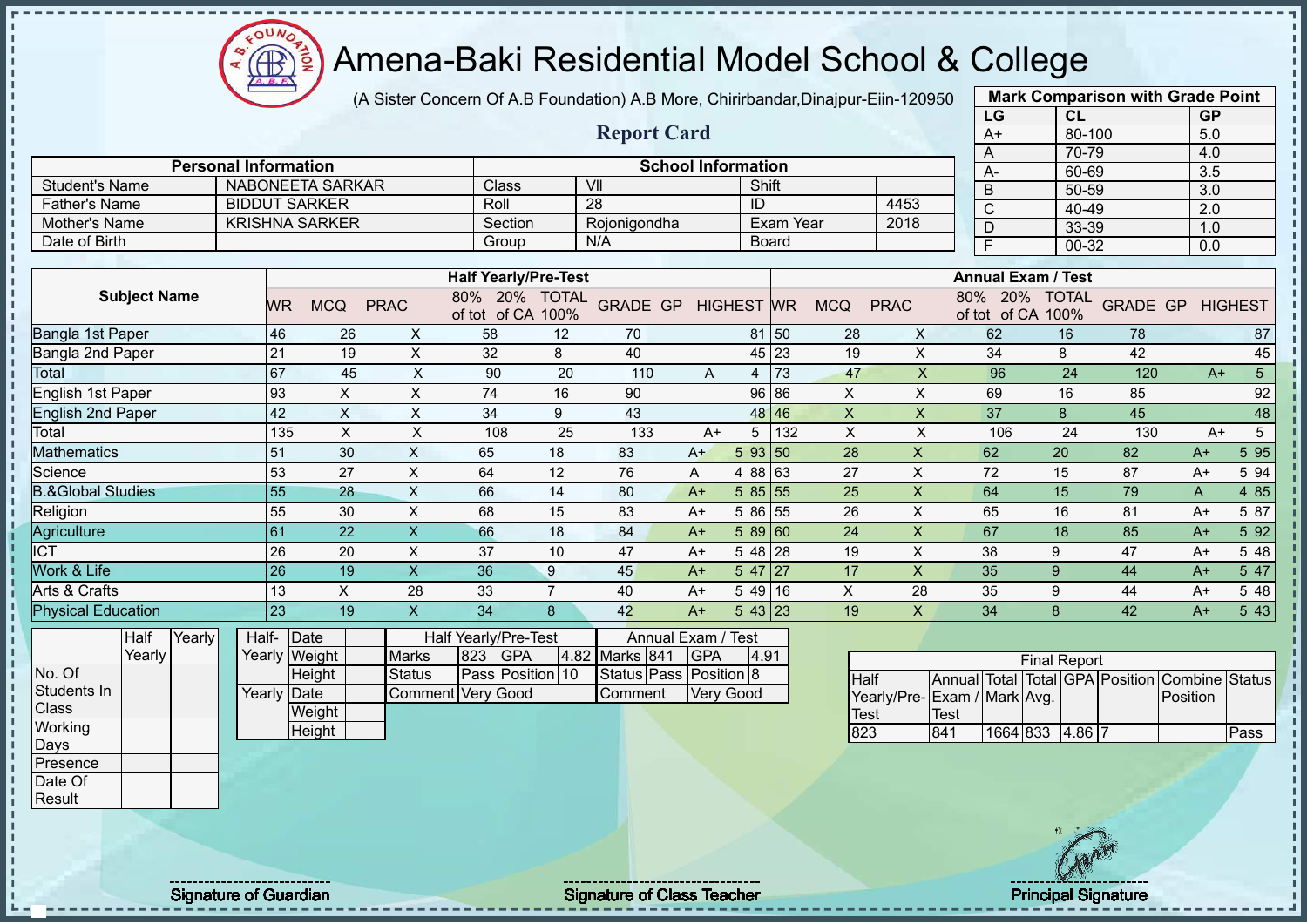# Amena-Baki Residential Model School & College

(A Sister Concern Of A.B Foundation) A.B More, Chirirbandar,Dinajpur-Eiin-120950

## Report Card

| Mark Comparison with Grade Point | | |
|---|---|---|
| LG | CL | GP |
| A+ | 80-100 | 5.0 |
| A | 70-79 | 4.0 |
| A- | 60-69 | 3.5 |
| B | 50-59 | 3.0 |
| C | 40-49 | 2.0 |
| D | 33-39 | 1.0 |
| F | 00-32 | 0.0 |

| Personal Information | | School Information | | | |
|---|---|---|---|---|---|
| Student's Name | NABONEETA SARKAR | Class | VII | Shift | |
| Father's Name | BIDDUT SARKER | Roll | 28 | ID | 4453 |
| Mother's Name | KRISHNA SARKER | Section | Rojonigondha | Exam Year | 2018 |
| Date of Birth | | Group | N/A | Board | |

| Subject Name | Half Yearly/Pre-Test | | | | | | | | | Annual Exam / Test | | | | | | | | |
|---|---|---|---|---|---|---|---|---|---|---|---|---|---|---|---|---|---|---|
| | WR | MCQ | PRAC | 80% of tot | 20% of CA | TOTAL 100% | GRADE | GP | HIGHEST | WR | MCQ | PRAC | 80% of tot | 20% of CA | TOTAL 100% | GRADE | GP | HIGHEST |
| Bangla 1st Paper | 46 | 26 | X | 58 | 12 | 70 | | | 81 | 50 | 28 | X | 62 | 16 | 78 | | | 87 |
| Bangla 2nd Paper | 21 | 19 | X | 32 | 8 | 40 | | | 45 | 23 | 19 | X | 34 | 8 | 42 | | | 45 |
| Total | 67 | 45 | X | 90 | 20 | 110 | A | 4 | | 73 | 47 | X | 96 | 24 | 120 | A+ | 5 | |
| English 1st Paper | 93 | X | X | 74 | 16 | 90 | | | 96 | 86 | X | X | 69 | 16 | 85 | | | 92 |
| English 2nd Paper | 42 | X | X | 34 | 9 | 43 | | | 48 | 46 | X | X | 37 | 8 | 45 | | | 48 |
| Total | 135 | X | X | 108 | 25 | 133 | A+ | 5 | | 132 | X | X | 106 | 24 | 130 | A+ | 5 | |
| Mathematics | 51 | 30 | X | 65 | 18 | 83 | A+ | 5 | 93 | 50 | 28 | X | 62 | 20 | 82 | A+ | 5 | 95 |
| Science | 53 | 27 | X | 64 | 12 | 76 | A | 4 | 88 | 63 | 27 | X | 72 | 15 | 87 | A+ | 5 | 94 |
| B.&Global Studies | 55 | 28 | X | 66 | 14 | 80 | A+ | 5 | 85 | 55 | 25 | X | 64 | 15 | 79 | A | 4 | 85 |
| Religion | 55 | 30 | X | 68 | 15 | 83 | A+ | 5 | 86 | 55 | 26 | X | 65 | 16 | 81 | A+ | 5 | 87 |
| Agriculture | 61 | 22 | X | 66 | 18 | 84 | A+ | 5 | 89 | 60 | 24 | X | 67 | 18 | 85 | A+ | 5 | 92 |
| ICT | 26 | 20 | X | 37 | 10 | 47 | A+ | 5 | 48 | 28 | 19 | X | 38 | 9 | 47 | A+ | 5 | 48 |
| Work & Life | 26 | 19 | X | 36 | 9 | 45 | A+ | 5 | 47 | 27 | 17 | X | 35 | 9 | 44 | A+ | 5 | 47 |
| Arts & Crafts | 13 | X | 28 | 33 | 7 | 40 | A+ | 5 | 49 | 16 | X | 28 | 35 | 9 | 44 | A+ | 5 | 48 |
| Physical Education | 23 | 19 | X | 34 | 8 | 42 | A+ | 5 | 43 | 23 | 19 | X | 34 | 8 | 42 | A+ | 5 | 43 |

| | Half Yearly | Yearly |
|---|---|---|
| No. Of Students In Class | | |
| Working Days | | |
| Presence | | |
| Date Of Result | | |

| | | |
|---|---|---|
| Half-Yearly | Date | |
| | Weight | |
| | Height | |
| Yearly | Date | |
| | Weight | |
| | Height | |

| Half Yearly/Pre-Test | | | | Annual Exam / Test | | | |
|---|---|---|---|---|---|---|---|
| Marks | 823 | GPA | 4.82 | Marks | 841 | GPA | 4.91 |
| Status | Pass | Position | 10 | Status | Pass | Position | 8 |
| Comment | Very Good | | | Comment | Very Good | | |

| Final Report | | | | | | | |
|---|---|---|---|---|---|---|---|
| Half Yearly/Pre-Test | Annual Exam / Test | Total Mark | Total Avg. | GPA | Position | Combine Position | Status |
| 823 | 841 | 1664 | 833 | 4.86 | 7 | | Pass |

Signature of Guardian | Signature of Class Teacher | Principal Signature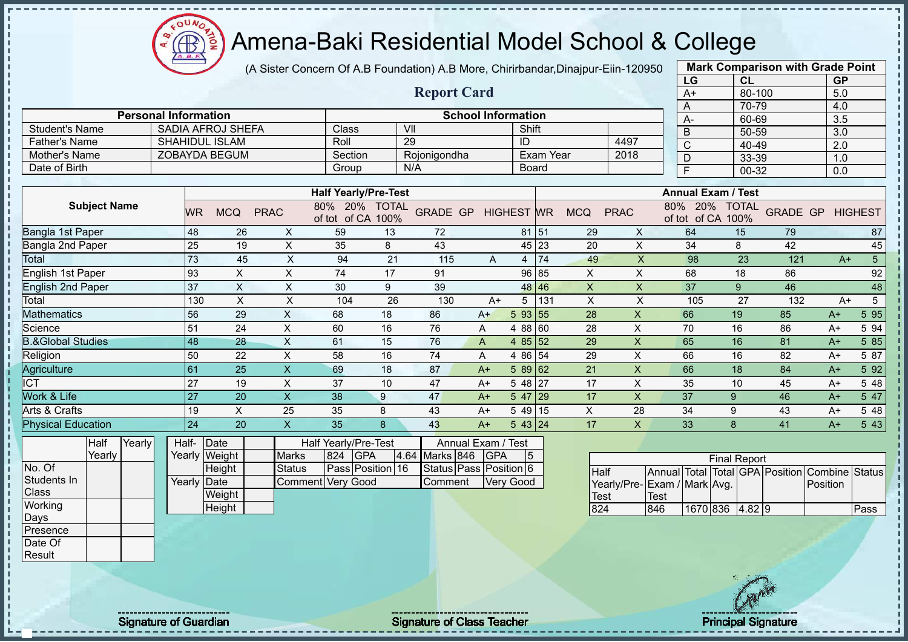# Amena-Baki Residential Model School & College

(A Sister Concern Of A.B Foundation) A.B More, Chirirbandar,Dinajpur-Eiin-120950

## Report Card

| Mark Comparison with Grade Point | | |
|---|---|---|
| LG | CL | GP |
| A+ | 80-100 | 5.0 |
| A | 70-79 | 4.0 |
| A- | 60-69 | 3.5 |
| B | 50-59 | 3.0 |
| C | 40-49 | 2.0 |
| D | 33-39 | 1.0 |
| F | 00-32 | 0.0 |

| Personal Information | | School Information | | | |
|---|---|---|---|---|---|
| Student's Name | SADIA AFROJ SHEFA | Class | VII | Shift | |
| Father's Name | SHAHIDUL ISLAM | Roll | 29 | ID | 4497 |
| Mother's Name | ZOBAYDA BEGUM | Section | Rojonigondha | Exam Year | 2018 |
| Date of Birth | | Group | N/A | Board | |

| Subject Name | Half Yearly/Pre-Test | | | | | | | | | Annual Exam / Test | | | | | | | | |
|---|---|---|---|---|---|---|---|---|---|---|---|---|---|---|---|---|---|---|
| | WR | MCQ | PRAC | 80% of tot | 20% of CA | TOTAL 100% | GRADE | GP | HIGHEST | WR | MCQ | PRAC | 80% of tot | 20% of CA | TOTAL 100% | GRADE | GP | HIGHEST |
| Bangla 1st Paper | 48 | 26 | X | 59 | 13 | 72 | | | 81 | 51 | 29 | X | 64 | 15 | 79 | | | 87 |
| Bangla 2nd Paper | 25 | 19 | X | 35 | 8 | 43 | | | 45 | 23 | 20 | X | 34 | 8 | 42 | | | 45 |
| Total | 73 | 45 | X | 94 | 21 | 115 | A | 4 | | 74 | 49 | X | 98 | 23 | 121 | A+ | 5 | |
| English 1st Paper | 93 | X | X | 74 | 17 | 91 | | | 96 | 85 | X | X | 68 | 18 | 86 | | | 92 |
| English 2nd Paper | 37 | X | X | 30 | 9 | 39 | | | 48 | 46 | X | X | 37 | 9 | 46 | | | 48 |
| Total | 130 | X | X | 104 | 26 | 130 | A+ | 5 | | 131 | X | X | 105 | 27 | 132 | A+ | 5 | |
| Mathematics | 56 | 29 | X | 68 | 18 | 86 | A+ | 5 | 93 | 55 | 28 | X | 66 | 19 | 85 | A+ | 5 | 95 |
| Science | 51 | 24 | X | 60 | 16 | 76 | A | 4 | 88 | 60 | 28 | X | 70 | 16 | 86 | A+ | 5 | 94 |
| B.&Global Studies | 48 | 28 | X | 61 | 15 | 76 | A | 4 | 85 | 52 | 29 | X | 65 | 16 | 81 | A+ | 5 | 85 |
| Religion | 50 | 22 | X | 58 | 16 | 74 | A | 4 | 86 | 54 | 29 | X | 66 | 16 | 82 | A+ | 5 | 87 |
| Agriculture | 61 | 25 | X | 69 | 18 | 87 | A+ | 5 | 89 | 62 | 21 | X | 66 | 18 | 84 | A+ | 5 | 92 |
| ICT | 27 | 19 | X | 37 | 10 | 47 | A+ | 5 | 48 | 27 | 17 | X | 35 | 10 | 45 | A+ | 5 | 48 |
| Work & Life | 27 | 20 | X | 38 | 9 | 47 | A+ | 5 | 47 | 29 | 17 | X | 37 | 9 | 46 | A+ | 5 | 47 |
| Arts & Crafts | 19 | X | 25 | 35 | 8 | 43 | A+ | 5 | 49 | 15 | X | 28 | 34 | 9 | 43 | A+ | 5 | 48 |
| Physical Education | 24 | 20 | X | 35 | 8 | 43 | A+ | 5 | 43 | 24 | 17 | X | 33 | 8 | 41 | A+ | 5 | 43 |

| | Half Yearly | Yearly |
|---|---|---|
| No. Of Students In Class | | |
| Working Days | | |
| Presence | | |
| Date Of Result | | |

| | | |
|---|---|---|
| Half-Yearly | Date | |
| | Weight | |
| | Height | |
| Yearly | Date | |
| | Weight | |
| | Height | |

| Half Yearly/Pre-Test | | | | Annual Exam / Test | | | |
|---|---|---|---|---|---|---|---|
| Marks | 824 | GPA | 4.64 | Marks | 846 | GPA | 5 |
| Status | Pass | Position | 16 | Status | Pass | Position | 6 |
| Comment | Very Good | | | Comment | Very Good | | |

| Final Report | | | | | | | |
|---|---|---|---|---|---|---|---|
| Half Yearly/Pre-Test | Annual Exam / Test | Total Mark | Total Avg. | GPA | Position | Combine Position | Status |
| 824 | 846 | 1670 | 836 | 4.82 | 9 | | Pass |

Signature of Guardian

Signature of Class Teacher

Principal Signature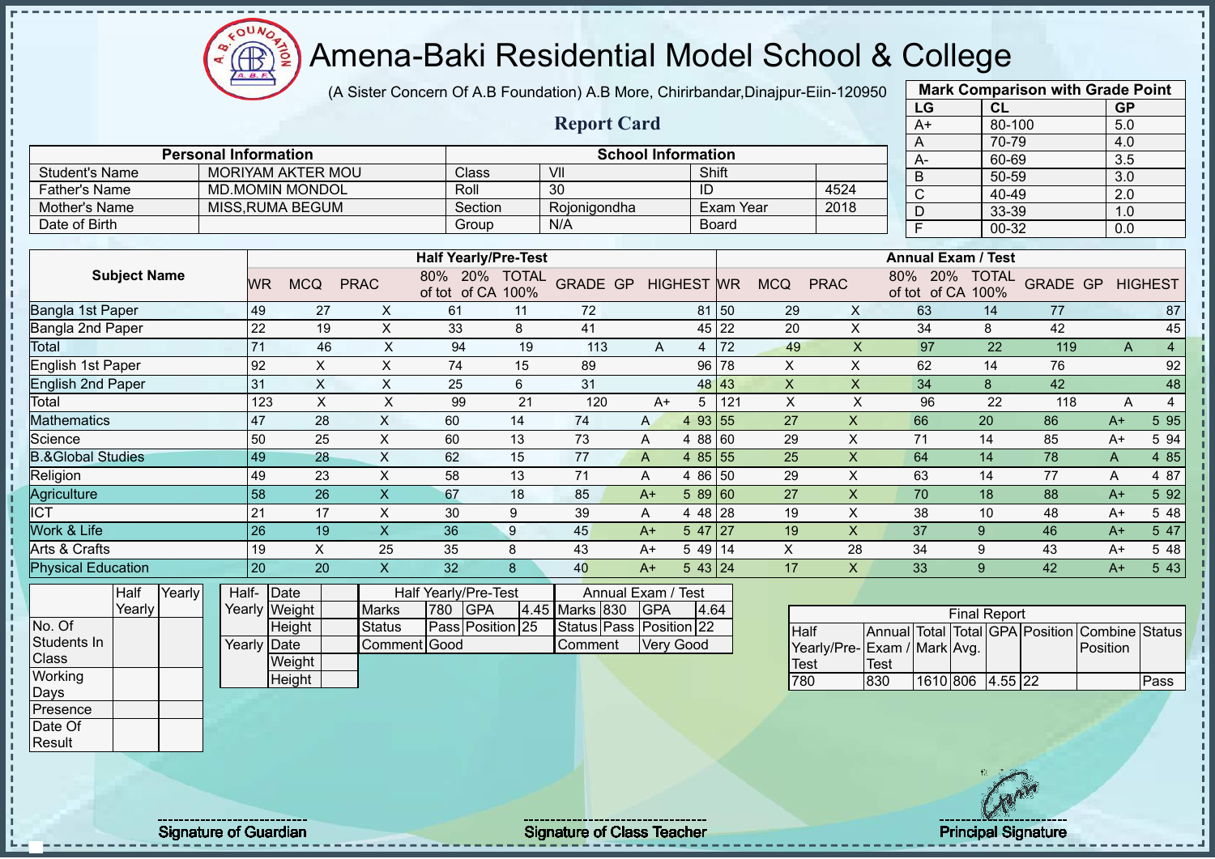# Amena-Baki Residential Model School & College

(A Sister Concern Of A.B Foundation) A.B More, Chirirbandar,Dinajpur-Eiin-120950

## Report Card

| Mark Comparison with Grade Point | | |
|---|---|---|
| LG | CL | GP |
| A+ | 80-100 | 5.0 |
| A | 70-79 | 4.0 |
| A- | 60-69 | 3.5 |
| B | 50-59 | 3.0 |
| C | 40-49 | 2.0 |
| D | 33-39 | 1.0 |
| F | 00-32 | 0.0 |

| Personal Information | | School Information | | | |
|---|---|---|---|---|---|
| Student's Name | MORIYAM AKTER MOU | Class | VII | Shift | |
| Father's Name | MD.MOMIN MONDOL | Roll | 30 | ID | 4524 |
| Mother's Name | MISS,RUMA BEGUM | Section | Rojonigondha | Exam Year | 2018 |
| Date of Birth | | Group | N/A | Board | |

| Subject Name | Half Yearly/Pre-Test | | | | | | | | | Annual Exam / Test | | | | | | | | |
|---|---|---|---|---|---|---|---|---|---|---|---|---|---|---|---|---|---|---|
| | WR | MCQ | PRAC | 80% of tot | 20% of CA | TOTAL 100% | GRADE | GP | HIGHEST | WR | MCQ | PRAC | 80% of tot | 20% of CA | TOTAL 100% | GRADE | GP | HIGHEST |
| Bangla 1st Paper | 49 | 27 | X | 61 | 11 | 72 | | | 81 | 50 | 29 | X | 63 | 14 | 77 | | | 87 |
| Bangla 2nd Paper | 22 | 19 | X | 33 | 8 | 41 | | | 45 | 22 | 20 | X | 34 | 8 | 42 | | | 45 |
| Total | 71 | 46 | X | 94 | 19 | 113 | A | 4 | | 72 | 49 | X | 97 | 22 | 119 | A | 4 | |
| English 1st Paper | 92 | X | X | 74 | 15 | 89 | | | 96 | 78 | X | X | 62 | 14 | 76 | | | 92 |
| English 2nd Paper | 31 | X | X | 25 | 6 | 31 | | | 48 | 43 | X | X | 34 | 8 | 42 | | | 48 |
| Total | 123 | X | X | 99 | 21 | 120 | A+ | 5 | | 121 | X | X | 96 | 22 | 118 | A | 4 | |
| Mathematics | 47 | 28 | X | 60 | 14 | 74 | A | 4 | 93 | 55 | 27 | X | 66 | 20 | 86 | A+ | 5 | 95 |
| Science | 50 | 25 | X | 60 | 13 | 73 | A | 4 | 88 | 60 | 29 | X | 71 | 14 | 85 | A+ | 5 | 94 |
| B.&Global Studies | 49 | 28 | X | 62 | 15 | 77 | A | 4 | 85 | 55 | 25 | X | 64 | 14 | 78 | A | 4 | 85 |
| Religion | 49 | 23 | X | 58 | 13 | 71 | A | 4 | 86 | 50 | 29 | X | 63 | 14 | 77 | A | 4 | 87 |
| Agriculture | 58 | 26 | X | 67 | 18 | 85 | A+ | 5 | 89 | 60 | 27 | X | 70 | 18 | 88 | A+ | 5 | 92 |
| ICT | 21 | 17 | X | 30 | 9 | 39 | A | 4 | 48 | 28 | 19 | X | 38 | 10 | 48 | A+ | 5 | 48 |
| Work & Life | 26 | 19 | X | 36 | 9 | 45 | A+ | 5 | 47 | 27 | 19 | X | 37 | 9 | 46 | A+ | 5 | 47 |
| Arts & Crafts | 19 | X | 25 | 35 | 8 | 43 | A+ | 5 | 49 | 14 | X | 28 | 34 | 9 | 43 | A+ | 5 | 48 |
| Physical Education | 20 | 20 | X | 32 | 8 | 40 | A+ | 5 | 43 | 24 | 17 | X | 33 | 9 | 42 | A+ | 5 | 43 |

| | Half Yearly | Yearly |
|---|---|---|
| No. Of Students In Class | | |
| Working Days | | |
| Presence | | |
| Date Of Result | | |

| | | |
|---|---|---|
| Half-Yearly | Date | |
| | Weight | |
| | Height | |
| Yearly | Date | |
| | Weight | |
| | Height | |

| Half Yearly/Pre-Test | | | | Annual Exam / Test | | | |
|---|---|---|---|---|---|---|---|
| Marks | 780 | GPA | 4.45 | Marks | 830 | GPA | 4.64 |
| Status | Pass | Position | 25 | Status | Pass | Position | 22 |
| Comment | Good | | | Comment | Very Good | | |

| Final Report | | | | | | | |
|---|---|---|---|---|---|---|---|
| Half Yearly/Pre-Test | Annual Exam / Test | Total Mark | Total Avg. | GPA | Position | Combine Position | Status |
| 780 | 830 | 1610 | 806 | 4.55 | 22 | | Pass |

Signature of Guardian

Signature of Class Teacher

Principal Signature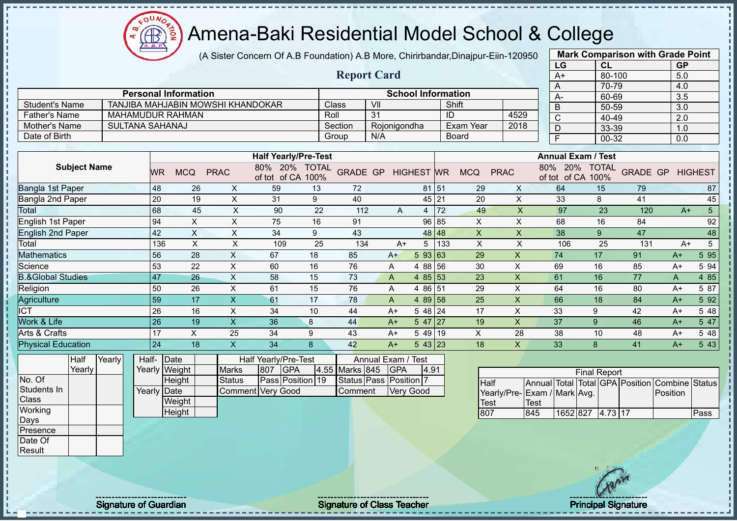# Amena-Baki Residential Model School & College

(A Sister Concern Of A.B Foundation) A.B More, Chirirbandar,Dinajpur-Eiin-120950

## Report Card

| Mark Comparison with Grade Point | | |
|---|---|---|
| LG | CL | GP |
| A+ | 80-100 | 5.0 |
| A | 70-79 | 4.0 |
| A- | 60-69 | 3.5 |
| B | 50-59 | 3.0 |
| C | 40-49 | 2.0 |
| D | 33-39 | 1.0 |
| F | 00-32 | 0.0 |

| Personal Information | | School Information | | | |
|---|---|---|---|---|---|
| Student's Name | TANJIBA MAHJABIN MOWSHI KHANDOKAR | Class | VII | Shift | |
| Father's Name | MAHAMUDUR RAHMAN | Roll | 31 | ID | 4529 |
| Mother's Name | SULTANA SAHANAJ | Section | Rojonigondha | Exam Year | 2018 |
| Date of Birth | | Group | N/A | Board | |

| Subject Name | Half Yearly/Pre-Test | | | | | | | | | Annual Exam / Test | | | | | | | | |
|---|---|---|---|---|---|---|---|---|---|---|---|---|---|---|---|---|---|---|
| | WR | MCQ | PRAC | 80% of tot | 20% of CA | TOTAL 100% | GRADE | GP | HIGHEST | WR | MCQ | PRAC | 80% of tot | 20% of CA | TOTAL 100% | GRADE | GP | HIGHEST |
| Bangla 1st Paper | 48 | 26 | X | 59 | 13 | 72 | | | 81 | 51 | 29 | X | 64 | 15 | 79 | | | 87 |
| Bangla 2nd Paper | 20 | 19 | X | 31 | 9 | 40 | | | 45 | 21 | 20 | X | 33 | 8 | 41 | | | 45 |
| Total | 68 | 45 | X | 90 | 22 | 112 | A | 4 | | 72 | 49 | X | 97 | 23 | 120 | A+ | 5 | |
| English 1st Paper | 94 | X | X | 75 | 16 | 91 | | | 96 | 85 | X | X | 68 | 16 | 84 | | | 92 |
| English 2nd Paper | 42 | X | X | 34 | 9 | 43 | | | 48 | 48 | X | X | 38 | 9 | 47 | | | 48 |
| Total | 136 | X | X | 109 | 25 | 134 | A+ | 5 | | 133 | X | X | 106 | 25 | 131 | A+ | 5 | |
| Mathematics | 56 | 28 | X | 67 | 18 | 85 | A+ | 5 | 93 | 63 | 29 | X | 74 | 17 | 91 | A+ | 5 | 95 |
| Science | 53 | 22 | X | 60 | 16 | 76 | A | 4 | 88 | 56 | 30 | X | 69 | 16 | 85 | A+ | 5 | 94 |
| B.&Global Studies | 47 | 26 | X | 58 | 15 | 73 | A | 4 | 85 | 53 | 23 | X | 61 | 16 | 77 | A | 4 | 85 |
| Religion | 50 | 26 | X | 61 | 15 | 76 | A | 4 | 86 | 51 | 29 | X | 64 | 16 | 80 | A+ | 5 | 87 |
| Agriculture | 59 | 17 | X | 61 | 17 | 78 | A | 4 | 89 | 58 | 25 | X | 66 | 18 | 84 | A+ | 5 | 92 |
| ICT | 26 | 16 | X | 34 | 10 | 44 | A+ | 5 | 48 | 24 | 17 | X | 33 | 9 | 42 | A+ | 5 | 48 |
| Work & Life | 26 | 19 | X | 36 | 8 | 44 | A+ | 5 | 47 | 27 | 19 | X | 37 | 9 | 46 | A+ | 5 | 47 |
| Arts & Crafts | 17 | X | 25 | 34 | 9 | 43 | A+ | 5 | 49 | 19 | X | 28 | 38 | 10 | 48 | A+ | 5 | 48 |
| Physical Education | 24 | 18 | X | 34 | 8 | 42 | A+ | 5 | 43 | 23 | 18 | X | 33 | 8 | 41 | A+ | 5 | 43 |

| | Half Yearly | Yearly |
|---|---|---|
| No. Of Students In Class | | |
| Working Days | | |
| Presence | | |
| Date Of Result | | |

| | | |
|---|---|---|
| Half-Yearly | Date | |
| | Weight | |
| | Height | |
| Yearly | Date | |
| | Weight | |
| | Height | |

| Half Yearly/Pre-Test | | | | Annual Exam / Test | | | |
|---|---|---|---|---|---|---|---|
| Marks | 807 | GPA | 4.55 | Marks | 845 | GPA | 4.91 |
| Status | Pass | Position | 19 | Status | Pass | Position | 7 |
| Comment | Very Good | | | Comment | Very Good | | |

| Final Report | | | | | | | |
|---|---|---|---|---|---|---|---|
| Half Yearly/Pre-Test | Annual Exam / Test | Total Mark | Total Avg. | GPA | Position | Combine Position | Status |
| 807 | 845 | 1652 | 827 | 4.73 | 17 | | Pass |

Signature of Guardian

Signature of Class Teacher

Principal Signature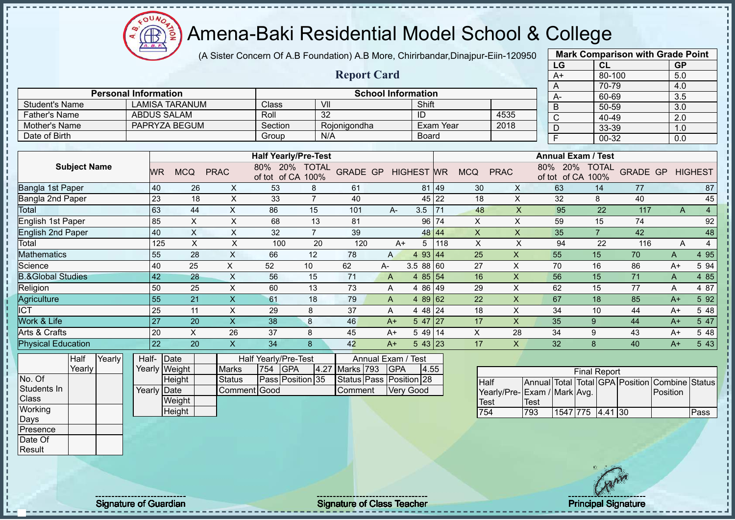# Amena-Baki Residential Model School & College

(A Sister Concern Of A.B Foundation) A.B More, Chirirbandar,Dinajpur-Eiin-120950

## Report Card

| Mark Comparison with Grade Point | | |
|---|---|---|
| LG | CL | GP |
| A+ | 80-100 | 5.0 |
| A | 70-79 | 4.0 |
| A- | 60-69 | 3.5 |
| B | 50-59 | 3.0 |
| C | 40-49 | 2.0 |
| D | 33-39 | 1.0 |
| F | 00-32 | 0.0 |

| Personal Information | | School Information | | | |
|---|---|---|---|---|---|
| Student's Name | LAMISA TARANUM | Class | VII | Shift | |
| Father's Name | ABDUS SALAM | Roll | 32 | ID | 4535 |
| Mother's Name | PAPRYZA BEGUM | Section | Rojonigondha | Exam Year | 2018 |
| Date of Birth | | Group | N/A | Board | |

| Subject Name | Half Yearly/Pre-Test | | | | | | | | | Annual Exam / Test | | | | | | | | |
|---|---|---|---|---|---|---|---|---|---|---|---|---|---|---|---|---|---|---|
| | WR | MCQ | PRAC | 80% of tot | 20% of CA | TOTAL 100% | GRADE | GP | HIGHEST | WR | MCQ | PRAC | 80% of tot | 20% of CA | TOTAL 100% | GRADE | GP | HIGHEST |
| Bangla 1st Paper | 40 | 26 | X | 53 | 8 | 61 | | | 81 | 49 | 30 | X | 63 | 14 | 77 | | | 87 |
| Bangla 2nd Paper | 23 | 18 | X | 33 | 7 | 40 | | | 45 | 22 | 18 | X | 32 | 8 | 40 | | | 45 |
| Total | 63 | 44 | X | 86 | 15 | 101 | A- | 3.5 | | 71 | 48 | X | 95 | 22 | 117 | A | 4 | |
| English 1st Paper | 85 | X | X | 68 | 13 | 81 | | | 96 | 74 | X | X | 59 | 15 | 74 | | | 92 |
| English 2nd Paper | 40 | X | X | 32 | 7 | 39 | | | 48 | 44 | X | X | 35 | 7 | 42 | | | 48 |
| Total | 125 | X | X | 100 | 20 | 120 | A+ | 5 | | 118 | X | X | 94 | 22 | 116 | A | 4 | |
| Mathematics | 55 | 28 | X | 66 | 12 | 78 | A | 4 | 93 | 44 | 25 | X | 55 | 15 | 70 | A | 4 | 95 |
| Science | 40 | 25 | X | 52 | 10 | 62 | A- | 3.5 | 88 | 60 | 27 | X | 70 | 16 | 86 | A+ | 5 | 94 |
| B.&Global Studies | 42 | 28 | X | 56 | 15 | 71 | A | 4 | 85 | 54 | 16 | X | 56 | 15 | 71 | A | 4 | 85 |
| Religion | 50 | 25 | X | 60 | 13 | 73 | A | 4 | 86 | 49 | 29 | X | 62 | 15 | 77 | A | 4 | 87 |
| Agriculture | 55 | 21 | X | 61 | 18 | 79 | A | 4 | 89 | 62 | 22 | X | 67 | 18 | 85 | A+ | 5 | 92 |
| ICT | 25 | 11 | X | 29 | 8 | 37 | A | 4 | 48 | 24 | 18 | X | 34 | 10 | 44 | A+ | 5 | 48 |
| Work & Life | 27 | 20 | X | 38 | 8 | 46 | A+ | 5 | 47 | 27 | 17 | X | 35 | 9 | 44 | A+ | 5 | 47 |
| Arts & Crafts | 20 | X | 26 | 37 | 8 | 45 | A+ | 5 | 49 | 14 | X | 28 | 34 | 9 | 43 | A+ | 5 | 48 |
| Physical Education | 22 | 20 | X | 34 | 8 | 42 | A+ | 5 | 43 | 23 | 17 | X | 32 | 8 | 40 | A+ | 5 | 43 |

| | Half Yearly | Yearly |
|---|---|---|
| No. Of Students In Class | | |
| Working Days | | |
| Presence | | |
| Date Of Result | | |

| | | |
|---|---|---|
| Half-Yearly | Date | |
| | Weight | |
| | Height | |
| Yearly | Date | |
| | Weight | |
| | Height | |

| Half Yearly/Pre-Test | | | | Annual Exam / Test | | | |
|---|---|---|---|---|---|---|---|
| Marks | 754 | GPA | 4.27 | Marks | 793 | GPA | 4.55 |
| Status | Pass | Position | 35 | Status | Pass | Position | 28 |
| Comment | Good | | | Comment | Very Good | | |

| Final Report | | | | | | | |
|---|---|---|---|---|---|---|---|
| Half Yearly/Pre-Test | Annual Exam / Test | Total Mark | Total Avg. | GPA | Position | Combine Position | Status |
| 754 | 793 | 1547 | 775 | 4.41 | 30 | | Pass |

Signature of Guardian | Signature of Class Teacher | Principal Signature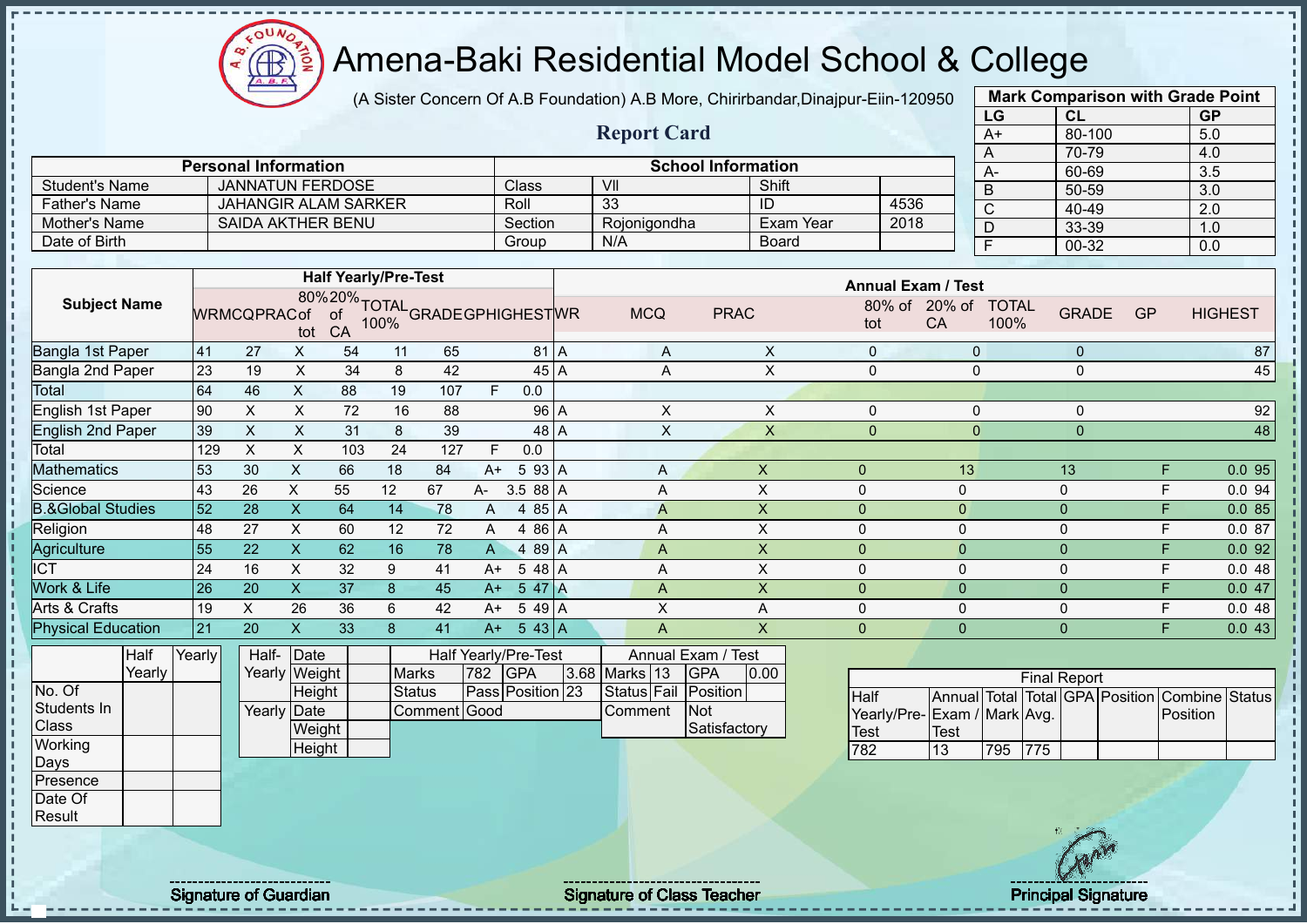# Amena-Baki Residential Model School & College

(A Sister Concern Of A.B Foundation) A.B More, Chirirbandar,Dinajpur-Eiin-120950

## Report Card

| Mark Comparison with Grade Point | | |
|---|---|---|
| LG | CL | GP |
| A+ | 80-100 | 5.0 |
| A | 70-79 | 4.0 |
| A- | 60-69 | 3.5 |
| B | 50-59 | 3.0 |
| C | 40-49 | 2.0 |
| D | 33-39 | 1.0 |
| F | 00-32 | 0.0 |

| Personal Information | | School Information | | | |
|---|---|---|---|---|---|
| Student's Name | JANNATUN FERDOSE | Class | VII | Shift | |
| Father's Name | JAHANGIR ALAM SARKER | Roll | 33 | ID | 4536 |
| Mother's Name | SAIDA AKTHER BENU | Section | Rojonigondha | Exam Year | 2018 |
| Date of Birth | | Group | N/A | Board | |

| Subject Name | Half Yearly/Pre-Test | | | | | | | | | Annual Exam / Test | | | | | | | | |
|---|---|---|---|---|---|---|---|---|---|---|---|---|---|---|---|---|---|---|
| | WR | MCQ | PRAC | 80% of tot | 20% of CA | TOTAL 100% | GRADE | GP | HIGHEST | WR | MCQ | PRAC | 80% of tot | 20% of CA | TOTAL 100% | GRADE | GP | HIGHEST |
| Bangla 1st Paper | 41 | 27 | X | 54 | 11 | 65 | | | 81 | A | A | X | 0 | 0 | 0 | | | 87 |
| Bangla 2nd Paper | 23 | 19 | X | 34 | 8 | 42 | | | 45 | A | A | X | 0 | 0 | 0 | | | 45 |
| Total | 64 | 46 | X | 88 | 19 | 107 | F | 0.0 | | | | | | | | | | |
| English 1st Paper | 90 | X | X | 72 | 16 | 88 | | | 96 | A | X | X | 0 | 0 | 0 | | | 92 |
| English 2nd Paper | 39 | X | X | 31 | 8 | 39 | | | 48 | A | X | X | 0 | 0 | 0 | | | 48 |
| Total | 129 | X | X | 103 | 24 | 127 | F | 0.0 | | | | | | | | | | |
| Mathematics | 53 | 30 | X | 66 | 18 | 84 | A+ | 5 | 93 | A | A | X | 0 | 13 | 13 | F | 0.0 | 95 |
| Science | 43 | 26 | X | 55 | 12 | 67 | A- | 3.5 | 88 | A | A | X | 0 | 0 | 0 | F | 0.0 | 94 |
| B.&Global Studies | 52 | 28 | X | 64 | 14 | 78 | A | 4 | 85 | A | A | X | 0 | 0 | 0 | F | 0.0 | 85 |
| Religion | 48 | 27 | X | 60 | 12 | 72 | A | 4 | 86 | A | A | X | 0 | 0 | 0 | F | 0.0 | 87 |
| Agriculture | 55 | 22 | X | 62 | 16 | 78 | A | 4 | 89 | A | A | X | 0 | 0 | 0 | F | 0.0 | 92 |
| ICT | 24 | 16 | X | 32 | 9 | 41 | A+ | 5 | 48 | A | A | X | 0 | 0 | 0 | F | 0.0 | 48 |
| Work & Life | 26 | 20 | X | 37 | 8 | 45 | A+ | 5 | 47 | A | A | X | 0 | 0 | 0 | F | 0.0 | 47 |
| Arts & Crafts | 19 | X | 26 | 36 | 6 | 42 | A+ | 5 | 49 | A | X | A | 0 | 0 | 0 | F | 0.0 | 48 |
| Physical Education | 21 | 20 | X | 33 | 8 | 41 | A+ | 5 | 43 | A | A | X | 0 | 0 | 0 | F | 0.0 | 43 |

| | Half Yearly | Yearly |
|---|---|---|
| No. Of Students In Class | | |
| Working Days | | |
| Presence | | |
| Date Of Result | | |

| | | |
|---|---|---|
| Half-Yearly | Date | |
| | Weight | |
| | Height | |
| Yearly | Date | |
| | Weight | |
| | Height | |

| Half Yearly/Pre-Test | | | | Annual Exam / Test | | | |
|---|---|---|---|---|---|---|---|
| Marks | 782 | GPA | 3.68 | Marks | 13 | GPA | 0.00 |
| Status | Pass | Position | 23 | Status | Fail | Position | |
| Comment | Good | | | Comment | | Not Satisfactory | |

| Final Report | | | | | | | |
|---|---|---|---|---|---|---|---|
| Half Yearly/Pre-Test | Annual Exam / Test | Total Mark | Total Avg. | GPA | Position | Combine Position | Status |
| 782 | 13 | 795 | 775 | | | | |

Signature of Guardian

Signature of Class Teacher

Principal Signature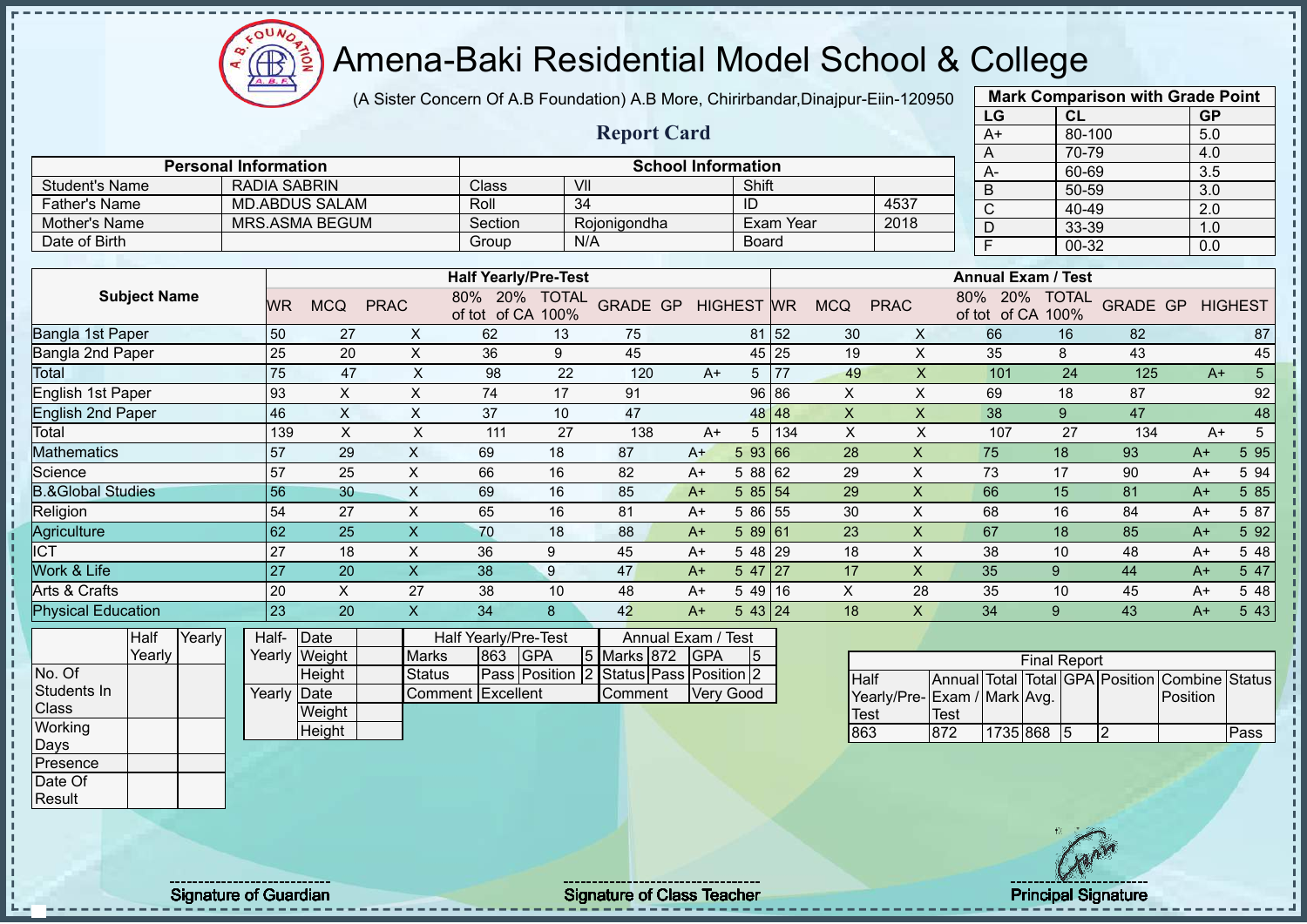# Amena-Baki Residential Model School & College

(A Sister Concern Of A.B Foundation) A.B More, Chirirbandar,Dinajpur-Eiin-120950

## Report Card

| Mark Comparison with Grade Point | | |
|---|---|---|
| LG | CL | GP |
| A+ | 80-100 | 5.0 |
| A | 70-79 | 4.0 |
| A- | 60-69 | 3.5 |
| B | 50-59 | 3.0 |
| C | 40-49 | 2.0 |
| D | 33-39 | 1.0 |
| F | 00-32 | 0.0 |

| Personal Information | | School Information | | | |
|---|---|---|---|---|---|
| Student's Name | RADIA SABRIN | Class | VII | Shift | |
| Father's Name | MD.ABDUS SALAM | Roll | 34 | ID | 4537 |
| Mother's Name | MRS.ASMA BEGUM | Section | Rojonigondha | Exam Year | 2018 |
| Date of Birth | | Group | N/A | Board | |

| Subject Name | Half Yearly/Pre-Test | | | | | | | | | Annual Exam / Test | | | | | | | | |
|---|---|---|---|---|---|---|---|---|---|---|---|---|---|---|---|---|---|---|
| | WR | MCQ | PRAC | 80% of tot | 20% of CA | TOTAL 100% | GRADE | GP | HIGHEST | WR | MCQ | PRAC | 80% of tot | 20% of CA | TOTAL 100% | GRADE | GP | HIGHEST |
| Bangla 1st Paper | 50 | 27 | X | 62 | 13 | 75 | | | 81 | 52 | 30 | X | 66 | 16 | 82 | | | 87 |
| Bangla 2nd Paper | 25 | 20 | X | 36 | 9 | 45 | | | 45 | 25 | 19 | X | 35 | 8 | 43 | | | 45 |
| Total | 75 | 47 | X | 98 | 22 | 120 | A+ | 5 | | 77 | 49 | X | 101 | 24 | 125 | A+ | 5 | |
| English 1st Paper | 93 | X | X | 74 | 17 | 91 | | | 96 | 86 | X | X | 69 | 18 | 87 | | | 92 |
| English 2nd Paper | 46 | X | X | 37 | 10 | 47 | | | 48 | 48 | X | X | 38 | 9 | 47 | | | 48 |
| Total | 139 | X | X | 111 | 27 | 138 | A+ | 5 | | 134 | X | X | 107 | 27 | 134 | A+ | 5 | |
| Mathematics | 57 | 29 | X | 69 | 18 | 87 | A+ | 5 | 93 | 66 | 28 | X | 75 | 18 | 93 | A+ | 5 | 95 |
| Science | 57 | 25 | X | 66 | 16 | 82 | A+ | 5 | 88 | 62 | 29 | X | 73 | 17 | 90 | A+ | 5 | 94 |
| B.&Global Studies | 56 | 30 | X | 69 | 16 | 85 | A+ | 5 | 85 | 54 | 29 | X | 66 | 15 | 81 | A+ | 5 | 85 |
| Religion | 54 | 27 | X | 65 | 16 | 81 | A+ | 5 | 86 | 55 | 30 | X | 68 | 16 | 84 | A+ | 5 | 87 |
| Agriculture | 62 | 25 | X | 70 | 18 | 88 | A+ | 5 | 89 | 61 | 23 | X | 67 | 18 | 85 | A+ | 5 | 92 |
| ICT | 27 | 18 | X | 36 | 9 | 45 | A+ | 5 | 48 | 29 | 18 | X | 38 | 10 | 48 | A+ | 5 | 48 |
| Work & Life | 27 | 20 | X | 38 | 9 | 47 | A+ | 5 | 47 | 27 | 17 | X | 35 | 9 | 44 | A+ | 5 | 47 |
| Arts & Crafts | 20 | X | 27 | 38 | 10 | 48 | A+ | 5 | 49 | 16 | X | 28 | 35 | 10 | 45 | A+ | 5 | 48 |
| Physical Education | 23 | 20 | X | 34 | 8 | 42 | A+ | 5 | 43 | 24 | 18 | X | 34 | 9 | 43 | A+ | 5 | 43 |

| | Half Yearly | Yearly |
|---|---|---|
| No. Of Students In Class | | |
| Working Days | | |
| Presence | | |
| Date Of Result | | |

| | | |
|---|---|---|
| Half-Yearly | Date | |
| | Weight | |
| | Height | |
| Yearly | Date | |
| | Weight | |
| | Height | |

| Half Yearly/Pre-Test | | | | Annual Exam / Test | | | |
|---|---|---|---|---|---|---|---|
| Marks | 863 | GPA | 5 | Marks | 872 | GPA | 5 |
| Status | Pass | Position | 2 | Status | Pass | Position | 2 |
| Comment | Excellent | | | Comment | Very Good | | |

| Final Report | | | | | | | |
|---|---|---|---|---|---|---|---|
| Half Yearly/Pre-Test | Annual Exam / Test | Total Mark | Total Avg. | GPA | Position | Combine Position | Status |
| 863 | 872 | 1735 | 868 | 5 | 2 | | Pass |

Signature of Guardian

Signature of Class Teacher

Principal Signature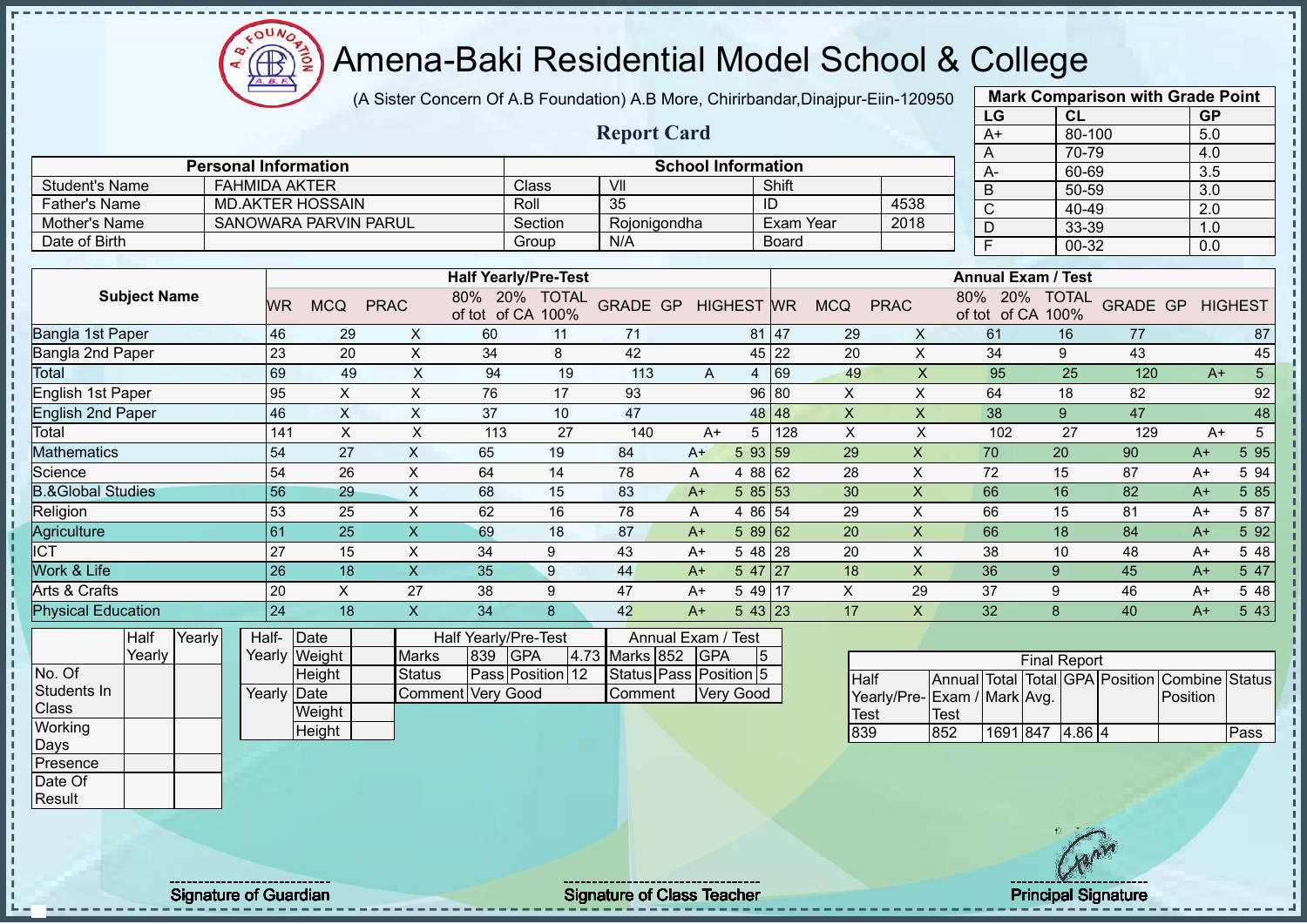# Amena-Baki Residential Model School & College

(A Sister Concern Of A.B Foundation) A.B More, Chirirbandar,Dinajpur-Eiin-120950

## Report Card

| Mark Comparison with Grade Point | | |
|---|---|---|
| LG | CL | GP |
| A+ | 80-100 | 5.0 |
| A | 70-79 | 4.0 |
| A- | 60-69 | 3.5 |
| B | 50-59 | 3.0 |
| C | 40-49 | 2.0 |
| D | 33-39 | 1.0 |
| F | 00-32 | 0.0 |

| Personal Information | | School Information | | | |
|---|---|---|---|---|---|
| Student's Name | FAHMIDA AKTER | Class | VII | Shift | |
| Father's Name | MD.AKTER HOSSAIN | Roll | 35 | ID | 4538 |
| Mother's Name | SANOWARA PARVIN PARUL | Section | Rojonigondha | Exam Year | 2018 |
| Date of Birth | | Group | N/A | Board | |

| Subject Name | Half Yearly/Pre-Test | | | | | | | | | Annual Exam / Test | | | | | | | | |
|---|---|---|---|---|---|---|---|---|---|---|---|---|---|---|---|---|---|---|
| | WR | MCQ | PRAC | 80% of tot | 20% of CA | TOTAL 100% | GRADE | GP | HIGHEST | WR | MCQ | PRAC | 80% of tot | 20% of CA | TOTAL 100% | GRADE | GP | HIGHEST |
| Bangla 1st Paper | 46 | 29 | X | 60 | 11 | 71 | | | 81 | 47 | 29 | X | 61 | 16 | 77 | | | 87 |
| Bangla 2nd Paper | 23 | 20 | X | 34 | 8 | 42 | | | 45 | 22 | 20 | X | 34 | 9 | 43 | | | 45 |
| Total | 69 | 49 | X | 94 | 19 | 113 | A | 4 | | 69 | 49 | X | 95 | 25 | 120 | A+ | 5 | |
| English 1st Paper | 95 | X | X | 76 | 17 | 93 | | | 96 | 80 | X | X | 64 | 18 | 82 | | | 92 |
| English 2nd Paper | 46 | X | X | 37 | 10 | 47 | | | 48 | 48 | X | X | 38 | 9 | 47 | | | 48 |
| Total | 141 | X | X | 113 | 27 | 140 | A+ | 5 | | 128 | X | X | 102 | 27 | 129 | A+ | 5 | |
| Mathematics | 54 | 27 | X | 65 | 19 | 84 | A+ | 5 | 93 | 59 | 29 | X | 70 | 20 | 90 | A+ | 5 | 95 |
| Science | 54 | 26 | X | 64 | 14 | 78 | A | 4 | 88 | 62 | 28 | X | 72 | 15 | 87 | A+ | 5 | 94 |
| B.&Global Studies | 56 | 29 | X | 68 | 15 | 83 | A+ | 5 | 85 | 53 | 30 | X | 66 | 16 | 82 | A+ | 5 | 85 |
| Religion | 53 | 25 | X | 62 | 16 | 78 | A | 4 | 86 | 54 | 29 | X | 66 | 15 | 81 | A+ | 5 | 87 |
| Agriculture | 61 | 25 | X | 69 | 18 | 87 | A+ | 5 | 89 | 62 | 20 | X | 66 | 18 | 84 | A+ | 5 | 92 |
| ICT | 27 | 15 | X | 34 | 9 | 43 | A+ | 5 | 48 | 28 | 20 | X | 38 | 10 | 48 | A+ | 5 | 48 |
| Work & Life | 26 | 18 | X | 35 | 9 | 44 | A+ | 5 | 47 | 27 | 18 | X | 36 | 9 | 45 | A+ | 5 | 47 |
| Arts & Crafts | 20 | X | 27 | 38 | 9 | 47 | A+ | 5 | 49 | 17 | X | 29 | 37 | 9 | 46 | A+ | 5 | 48 |
| Physical Education | 24 | 18 | X | 34 | 8 | 42 | A+ | 5 | 43 | 23 | 17 | X | 32 | 8 | 40 | A+ | 5 | 43 |

| | Half Yearly | Yearly |
|---|---|---|
| No. Of Students In Class | | |
| Working Days | | |
| Presence | | |
| Date Of Result | | |

| | | |
|---|---|---|
| Half-Yearly | Date | |
| | Weight | |
| | Height | |
| Yearly | Date | |
| | Weight | |
| | Height | |

| Half Yearly/Pre-Test | | | | Annual Exam / Test | | | |
|---|---|---|---|---|---|---|---|
| Marks | 839 | GPA | 4.73 | Marks | 852 | GPA | 5 |
| Status | Pass | Position | 12 | Status | Pass | Position | 5 |
| Comment | Very Good | | | Comment | Very Good | | |

| Final Report | | | | | | | |
|---|---|---|---|---|---|---|---|
| Half Yearly/Pre-Test | Annual Exam / Test | Total Mark | Total Avg. | GPA | Position | Combine Position | Status |
| 839 | 852 | 1691 | 847 | 4.86 | 4 | | Pass |

Signature of Guardian

Signature of Class Teacher

Principal Signature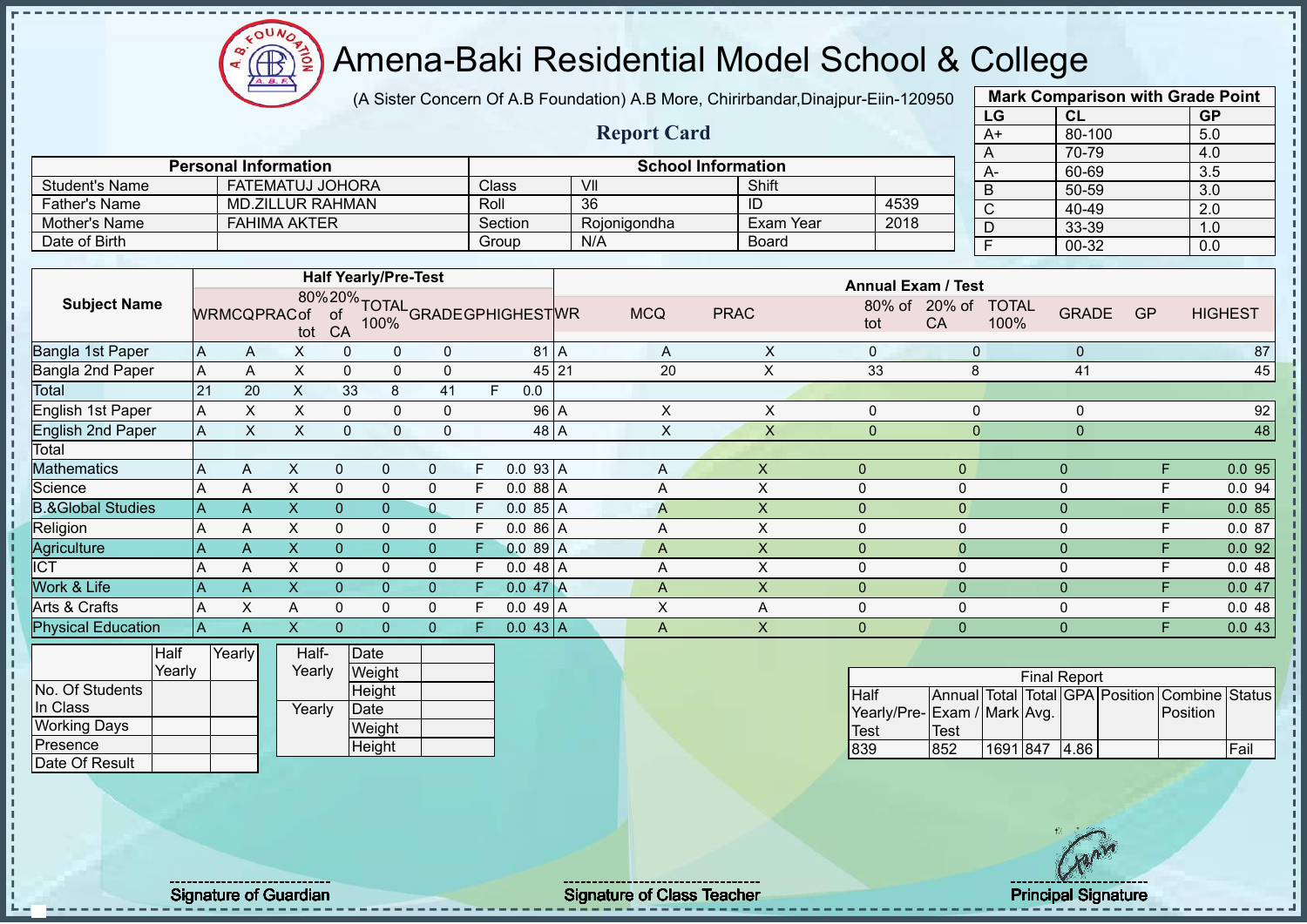# Amena-Baki Residential Model School & College

(A Sister Concern Of A.B Foundation) A.B More, Chirirbandar,Dinajpur-Eiin-120950

## Report Card

| Mark Comparison with Grade Point | | |
|---|---|---|
| LG | CL | GP |
| A+ | 80-100 | 5.0 |
| A | 70-79 | 4.0 |
| A- | 60-69 | 3.5 |
| B | 50-59 | 3.0 |
| C | 40-49 | 2.0 |
| D | 33-39 | 1.0 |
| F | 00-32 | 0.0 |

| Personal Information | | School Information | | | |
|---|---|---|---|---|---|
| Student's Name | FATEMATUJ JOHORA | Class | VII | Shift | |
| Father's Name | MD.ZILLUR RAHMAN | Roll | 36 | ID | 4539 |
| Mother's Name | FAHIMA AKTER | Section | Rojonigondha | Exam Year | 2018 |
| Date of Birth | | Group | N/A | Board | |

| Subject Name | Half Yearly/Pre-Test | | | | | | | | | Annual Exam / Test | | | | | | | | |
|---|---|---|---|---|---|---|---|---|---|---|---|---|---|---|---|---|---|---|
| | WR | MCQ | PRAC | 80% of tot | 20% of CA | TOTAL 100% | GRADE | GP | HIGHEST | WR | MCQ | PRAC | 80% of tot | 20% of CA | TOTAL 100% | GRADE | GP | HIGHEST |
| Bangla 1st Paper | A | A | X | 0 | 0 | 0 | | | 81 | A | A | X | 0 | 0 | 0 | | | 87 |
| Bangla 2nd Paper | A | A | X | 0 | 0 | 0 | | | 45 | 21 | 20 | X | 33 | 8 | 41 | | | 45 |
| Total | 21 | 20 | X | 33 | 8 | 41 | F | 0.0 | | | | | | | | | | |
| English 1st Paper | A | X | X | 0 | 0 | 0 | | | 96 | A | X | X | 0 | 0 | 0 | | | 92 |
| English 2nd Paper | A | X | X | 0 | 0 | 0 | | | 48 | A | X | X | 0 | 0 | 0 | | | 48 |
| Total | | | | | | | | | | | | | | | | | | |
| Mathematics | A | A | X | 0 | 0 | 0 | F | 0.0 | 93 | A | A | X | 0 | 0 | 0 | F | 0.0 | 95 |
| Science | A | A | X | 0 | 0 | 0 | F | 0.0 | 88 | A | A | X | 0 | 0 | 0 | F | 0.0 | 94 |
| B.&Global Studies | A | A | X | 0 | 0 | 0 | F | 0.0 | 85 | A | A | X | 0 | 0 | 0 | F | 0.0 | 85 |
| Religion | A | A | X | 0 | 0 | 0 | F | 0.0 | 86 | A | A | X | 0 | 0 | 0 | F | 0.0 | 87 |
| Agriculture | A | A | X | 0 | 0 | 0 | F | 0.0 | 89 | A | A | X | 0 | 0 | 0 | F | 0.0 | 92 |
| ICT | A | A | X | 0 | 0 | 0 | F | 0.0 | 48 | A | A | X | 0 | 0 | 0 | F | 0.0 | 48 |
| Work & Life | A | A | X | 0 | 0 | 0 | F | 0.0 | 47 | A | A | X | 0 | 0 | 0 | F | 0.0 | 47 |
| Arts & Crafts | A | X | A | 0 | 0 | 0 | F | 0.0 | 49 | A | X | A | 0 | 0 | 0 | F | 0.0 | 48 |
| Physical Education | A | A | X | 0 | 0 | 0 | F | 0.0 | 43 | A | A | X | 0 | 0 | 0 | F | 0.0 | 43 |

| | Half Yearly | Yearly |
|---|---|---|
| No. Of Students In Class | | |
| Working Days | | |
| Presence | | |
| Date Of Result | | |

| | | |
|---|---|---|
| Half-Yearly | Date | |
| | Weight | |
| | Height | |
| Yearly | Date | |
| | Weight | |
| | Height | |

| Final Report | | | | | | | |
|---|---|---|---|---|---|---|---|
| Half Yearly/Pre-Test | Annual Exam / Test | Total Mark | Total Avg. | GPA | Position | Combine Position | Status |
| 839 | 852 | 1691 | 847 | 4.86 | | | Fail |

Signature of Guardian

Signature of Class Teacher

Principal Signature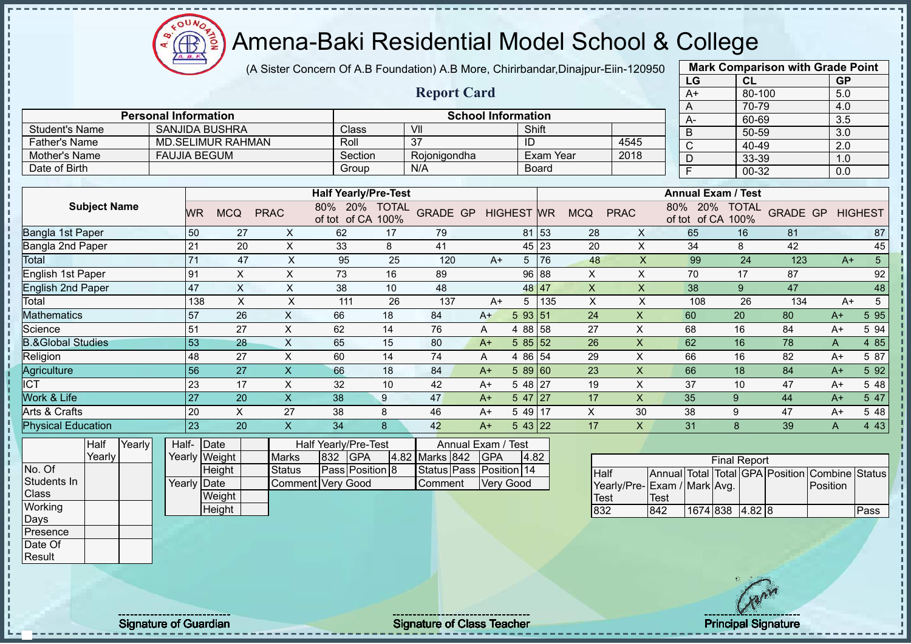# Amena-Baki Residential Model School & College

(A Sister Concern Of A.B Foundation) A.B More, Chirirbandar,Dinajpur-Eiin-120950

## Report Card

| Mark Comparison with Grade Point | | |
|---|---|---|
| LG | CL | GP |
| A+ | 80-100 | 5.0 |
| A | 70-79 | 4.0 |
| A- | 60-69 | 3.5 |
| B | 50-59 | 3.0 |
| C | 40-49 | 2.0 |
| D | 33-39 | 1.0 |
| F | 00-32 | 0.0 |

| Personal Information | | School Information | | | |
|---|---|---|---|---|---|
| Student's Name | SANJIDA BUSHRA | Class | VII | Shift | |
| Father's Name | MD.SELIMUR RAHMAN | Roll | 37 | ID | 4545 |
| Mother's Name | FAUJIA BEGUM | Section | Rojonigondha | Exam Year | 2018 |
| Date of Birth | | Group | N/A | Board | |

| Subject Name | Half Yearly/Pre-Test | | | | | | | | | Annual Exam / Test | | | | | | | | |
|---|---|---|---|---|---|---|---|---|---|---|---|---|---|---|---|---|---|---|
| | WR | MCQ | PRAC | 80% of tot | 20% of CA | TOTAL 100% | GRADE | GP | HIGHEST | WR | MCQ | PRAC | 80% of tot | 20% of CA | TOTAL 100% | GRADE | GP | HIGHEST |
| Bangla 1st Paper | 50 | 27 | X | 62 | 17 | 79 | | | 81 | 53 | 28 | X | 65 | 16 | 81 | | | 87 |
| Bangla 2nd Paper | 21 | 20 | X | 33 | 8 | 41 | | | 45 | 23 | 20 | X | 34 | 8 | 42 | | | 45 |
| Total | 71 | 47 | X | 95 | 25 | 120 | A+ | 5 | | 76 | 48 | X | 99 | 24 | 123 | A+ | 5 | |
| English 1st Paper | 91 | X | X | 73 | 16 | 89 | | | 96 | 88 | X | X | 70 | 17 | 87 | | | 92 |
| English 2nd Paper | 47 | X | X | 38 | 10 | 48 | | | 48 | 47 | X | X | 38 | 9 | 47 | | | 48 |
| Total | 138 | X | X | 111 | 26 | 137 | A+ | 5 | | 135 | X | X | 108 | 26 | 134 | A+ | 5 | |
| Mathematics | 57 | 26 | X | 66 | 18 | 84 | A+ | 5 | 93 | 51 | 24 | X | 60 | 20 | 80 | A+ | 5 | 95 |
| Science | 51 | 27 | X | 62 | 14 | 76 | A | 4 | 88 | 58 | 27 | X | 68 | 16 | 84 | A+ | 5 | 94 |
| B.&Global Studies | 53 | 28 | X | 65 | 15 | 80 | A+ | 5 | 85 | 52 | 26 | X | 62 | 16 | 78 | A | 4 | 85 |
| Religion | 48 | 27 | X | 60 | 14 | 74 | A | 4 | 86 | 54 | 29 | X | 66 | 16 | 82 | A+ | 5 | 87 |
| Agriculture | 56 | 27 | X | 66 | 18 | 84 | A+ | 5 | 89 | 60 | 23 | X | 66 | 18 | 84 | A+ | 5 | 92 |
| ICT | 23 | 17 | X | 32 | 10 | 42 | A+ | 5 | 48 | 27 | 19 | X | 37 | 10 | 47 | A+ | 5 | 48 |
| Work & Life | 27 | 20 | X | 38 | 9 | 47 | A+ | 5 | 47 | 27 | 17 | X | 35 | 9 | 44 | A+ | 5 | 47 |
| Arts & Crafts | 20 | X | 27 | 38 | 8 | 46 | A+ | 5 | 49 | 17 | X | 30 | 38 | 9 | 47 | A+ | 5 | 48 |
| Physical Education | 23 | 20 | X | 34 | 8 | 42 | A+ | 5 | 43 | 22 | 17 | X | 31 | 8 | 39 | A | 4 | 43 |

| | Half Yearly | Yearly |
|---|---|---|
| No. Of Students In Class | | |
| Working Days | | |
| Presence | | |
| Date Of Result | | |

| | | |
|---|---|---|
| Half-Yearly | Date | |
| | Weight | |
| | Height | |
| Yearly | Date | |
| | Weight | |
| | Height | |

| Half Yearly/Pre-Test | | | | Annual Exam / Test | | | |
|---|---|---|---|---|---|---|---|
| Marks | 832 | GPA | 4.82 | Marks | 842 | GPA | 4.82 |
| Status | Pass | Position | 8 | Status | Pass | Position | 14 |
| Comment | Very Good | | | Comment | Very Good | | |

| Final Report | | | | | | | |
|---|---|---|---|---|---|---|---|
| Half Yearly/Pre-Test | Annual Exam / Test | Total Mark | Total Avg. | GPA | Position | Combine Position | Status |
| 832 | 842 | 1674 | 838 | 4.82 | 8 | | Pass |

Signature of Guardian | Signature of Class Teacher | Principal Signature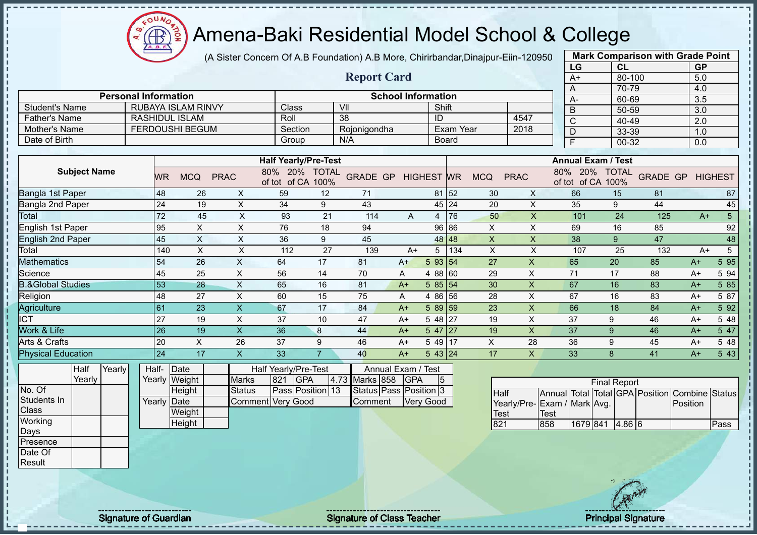# Amena-Baki Residential Model School & College

(A Sister Concern Of A.B Foundation) A.B More, Chirirbandar,Dinajpur-Eiin-120950

## Report Card

| Mark Comparison with Grade Point | | |
|---|---|---|
| LG | CL | GP |
| A+ | 80-100 | 5.0 |
| A | 70-79 | 4.0 |
| A- | 60-69 | 3.5 |
| B | 50-59 | 3.0 |
| C | 40-49 | 2.0 |
| D | 33-39 | 1.0 |
| F | 00-32 | 0.0 |

| Personal Information | | School Information | | | |
|---|---|---|---|---|---|
| Student's Name | RUBAYA ISLAM RINVY | Class | VII | Shift | |
| Father's Name | RASHIDUL ISLAM | Roll | 38 | ID | 4547 |
| Mother's Name | FERDOUSHI BEGUM | Section | Rojonigondha | Exam Year | 2018 |
| Date of Birth | | Group | N/A | Board | |

| Subject Name | Half Yearly/Pre-Test | | | | | | | | | Annual Exam / Test | | | | | | | | |
|---|---|---|---|---|---|---|---|---|---|---|---|---|---|---|---|---|---|---|
| | WR | MCQ | PRAC | 80% of tot | 20% of CA | TOTAL 100% | GRADE | GP | HIGHEST | WR | MCQ | PRAC | 80% of tot | 20% of CA | TOTAL 100% | GRADE | GP | HIGHEST |
| Bangla 1st Paper | 48 | 26 | X | 59 | 12 | 71 | | | 81 | 52 | 30 | X | 66 | 15 | 81 | | | 87 |
| Bangla 2nd Paper | 24 | 19 | X | 34 | 9 | 43 | | | 45 | 24 | 20 | X | 35 | 9 | 44 | | | 45 |
| Total | 72 | 45 | X | 93 | 21 | 114 | A | 4 | | 76 | 50 | X | 101 | 24 | 125 | A+ | 5 | |
| English 1st Paper | 95 | X | X | 76 | 18 | 94 | | | 96 | 86 | X | X | 69 | 16 | 85 | | | 92 |
| English 2nd Paper | 45 | X | X | 36 | 9 | 45 | | | 48 | 48 | X | X | 38 | 9 | 47 | | | 48 |
| Total | 140 | X | X | 112 | 27 | 139 | A+ | 5 | | 134 | X | X | 107 | 25 | 132 | A+ | 5 | |
| Mathematics | 54 | 26 | X | 64 | 17 | 81 | A+ | 5 | 93 | 54 | 27 | X | 65 | 20 | 85 | A+ | 5 | 95 |
| Science | 45 | 25 | X | 56 | 14 | 70 | A | 4 | 88 | 60 | 29 | X | 71 | 17 | 88 | A+ | 5 | 94 |
| B.&Global Studies | 53 | 28 | X | 65 | 16 | 81 | A+ | 5 | 85 | 54 | 30 | X | 67 | 16 | 83 | A+ | 5 | 85 |
| Religion | 48 | 27 | X | 60 | 15 | 75 | A | 4 | 86 | 56 | 28 | X | 67 | 16 | 83 | A+ | 5 | 87 |
| Agriculture | 61 | 23 | X | 67 | 17 | 84 | A+ | 5 | 89 | 59 | 23 | X | 66 | 18 | 84 | A+ | 5 | 92 |
| ICT | 27 | 19 | X | 37 | 10 | 47 | A+ | 5 | 48 | 27 | 19 | X | 37 | 9 | 46 | A+ | 5 | 48 |
| Work & Life | 26 | 19 | X | 36 | 8 | 44 | A+ | 5 | 47 | 27 | 19 | X | 37 | 9 | 46 | A+ | 5 | 47 |
| Arts & Crafts | 20 | X | 26 | 37 | 9 | 46 | A+ | 5 | 49 | 17 | X | 28 | 36 | 9 | 45 | A+ | 5 | 48 |
| Physical Education | 24 | 17 | X | 33 | 7 | 40 | A+ | 5 | 43 | 24 | 17 | X | 33 | 8 | 41 | A+ | 5 | 43 |

| | Half Yearly | Yearly |
|---|---|---|
| No. Of Students In Class | | |
| Working Days | | |
| Presence | | |
| Date Of Result | | |

| Half-Yearly | Date | |
|---|---|---|
| | Weight | |
| | Height | |
| Yearly | Date | |
| | Weight | |
| | Height | |

| Half Yearly/Pre-Test | | | | Annual Exam / Test | | | |
|---|---|---|---|---|---|---|---|
| Marks | 821 | GPA | 4.73 | Marks | 858 | GPA | 5 |
| Status | Pass | Position | 13 | Status | Pass | Position | 3 |
| Comment | Very Good | | | Comment | Very Good | | |

| Final Report | | | | | | | |
|---|---|---|---|---|---|---|---|
| Half Yearly/Pre-Test | Annual Exam / Test | Total Mark | Total Avg. | GPA | Position | Combine Position | Status |
| 821 | 858 | 1679 | 841 | 4.86 | 6 | | Pass |

Signature of Guardian — Signature of Class Teacher — Principal Signature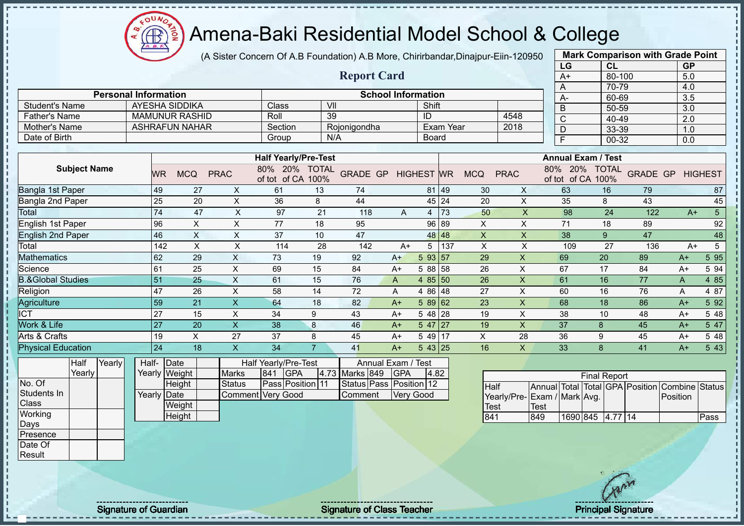# Amena-Baki Residential Model School & College

(A Sister Concern Of A.B Foundation) A.B More, Chirirbandar,Dinajpur-Eiin-120950

## Report Card

| Mark Comparison with Grade Point | | |
|---|---|---|
| LG | CL | GP |
| A+ | 80-100 | 5.0 |
| A | 70-79 | 4.0 |
| A- | 60-69 | 3.5 |
| B | 50-59 | 3.0 |
| C | 40-49 | 2.0 |
| D | 33-39 | 1.0 |
| F | 00-32 | 0.0 |

| Personal Information | | School Information | | | |
|---|---|---|---|---|---|
| Student's Name | AYESHA SIDDIKA | Class | VII | Shift | |
| Father's Name | MAMUNUR RASHID | Roll | 39 | ID | 4548 |
| Mother's Name | ASHRAFUN NAHAR | Section | Rojonigondha | Exam Year | 2018 |
| Date of Birth | | Group | N/A | Board | |

| Subject Name | Half Yearly/Pre-Test | | | | | | | | | Annual Exam / Test | | | | | | | | |
|---|---|---|---|---|---|---|---|---|---|---|---|---|---|---|---|---|---|---|
| | WR | MCQ | PRAC | 80% of tot | 20% of CA | TOTAL 100% | GRADE | GP | HIGHEST | WR | MCQ | PRAC | 80% of tot | 20% of CA | TOTAL 100% | GRADE | GP | HIGHEST |
| Bangla 1st Paper | 49 | 27 | X | 61 | 13 | 74 | | | 81 | 49 | 30 | X | 63 | 16 | 79 | | | 87 |
| Bangla 2nd Paper | 25 | 20 | X | 36 | 8 | 44 | | | 45 | 24 | 20 | X | 35 | 8 | 43 | | | 45 |
| Total | 74 | 47 | X | 97 | 21 | 118 | A | 4 | | 73 | 50 | X | 98 | 24 | 122 | A+ | 5 | |
| English 1st Paper | 96 | X | X | 77 | 18 | 95 | | | 96 | 89 | X | X | 71 | 18 | 89 | | | 92 |
| English 2nd Paper | 46 | X | X | 37 | 10 | 47 | | | 48 | 48 | X | X | 38 | 9 | 47 | | | 48 |
| Total | 142 | X | X | 114 | 28 | 142 | A+ | 5 | | 137 | X | X | 109 | 27 | 136 | A+ | 5 | |
| Mathematics | 62 | 29 | X | 73 | 19 | 92 | A+ | 5 | 93 | 57 | 29 | X | 69 | 20 | 89 | A+ | 5 | 95 |
| Science | 61 | 25 | X | 69 | 15 | 84 | A+ | 5 | 88 | 58 | 26 | X | 67 | 17 | 84 | A+ | 5 | 94 |
| B.&Global Studies | 51 | 25 | X | 61 | 15 | 76 | A | 4 | 85 | 50 | 26 | X | 61 | 16 | 77 | A | 4 | 85 |
| Religion | 47 | 26 | X | 58 | 14 | 72 | A | 4 | 86 | 48 | 27 | X | 60 | 16 | 76 | A | 4 | 87 |
| Agriculture | 59 | 21 | X | 64 | 18 | 82 | A+ | 5 | 89 | 62 | 23 | X | 68 | 18 | 86 | A+ | 5 | 92 |
| ICT | 27 | 15 | X | 34 | 9 | 43 | A+ | 5 | 48 | 28 | 19 | X | 38 | 10 | 48 | A+ | 5 | 48 |
| Work & Life | 27 | 20 | X | 38 | 8 | 46 | A+ | 5 | 47 | 27 | 19 | X | 37 | 8 | 45 | A+ | 5 | 47 |
| Arts & Crafts | 19 | X | 27 | 37 | 8 | 45 | A+ | 5 | 49 | 17 | X | 28 | 36 | 9 | 45 | A+ | 5 | 48 |
| Physical Education | 24 | 18 | X | 34 | 7 | 41 | A+ | 5 | 43 | 25 | 16 | X | 33 | 8 | 41 | A+ | 5 | 43 |

| | Half Yearly | Yearly |
|---|---|---|
| No. Of Students In Class | | |
| Working Days | | |
| Presence | | |
| Date Of Result | | |

| | | |
|---|---|---|
| Half-Yearly | Date | |
| | Weight | |
| | Height | |
| Yearly | Date | |
| | Weight | |
| | Height | |

| Half Yearly/Pre-Test | | | | Annual Exam / Test | | | |
|---|---|---|---|---|---|---|---|
| Marks | 841 | GPA | 4.73 | Marks | 849 | GPA | 4.82 |
| Status | Pass | Position | 11 | Status | Pass | Position | 12 |
| Comment | Very Good | | | Comment | Very Good | | |

| Final Report | | | | | | | |
|---|---|---|---|---|---|---|---|
| Half Yearly/Pre-Test | Annual Exam / Test | Total Mark | Total Avg. | GPA | Position | Combine Position | Status |
| 841 | 849 | 1690 | 845 | 4.77 | 14 | | Pass |

Signature of Guardian

Signature of Class Teacher

Principal Signature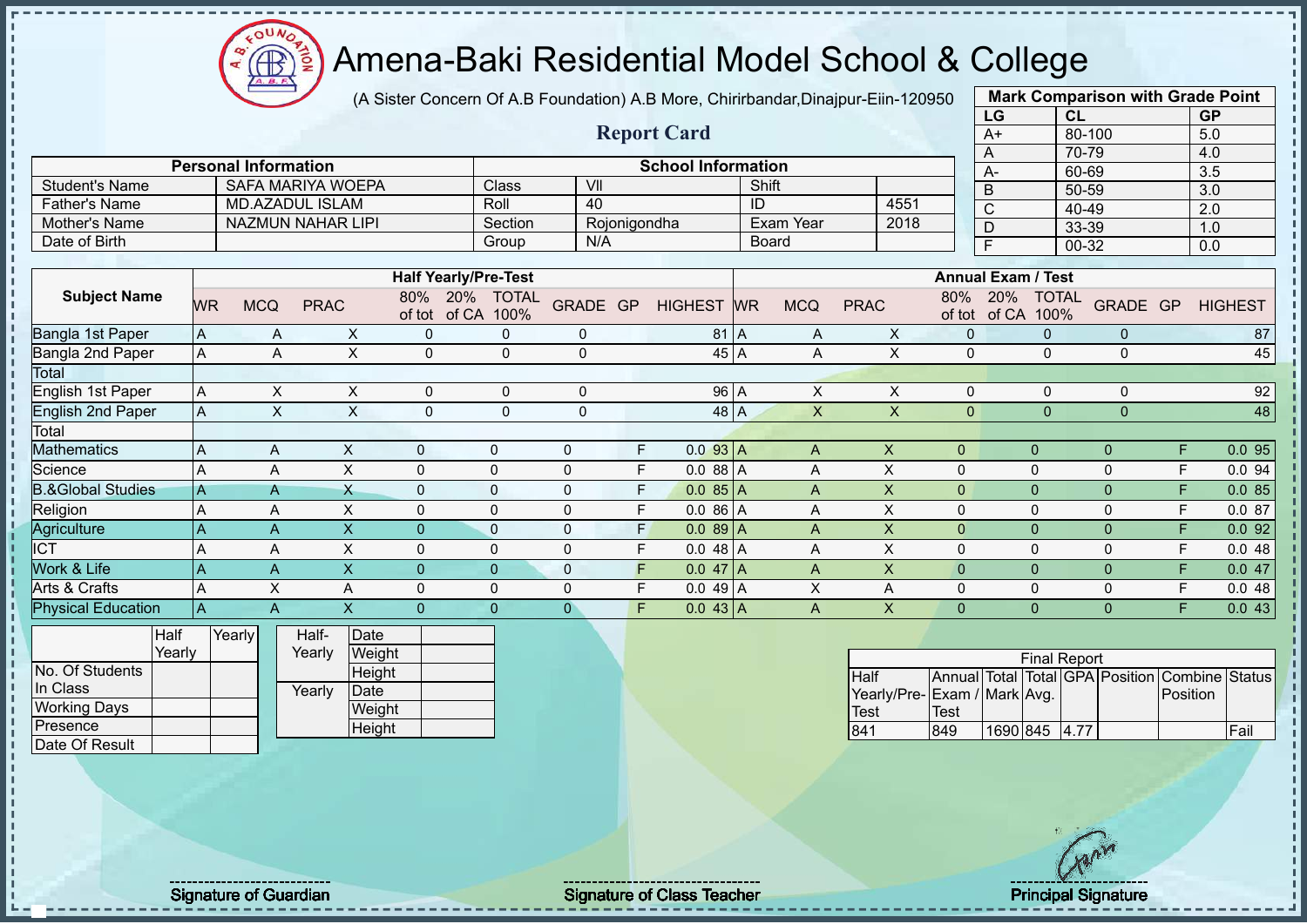# Amena-Baki Residential Model School & College

(A Sister Concern Of A.B Foundation) A.B More, Chirirbandar,Dinajpur-Eiin-120950

## Report Card

| Mark Comparison with Grade Point | | |
|---|---|---|
| LG | CL | GP |
| A+ | 80-100 | 5.0 |
| A | 70-79 | 4.0 |
| A- | 60-69 | 3.5 |
| B | 50-59 | 3.0 |
| C | 40-49 | 2.0 |
| D | 33-39 | 1.0 |
| F | 00-32 | 0.0 |

| Personal Information | | School Information | | | |
|---|---|---|---|---|---|
| Student's Name | SAFA MARIYA WOEPA | Class | VII | Shift | |
| Father's Name | MD.AZADUL ISLAM | Roll | 40 | ID | 4551 |
| Mother's Name | NAZMUN NAHAR LIPI | Section | Rojonigondha | Exam Year | 2018 |
| Date of Birth | | Group | N/A | Board | |

| Subject Name | Half Yearly/Pre-Test | | | | | | | | | Annual Exam / Test | | | | | | | | |
|---|---|---|---|---|---|---|---|---|---|---|---|---|---|---|---|---|---|---|
| | WR | MCQ | PRAC | 80% of tot | 20% of CA | TOTAL 100% | GRADE | GP | HIGHEST | WR | MCQ | PRAC | 80% of tot | 20% of CA | TOTAL 100% | GRADE | GP | HIGHEST |
| Bangla 1st Paper | A | A | X | 0 | 0 | 0 | | | 81 | A | A | X | 0 | 0 | 0 | | | 87 |
| Bangla 2nd Paper | A | A | X | 0 | 0 | 0 | | | 45 | A | A | X | 0 | 0 | 0 | | | 45 |
| Total | | | | | | | | | | | | | | | | | | |
| English 1st Paper | A | X | X | 0 | 0 | 0 | | | 96 | A | X | X | 0 | 0 | 0 | | | 92 |
| English 2nd Paper | A | X | X | 0 | 0 | 0 | | | 48 | A | X | X | 0 | 0 | 0 | | | 48 |
| Total | | | | | | | | | | | | | | | | | | |
| Mathematics | A | A | X | 0 | 0 | 0 | F | 0.0 | 93 | A | A | X | 0 | 0 | 0 | F | 0.0 | 95 |
| Science | A | A | X | 0 | 0 | 0 | F | 0.0 | 88 | A | A | X | 0 | 0 | 0 | F | 0.0 | 94 |
| B.&Global Studies | A | A | X | 0 | 0 | 0 | F | 0.0 | 85 | A | A | X | 0 | 0 | 0 | F | 0.0 | 85 |
| Religion | A | A | X | 0 | 0 | 0 | F | 0.0 | 86 | A | A | X | 0 | 0 | 0 | F | 0.0 | 87 |
| Agriculture | A | A | X | 0 | 0 | 0 | F | 0.0 | 89 | A | A | X | 0 | 0 | 0 | F | 0.0 | 92 |
| ICT | A | A | X | 0 | 0 | 0 | F | 0.0 | 48 | A | A | X | 0 | 0 | 0 | F | 0.0 | 48 |
| Work & Life | A | A | X | 0 | 0 | 0 | F | 0.0 | 47 | A | A | X | 0 | 0 | 0 | F | 0.0 | 47 |
| Arts & Crafts | A | X | A | 0 | 0 | 0 | F | 0.0 | 49 | A | X | A | 0 | 0 | 0 | F | 0.0 | 48 |
| Physical Education | A | A | X | 0 | 0 | 0 | F | 0.0 | 43 | A | A | X | 0 | 0 | 0 | F | 0.0 | 43 |

| | Half Yearly | Yearly |
|---|---|---|
| No. Of Students In Class | | |
| Working Days | | |
| Presence | | |
| Date Of Result | | |

| | | |
|---|---|---|
| Half-Yearly | Date | |
| | Weight | |
| | Height | |
| Yearly | Date | |
| | Weight | |
| | Height | |

| Final Report | | | | | | | |
|---|---|---|---|---|---|---|---|
| Half Yearly/Pre-Test | Annual Exam / Test | Total Mark | Total Avg. | GPA | Position | Combine Position | Status |
| 841 | 849 | 1690 | 845 | 4.77 | | | Fail |

Signature of Guardian

Signature of Class Teacher

Principal Signature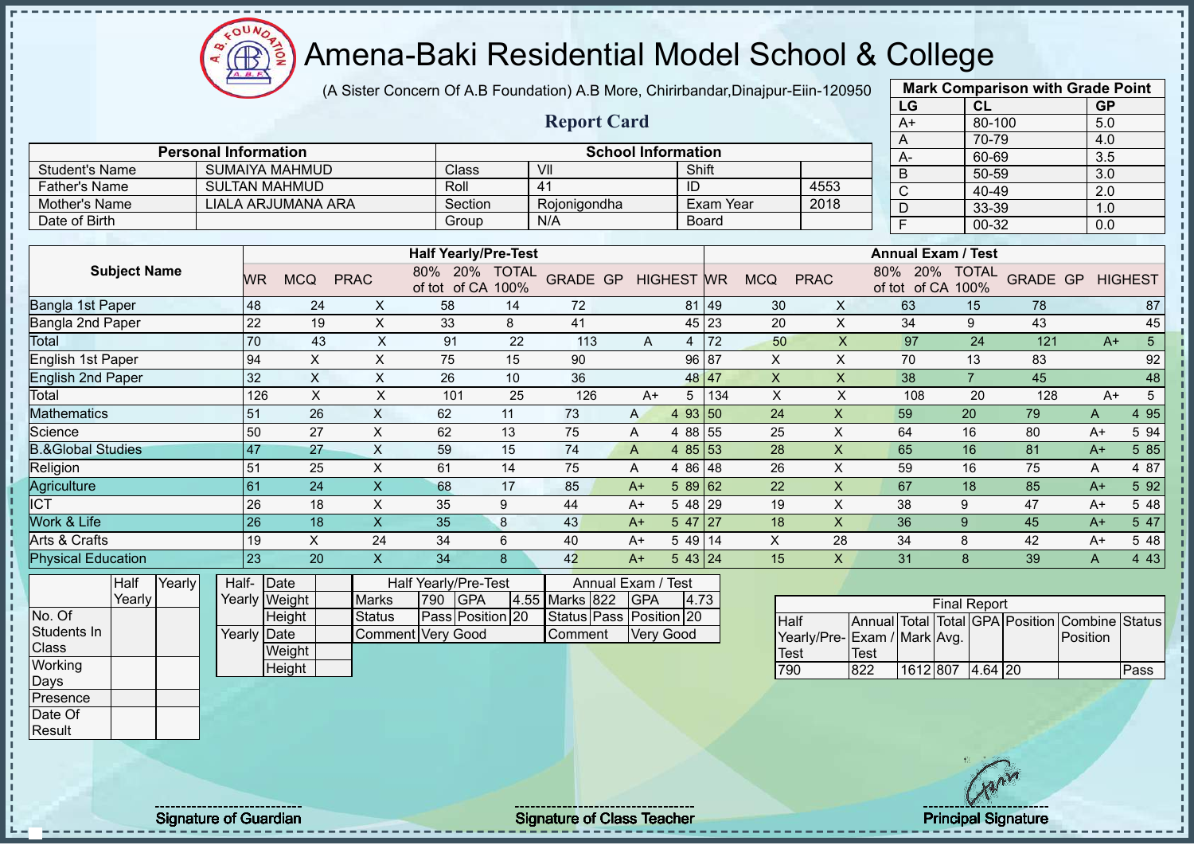# Amena-Baki Residential Model School & College

(A Sister Concern Of A.B Foundation) A.B More, Chirirbandar,Dinajpur-Eiin-120950

## Report Card

| Mark Comparison with Grade Point | | |
|---|---|---|
| LG | CL | GP |
| A+ | 80-100 | 5.0 |
| A | 70-79 | 4.0 |
| A- | 60-69 | 3.5 |
| B | 50-59 | 3.0 |
| C | 40-49 | 2.0 |
| D | 33-39 | 1.0 |
| F | 00-32 | 0.0 |

| Personal Information | | School Information | | | |
|---|---|---|---|---|---|
| Student's Name | SUMAIYA MAHMUD | Class | VII | Shift | |
| Father's Name | SULTAN MAHMUD | Roll | 41 | ID | 4553 |
| Mother's Name | LIALA ARJUMANA ARA | Section | Rojonigondha | Exam Year | 2018 |
| Date of Birth | | Group | N/A | Board | |

| Subject Name | Half Yearly/Pre-Test | | | | | | | | | Annual Exam / Test | | | | | | | | |
|---|---|---|---|---|---|---|---|---|---|---|---|---|---|---|---|---|---|---|
| | WR | MCQ | PRAC | 80% of tot | 20% of CA | TOTAL 100% | GRADE | GP | HIGHEST | WR | MCQ | PRAC | 80% of tot | 20% of CA | TOTAL 100% | GRADE | GP | HIGHEST |
| Bangla 1st Paper | 48 | 24 | X | 58 | 14 | 72 | | | 81 | 49 | 30 | X | 63 | 15 | 78 | | | 87 |
| Bangla 2nd Paper | 22 | 19 | X | 33 | 8 | 41 | | | 45 | 23 | 20 | X | 34 | 9 | 43 | | | 45 |
| Total | 70 | 43 | X | 91 | 22 | 113 | A | 4 | | 72 | 50 | X | 97 | 24 | 121 | A+ | 5 | |
| English 1st Paper | 94 | X | X | 75 | 15 | 90 | | | 96 | 87 | X | X | 70 | 13 | 83 | | | 92 |
| English 2nd Paper | 32 | X | X | 26 | 10 | 36 | | | 48 | 47 | X | X | 38 | 7 | 45 | | | 48 |
| Total | 126 | X | X | 101 | 25 | 126 | A+ | 5 | | 134 | X | X | 108 | 20 | 128 | A+ | 5 | |
| Mathematics | 51 | 26 | X | 62 | 11 | 73 | A | 4 | 93 | 50 | 24 | X | 59 | 20 | 79 | A | 4 | 95 |
| Science | 50 | 27 | X | 62 | 13 | 75 | A | 4 | 88 | 55 | 25 | X | 64 | 16 | 80 | A+ | 5 | 94 |
| B.&Global Studies | 47 | 27 | X | 59 | 15 | 74 | A | 4 | 85 | 53 | 28 | X | 65 | 16 | 81 | A+ | 5 | 85 |
| Religion | 51 | 25 | X | 61 | 14 | 75 | A | 4 | 86 | 48 | 26 | X | 59 | 16 | 75 | A | 4 | 87 |
| Agriculture | 61 | 24 | X | 68 | 17 | 85 | A+ | 5 | 89 | 62 | 22 | X | 67 | 18 | 85 | A+ | 5 | 92 |
| ICT | 26 | 18 | X | 35 | 9 | 44 | A+ | 5 | 48 | 29 | 19 | X | 38 | 9 | 47 | A+ | 5 | 48 |
| Work & Life | 26 | 18 | X | 35 | 8 | 43 | A+ | 5 | 47 | 27 | 18 | X | 36 | 9 | 45 | A+ | 5 | 47 |
| Arts & Crafts | 19 | X | 24 | 34 | 6 | 40 | A+ | 5 | 49 | 14 | X | 28 | 34 | 8 | 42 | A+ | 5 | 48 |
| Physical Education | 23 | 20 | X | 34 | 8 | 42 | A+ | 5 | 43 | 24 | 15 | X | 31 | 8 | 39 | A | 4 | 43 |

| | Half Yearly | Yearly |
|---|---|---|
| No. Of Students In Class | | |
| Working Days | | |
| Presence | | |
| Date Of Result | | |

| | | |
|---|---|---|
| Half-Yearly | Date | |
| | Weight | |
| | Height | |
| Yearly | Date | |
| | Weight | |
| | Height | |

| Half Yearly/Pre-Test | | | | Annual Exam / Test | | | |
|---|---|---|---|---|---|---|---|
| Marks | 790 | GPA | 4.55 | Marks | 822 | GPA | 4.73 |
| Status | Pass | Position | 20 | Status | Pass | Position | 20 |
| Comment | Very Good | | | Comment | Very Good | | |

| Final Report | | | | | | | |
|---|---|---|---|---|---|---|---|
| Half Yearly/Pre-Test | Annual Exam / Test | Total Mark | Total Avg. | GPA | Position | Combine Position | Status |
| 790 | 822 | 1612 | 807 | 4.64 | 20 | | Pass |

Signature of Guardian

Signature of Class Teacher

Principal Signature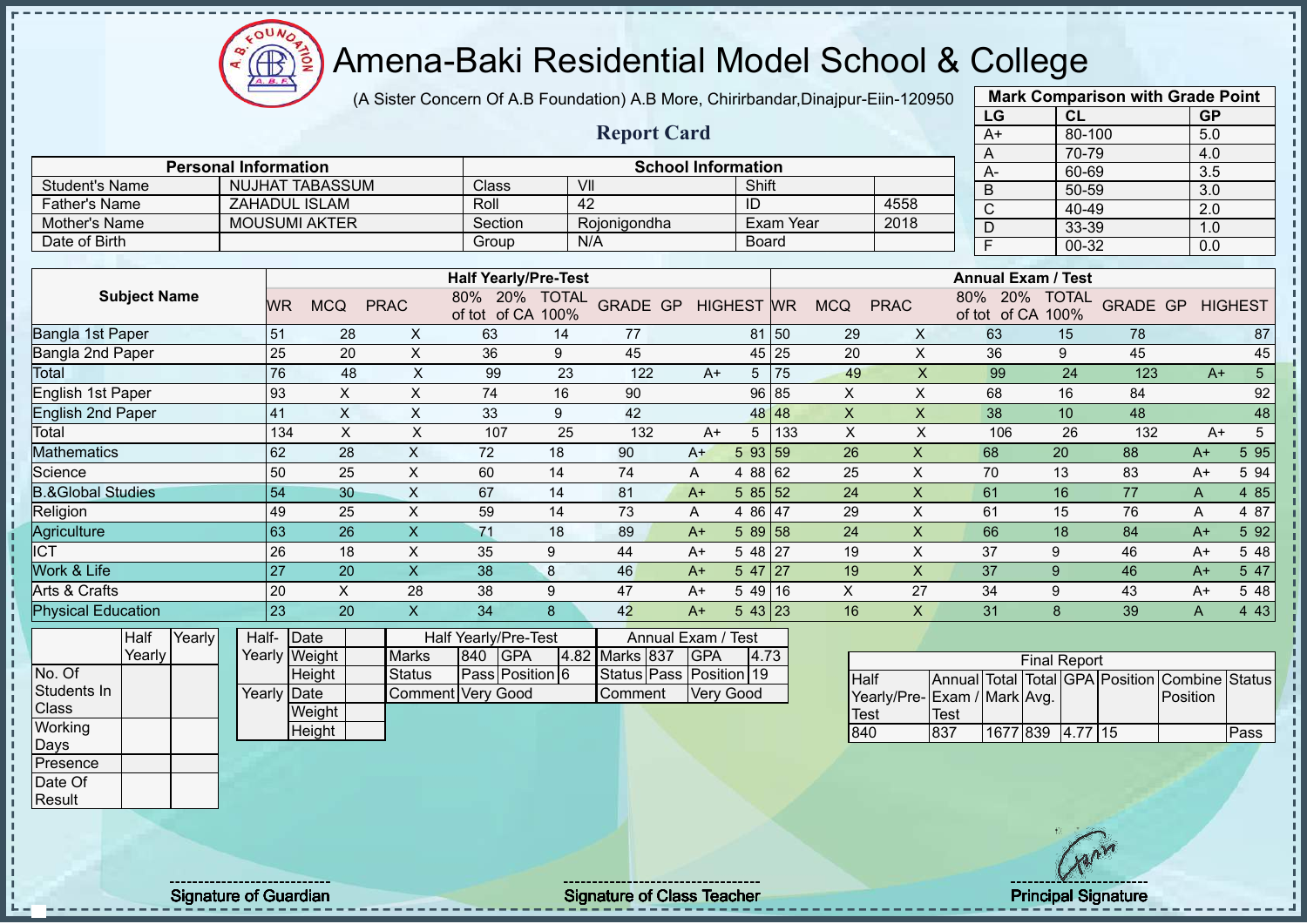# Amena-Baki Residential Model School & College

(A Sister Concern Of A.B Foundation) A.B More, Chirirbandar,Dinajpur-Eiin-120950

## Report Card

**Mark Comparison with Grade Point**

| LG | CL | GP |
|---|---|---|
| A+ | 80-100 | 5.0 |
| A | 70-79 | 4.0 |
| A- | 60-69 | 3.5 |
| B | 50-59 | 3.0 |
| C | 40-49 | 2.0 |
| D | 33-39 | 1.0 |
| F | 00-32 | 0.0 |

| Personal Information | | School Information | | | |
|---|---|---|---|---|---|
| Student's Name | NUJHAT TABASSUM | Class | VII | Shift | |
| Father's Name | ZAHADUL ISLAM | Roll | 42 | ID | 4558 |
| Mother's Name | MOUSUMI AKTER | Section | Rojonigondha | Exam Year | 2018 |
| Date of Birth | | Group | N/A | Board | |

| Subject Name | Half Yearly/Pre-Test | | | | | | | | | Annual Exam / Test | | | | | | | | |
|---|---|---|---|---|---|---|---|---|---|---|---|---|---|---|---|---|---|---|
| | WR | MCQ | PRAC | 80% of tot | 20% of CA | TOTAL 100% | GRADE | GP | HIGHEST | WR | MCQ | PRAC | 80% of tot | 20% of CA | TOTAL 100% | GRADE | GP | HIGHEST |
| Bangla 1st Paper | 51 | 28 | X | 63 | 14 | 77 | | | 81 | 50 | 29 | X | 63 | 15 | 78 | | | 87 |
| Bangla 2nd Paper | 25 | 20 | X | 36 | 9 | 45 | | | 45 | 25 | 20 | X | 36 | 9 | 45 | | | 45 |
| Total | 76 | 48 | X | 99 | 23 | 122 | A+ | 5 | | 75 | 49 | X | 99 | 24 | 123 | A+ | 5 | |
| English 1st Paper | 93 | X | X | 74 | 16 | 90 | | | 96 | 85 | X | X | 68 | 16 | 84 | | | 92 |
| English 2nd Paper | 41 | X | X | 33 | 9 | 42 | | | 48 | 48 | X | X | 38 | 10 | 48 | | | 48 |
| Total | 134 | X | X | 107 | 25 | 132 | A+ | 5 | | 133 | X | X | 106 | 26 | 132 | A+ | 5 | |
| Mathematics | 62 | 28 | X | 72 | 18 | 90 | A+ | 5 | 93 | 59 | 26 | X | 68 | 20 | 88 | A+ | 5 | 95 |
| Science | 50 | 25 | X | 60 | 14 | 74 | A | 4 | 88 | 62 | 25 | X | 70 | 13 | 83 | A+ | 5 | 94 |
| B.&Global Studies | 54 | 30 | X | 67 | 14 | 81 | A+ | 5 | 85 | 52 | 24 | X | 61 | 16 | 77 | A | 4 | 85 |
| Religion | 49 | 25 | X | 59 | 14 | 73 | A | 4 | 86 | 47 | 29 | X | 61 | 15 | 76 | A | 4 | 87 |
| Agriculture | 63 | 26 | X | 71 | 18 | 89 | A+ | 5 | 89 | 58 | 24 | X | 66 | 18 | 84 | A+ | 5 | 92 |
| ICT | 26 | 18 | X | 35 | 9 | 44 | A+ | 5 | 48 | 27 | 19 | X | 37 | 9 | 46 | A+ | 5 | 48 |
| Work & Life | 27 | 20 | X | 38 | 8 | 46 | A+ | 5 | 47 | 27 | 19 | X | 37 | 9 | 46 | A+ | 5 | 47 |
| Arts & Crafts | 20 | X | 28 | 38 | 9 | 47 | A+ | 5 | 49 | 16 | X | 27 | 34 | 9 | 43 | A+ | 5 | 48 |
| Physical Education | 23 | 20 | X | 34 | 8 | 42 | A+ | 5 | 43 | 23 | 16 | X | 31 | 8 | 39 | A | 4 | 43 |

| | Half Yearly | Yearly |
|---|---|---|
| No. Of Students In Class | | |
| Working Days | | |
| Presence | | |
| Date Of Result | | |

| | | |
|---|---|---|
| Half-Yearly | Date | |
| | Weight | |
| | Height | |
| Yearly | Date | |
| | Weight | |
| | Height | |

| Half Yearly/Pre-Test | | | | Annual Exam / Test | | | |
|---|---|---|---|---|---|---|---|
| Marks | 840 | GPA | 4.82 | Marks | 837 | GPA | 4.73 |
| Status | Pass | Position | 6 | Status | Pass | Position | 19 |
| Comment | Very Good | | | Comment | Very Good | | |

**Final Report**

| Half Yearly/Pre-Test | Annual Exam / Test | Total Mark | Total Avg. | GPA | Position | Combine Position | Status |
|---|---|---|---|---|---|---|---|
| 840 | 837 | 1677 | 839 | 4.77 | 15 | | Pass |

Signature of Guardian

Signature of Class Teacher

Principal Signature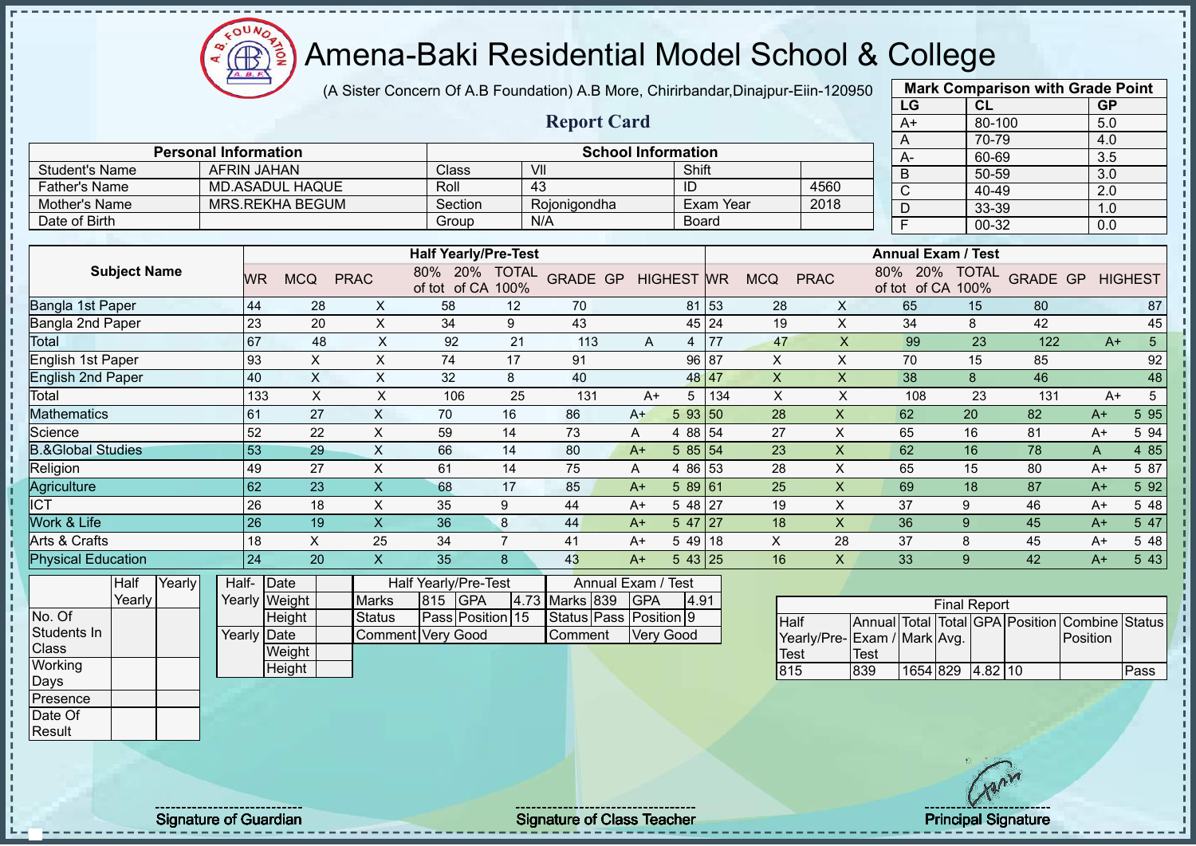# Amena-Baki Residential Model School & College

(A Sister Concern Of A.B Foundation) A.B More, Chirirbandar,Dinajpur-Eiin-120950

## Report Card

| Mark Comparison with Grade Point | | |
|---|---|---|
| LG | CL | GP |
| A+ | 80-100 | 5.0 |
| A | 70-79 | 4.0 |
| A- | 60-69 | 3.5 |
| B | 50-59 | 3.0 |
| C | 40-49 | 2.0 |
| D | 33-39 | 1.0 |
| F | 00-32 | 0.0 |

| Personal Information | | School Information | | | |
|---|---|---|---|---|---|
| Student's Name | AFRIN JAHAN | Class | VII | Shift | |
| Father's Name | MD.ASADUL HAQUE | Roll | 43 | ID | 4560 |
| Mother's Name | MRS.REKHA BEGUM | Section | Rojonigondha | Exam Year | 2018 |
| Date of Birth | | Group | N/A | Board | |

| Subject Name | Half Yearly/Pre-Test | | | | | | | | | Annual Exam / Test | | | | | | | | |
|---|---|---|---|---|---|---|---|---|---|---|---|---|---|---|---|---|---|---|
| | WR | MCQ | PRAC | 80% of tot | 20% of CA | TOTAL 100% | GRADE | GP | HIGHEST | WR | MCQ | PRAC | 80% of tot | 20% of CA | TOTAL 100% | GRADE | GP | HIGHEST |
| Bangla 1st Paper | 44 | 28 | X | 58 | 12 | 70 | | | 81 | 53 | 28 | X | 65 | 15 | 80 | | | 87 |
| Bangla 2nd Paper | 23 | 20 | X | 34 | 9 | 43 | | | 45 | 24 | 19 | X | 34 | 8 | 42 | | | 45 |
| Total | 67 | 48 | X | 92 | 21 | 113 | A | 4 | | 77 | 47 | X | 99 | 23 | 122 | A+ | 5 | |
| English 1st Paper | 93 | X | X | 74 | 17 | 91 | | | 96 | 87 | X | X | 70 | 15 | 85 | | | 92 |
| English 2nd Paper | 40 | X | X | 32 | 8 | 40 | | | 48 | 47 | X | X | 38 | 8 | 46 | | | 48 |
| Total | 133 | X | X | 106 | 25 | 131 | A+ | 5 | | 134 | X | X | 108 | 23 | 131 | A+ | 5 | |
| Mathematics | 61 | 27 | X | 70 | 16 | 86 | A+ | 5 | 93 | 50 | 28 | X | 62 | 20 | 82 | A+ | 5 | 95 |
| Science | 52 | 22 | X | 59 | 14 | 73 | A | 4 | 88 | 54 | 27 | X | 65 | 16 | 81 | A+ | 5 | 94 |
| B.&Global Studies | 53 | 29 | X | 66 | 14 | 80 | A+ | 5 | 85 | 54 | 23 | X | 62 | 16 | 78 | A | 4 | 85 |
| Religion | 49 | 27 | X | 61 | 14 | 75 | A | 4 | 86 | 53 | 28 | X | 65 | 15 | 80 | A+ | 5 | 87 |
| Agriculture | 62 | 23 | X | 68 | 17 | 85 | A+ | 5 | 89 | 61 | 25 | X | 69 | 18 | 87 | A+ | 5 | 92 |
| ICT | 26 | 18 | X | 35 | 9 | 44 | A+ | 5 | 48 | 27 | 19 | X | 37 | 9 | 46 | A+ | 5 | 48 |
| Work & Life | 26 | 19 | X | 36 | 8 | 44 | A+ | 5 | 47 | 27 | 18 | X | 36 | 9 | 45 | A+ | 5 | 47 |
| Arts & Crafts | 18 | X | 25 | 34 | 7 | 41 | A+ | 5 | 49 | 18 | X | 28 | 37 | 8 | 45 | A+ | 5 | 48 |
| Physical Education | 24 | 20 | X | 35 | 8 | 43 | A+ | 5 | 43 | 25 | 16 | X | 33 | 9 | 42 | A+ | 5 | 43 |

| | Half Yearly | Yearly |
|---|---|---|
| No. Of Students In Class | | |
| Working Days | | |
| Presence | | |
| Date Of Result | | |

| | | |
|---|---|---|
| Half-Yearly | Date | |
| | Weight | |
| | Height | |
| Yearly | Date | |
| | Weight | |
| | Height | |

| Half Yearly/Pre-Test | | | | Annual Exam / Test | | | |
|---|---|---|---|---|---|---|---|
| Marks | 815 | GPA | 4.73 | Marks | 839 | GPA | 4.91 |
| Status | Pass | Position | 15 | Status | Pass | Position | 9 |
| Comment | Very Good | | | Comment | Very Good | | |

| Final Report | | | | | | | |
|---|---|---|---|---|---|---|---|
| Half Yearly/Pre-Test | Annual Exam / Test | Total Mark | Total Avg. | GPA | Position | Combine Position | Status |
| 815 | 839 | 1654 | 829 | 4.82 | 10 | | Pass |

Signature of Guardian

Signature of Class Teacher

Principal Signature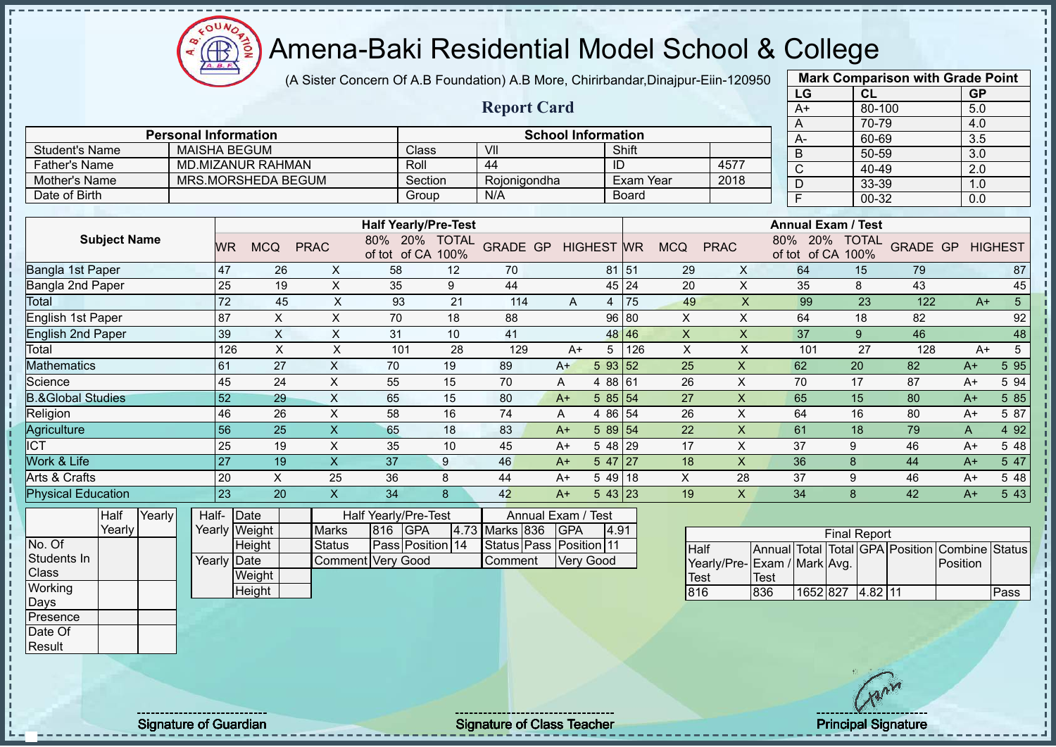# Amena-Baki Residential Model School & College

(A Sister Concern Of A.B Foundation) A.B More, Chirirbandar,Dinajpur-Eiin-120950

## Report Card

| Mark Comparison with Grade Point | | |
|---|---|---|
| LG | CL | GP |
| A+ | 80-100 | 5.0 |
| A | 70-79 | 4.0 |
| A- | 60-69 | 3.5 |
| B | 50-59 | 3.0 |
| C | 40-49 | 2.0 |
| D | 33-39 | 1.0 |
| F | 00-32 | 0.0 |

| Personal Information | | School Information | | | |
|---|---|---|---|---|---|
| Student's Name | MAISHA BEGUM | Class | VII | Shift | |
| Father's Name | MD.MIZANUR RAHMAN | Roll | 44 | ID | 4577 |
| Mother's Name | MRS.MORSHEDA BEGUM | Section | Rojonigondha | Exam Year | 2018 |
| Date of Birth | | Group | N/A | Board | |

| Subject Name | Half Yearly/Pre-Test | | | | | | | | | Annual Exam / Test | | | | | | | | |
|---|---|---|---|---|---|---|---|---|---|---|---|---|---|---|---|---|---|---|
| | WR | MCQ | PRAC | 80% of tot | 20% of CA | TOTAL 100% | GRADE | GP | HIGHEST | WR | MCQ | PRAC | 80% of tot | 20% of CA | TOTAL 100% | GRADE | GP | HIGHEST |
| Bangla 1st Paper | 47 | 26 | X | 58 | 12 | 70 | | | 81 | 51 | 29 | X | 64 | 15 | 79 | | | 87 |
| Bangla 2nd Paper | 25 | 19 | X | 35 | 9 | 44 | | | 45 | 24 | 20 | X | 35 | 8 | 43 | | | 45 |
| Total | 72 | 45 | X | 93 | 21 | 114 | A | 4 | | 75 | 49 | X | 99 | 23 | 122 | A+ | 5 | |
| English 1st Paper | 87 | X | X | 70 | 18 | 88 | | | 96 | 80 | X | X | 64 | 18 | 82 | | | 92 |
| English 2nd Paper | 39 | X | X | 31 | 10 | 41 | | | 48 | 46 | X | X | 37 | 9 | 46 | | | 48 |
| Total | 126 | X | X | 101 | 28 | 129 | A+ | 5 | | 126 | X | X | 101 | 27 | 128 | A+ | 5 | |
| Mathematics | 61 | 27 | X | 70 | 19 | 89 | A+ | 5 | 93 | 52 | 25 | X | 62 | 20 | 82 | A+ | 5 | 95 |
| Science | 45 | 24 | X | 55 | 15 | 70 | A | 4 | 88 | 61 | 26 | X | 70 | 17 | 87 | A+ | 5 | 94 |
| B.&Global Studies | 52 | 29 | X | 65 | 15 | 80 | A+ | 5 | 85 | 54 | 27 | X | 65 | 15 | 80 | A+ | 5 | 85 |
| Religion | 46 | 26 | X | 58 | 16 | 74 | A | 4 | 86 | 54 | 26 | X | 64 | 16 | 80 | A+ | 5 | 87 |
| Agriculture | 56 | 25 | X | 65 | 18 | 83 | A+ | 5 | 89 | 54 | 22 | X | 61 | 18 | 79 | A | 4 | 92 |
| ICT | 25 | 19 | X | 35 | 10 | 45 | A+ | 5 | 48 | 29 | 17 | X | 37 | 9 | 46 | A+ | 5 | 48 |
| Work & Life | 27 | 19 | X | 37 | 9 | 46 | A+ | 5 | 47 | 27 | 18 | X | 36 | 8 | 44 | A+ | 5 | 47 |
| Arts & Crafts | 20 | X | 25 | 36 | 8 | 44 | A+ | 5 | 49 | 18 | X | 28 | 37 | 9 | 46 | A+ | 5 | 48 |
| Physical Education | 23 | 20 | X | 34 | 8 | 42 | A+ | 5 | 43 | 23 | 19 | X | 34 | 8 | 42 | A+ | 5 | 43 |

| | Half Yearly | Yearly |
|---|---|---|
| No. Of Students In Class | | |
| Working Days | | |
| Presence | | |
| Date Of Result | | |

| | | |
|---|---|---|
| Half-Yearly | Date | |
| | Weight | |
| | Height | |
| Yearly | Date | |
| | Weight | |
| | Height | |

| Half Yearly/Pre-Test | | | | Annual Exam / Test | | | |
|---|---|---|---|---|---|---|---|
| Marks | 816 | GPA | 4.73 | Marks | 836 | GPA | 4.91 |
| Status | Pass | Position | 14 | Status | Pass | Position | 11 |
| Comment | Very Good | | | Comment | Very Good | | |

| Final Report | | | | | | | |
|---|---|---|---|---|---|---|---|
| Half Yearly/Pre-Test | Annual Exam / Test | Total Mark | Total Avg. | GPA | Position | Combine Position | Status |
| 816 | 836 | 1652 | 827 | 4.82 | 11 | | Pass |

Signature of Guardian

Signature of Class Teacher

Principal Signature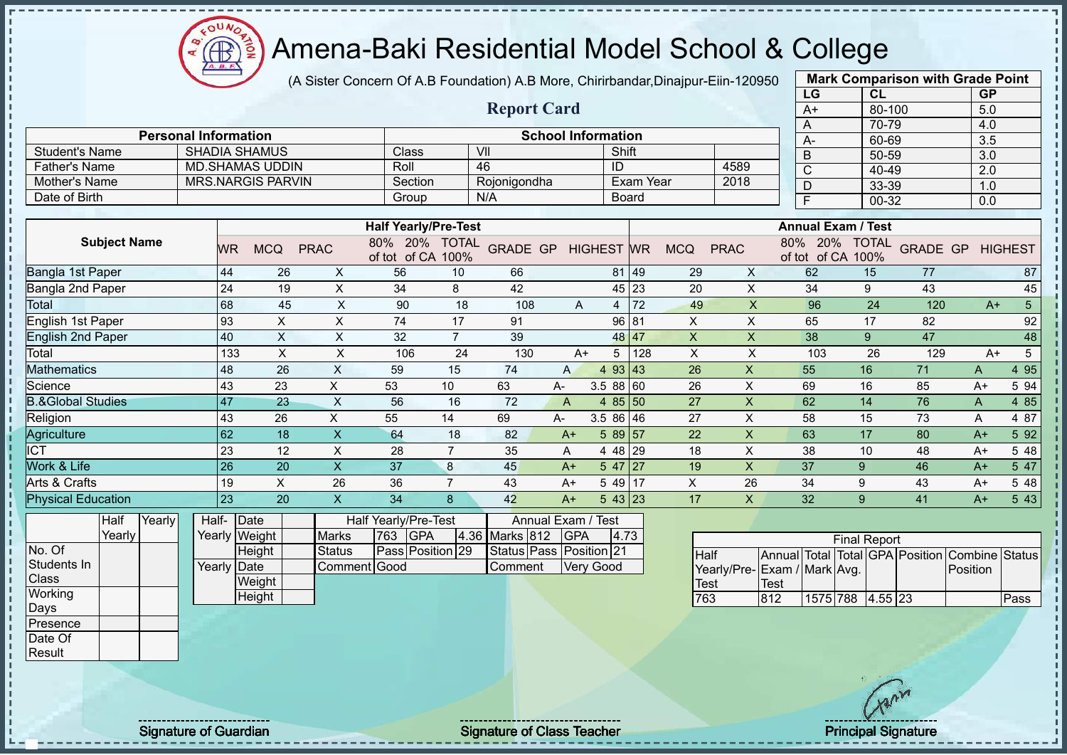# Amena-Baki Residential Model School & College

(A Sister Concern Of A.B Foundation) A.B More, Chirirbandar,Dinajpur-Eiin-120950

## Report Card

| Mark Comparison with Grade Point | | |
|---|---|---|
| LG | CL | GP |
| A+ | 80-100 | 5.0 |
| A | 70-79 | 4.0 |
| A- | 60-69 | 3.5 |
| B | 50-59 | 3.0 |
| C | 40-49 | 2.0 |
| D | 33-39 | 1.0 |
| F | 00-32 | 0.0 |

| Personal Information | | School Information | | | |
|---|---|---|---|---|---|
| Student's Name | SHADIA SHAMUS | Class | VII | Shift | |
| Father's Name | MD.SHAMAS UDDIN | Roll | 46 | ID | 4589 |
| Mother's Name | MRS.NARGIS PARVIN | Section | Rojonigondha | Exam Year | 2018 |
| Date of Birth | | Group | N/A | Board | |

| Subject Name | Half Yearly/Pre-Test | | | | | | | | | Annual Exam / Test | | | | | | | | |
|---|---|---|---|---|---|---|---|---|---|---|---|---|---|---|---|---|---|---|
| | WR | MCQ | PRAC | 80% of tot | 20% of CA | TOTAL 100% | GRADE | GP | HIGHEST | WR | MCQ | PRAC | 80% of tot | 20% of CA | TOTAL 100% | GRADE | GP | HIGHEST |
| Bangla 1st Paper | 44 | 26 | X | 56 | 10 | 66 | | | 81 | 49 | 29 | X | 62 | 15 | 77 | | | 87 |
| Bangla 2nd Paper | 24 | 19 | X | 34 | 8 | 42 | | | 45 | 23 | 20 | X | 34 | 9 | 43 | | | 45 |
| Total | 68 | 45 | X | 90 | 18 | 108 | A | 4 | | 72 | 49 | X | 96 | 24 | 120 | A+ | 5 | |
| English 1st Paper | 93 | X | X | 74 | 17 | 91 | | | 96 | 81 | X | X | 65 | 17 | 82 | | | 92 |
| English 2nd Paper | 40 | X | X | 32 | 7 | 39 | | | 48 | 47 | X | X | 38 | 9 | 47 | | | 48 |
| Total | 133 | X | X | 106 | 24 | 130 | A+ | 5 | | 128 | X | X | 103 | 26 | 129 | A+ | 5 | |
| Mathematics | 48 | 26 | X | 59 | 15 | 74 | A | 4 | 93 | 43 | 26 | X | 55 | 16 | 71 | A | 4 | 95 |
| Science | 43 | 23 | X | 53 | 10 | 63 | A- | 3.5 | 88 | 60 | 26 | X | 69 | 16 | 85 | A+ | 5 | 94 |
| B.&Global Studies | 47 | 23 | X | 56 | 16 | 72 | A | 4 | 85 | 50 | 27 | X | 62 | 14 | 76 | A | 4 | 85 |
| Religion | 43 | 26 | X | 55 | 14 | 69 | A- | 3.5 | 86 | 46 | 27 | X | 58 | 15 | 73 | A | 4 | 87 |
| Agriculture | 62 | 18 | X | 64 | 18 | 82 | A+ | 5 | 89 | 57 | 22 | X | 63 | 17 | 80 | A+ | 5 | 92 |
| ICT | 23 | 12 | X | 28 | 7 | 35 | A | 4 | 48 | 29 | 18 | X | 38 | 10 | 48 | A+ | 5 | 48 |
| Work & Life | 26 | 20 | X | 37 | 8 | 45 | A+ | 5 | 47 | 27 | 19 | X | 37 | 9 | 46 | A+ | 5 | 47 |
| Arts & Crafts | 19 | X | 26 | 36 | 7 | 43 | A+ | 5 | 49 | 17 | X | 26 | 34 | 9 | 43 | A+ | 5 | 48 |
| Physical Education | 23 | 20 | X | 34 | 8 | 42 | A+ | 5 | 43 | 23 | 17 | X | 32 | 9 | 41 | A+ | 5 | 43 |

| | Half Yearly | Yearly |
|---|---|---|
| No. Of Students In Class | | |
| Working Days | | |
| Presence | | |
| Date Of Result | | |

| | | |
|---|---|---|
| Half-Yearly | Date | |
| | Weight | |
| | Height | |
| Yearly | Date | |
| | Weight | |
| | Height | |

| Half Yearly/Pre-Test | | | | Annual Exam / Test | | | |
|---|---|---|---|---|---|---|---|
| Marks | 763 | GPA | 4.36 | Marks | 812 | GPA | 4.73 |
| Status | Pass | Position | 29 | Status | Pass | Position | 21 |
| Comment | Good | | | Comment | Very Good | | |

| Final Report | | | | | | | |
|---|---|---|---|---|---|---|---|
| Half Yearly/Pre-Test | Annual Exam / Test | Total Mark | Total Avg. | GPA | Position | Combine Position | Status |
| 763 | 812 | 1575 | 788 | 4.55 | 23 | | Pass |

Signature of Guardian

Signature of Class Teacher

Principal Signature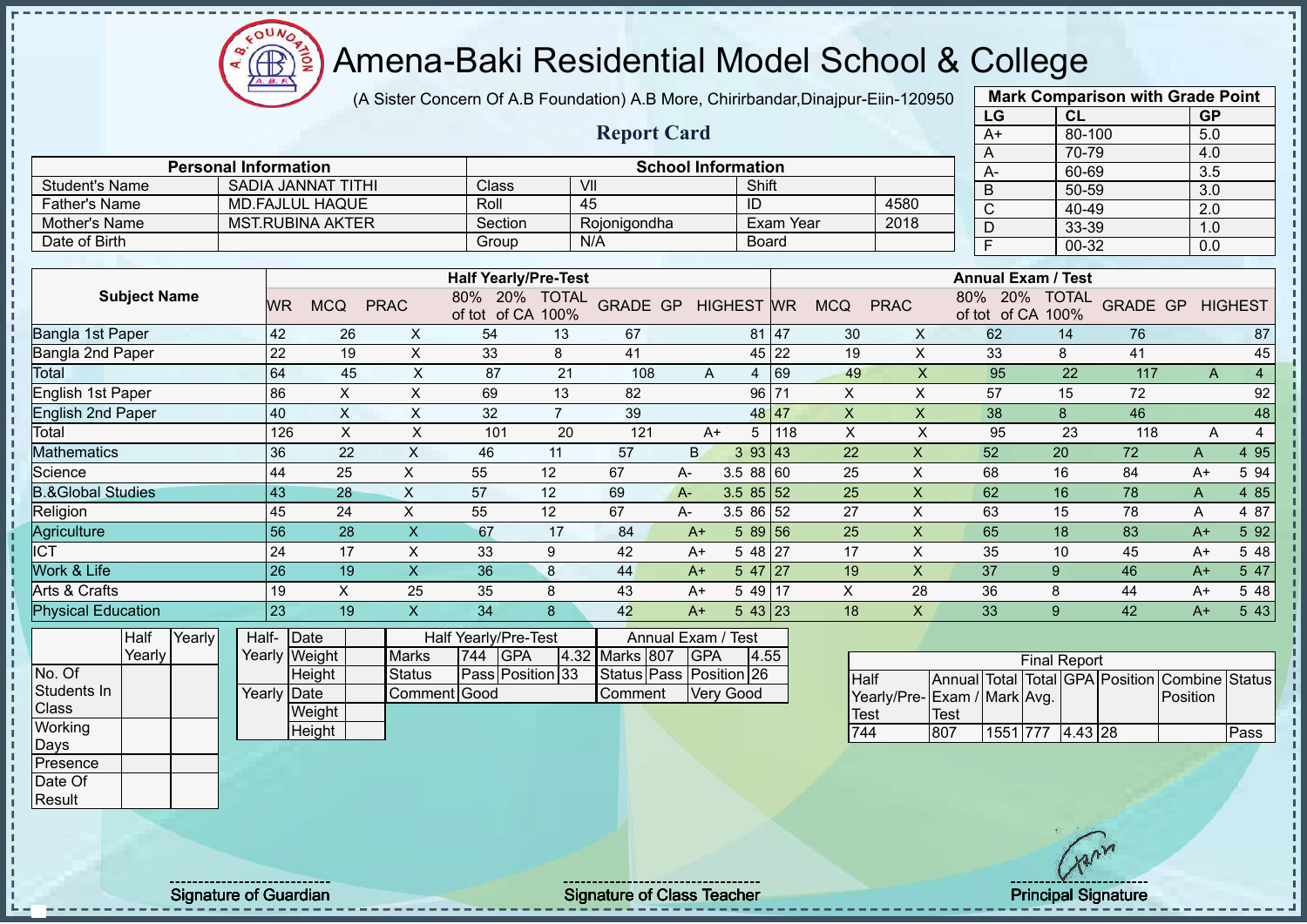# Amena-Baki Residential Model School & College

(A Sister Concern Of A.B Foundation) A.B More, Chirirbandar,Dinajpur-Eiin-120950

## Report Card

| Mark Comparison with Grade Point | | |
|---|---|---|
| LG | CL | GP |
| A+ | 80-100 | 5.0 |
| A | 70-79 | 4.0 |
| A- | 60-69 | 3.5 |
| B | 50-59 | 3.0 |
| C | 40-49 | 2.0 |
| D | 33-39 | 1.0 |
| F | 00-32 | 0.0 |

| Personal Information | | School Information | | | |
|---|---|---|---|---|---|
| Student's Name | SADIA JANNAT TITHI | Class | VII | Shift | |
| Father's Name | MD.FAJLUL HAQUE | Roll | 45 | ID | 4580 |
| Mother's Name | MST.RUBINA AKTER | Section | Rojonigondha | Exam Year | 2018 |
| Date of Birth | | Group | N/A | Board | |

| Subject Name | Half Yearly/Pre-Test | | | | | | | | | Annual Exam / Test | | | | | | | | |
|---|---|---|---|---|---|---|---|---|---|---|---|---|---|---|---|---|---|---|
| | WR | MCQ | PRAC | 80% of tot | 20% of CA | TOTAL 100% | GRADE | GP | HIGHEST | WR | MCQ | PRAC | 80% of tot | 20% of CA | TOTAL 100% | GRADE | GP | HIGHEST |
| Bangla 1st Paper | 42 | 26 | X | 54 | 13 | 67 | | | 81 | 47 | 30 | X | 62 | 14 | 76 | | | 87 |
| Bangla 2nd Paper | 22 | 19 | X | 33 | 8 | 41 | | | 45 | 22 | 19 | X | 33 | 8 | 41 | | | 45 |
| Total | 64 | 45 | X | 87 | 21 | 108 | A | 4 | | 69 | 49 | X | 95 | 22 | 117 | A | 4 | |
| English 1st Paper | 86 | X | X | 69 | 13 | 82 | | | 96 | 71 | X | X | 57 | 15 | 72 | | | 92 |
| English 2nd Paper | 40 | X | X | 32 | 7 | 39 | | | 48 | 47 | X | X | 38 | 8 | 46 | | | 48 |
| Total | 126 | X | X | 101 | 20 | 121 | A+ | 5 | | 118 | X | X | 95 | 23 | 118 | A | 4 | |
| Mathematics | 36 | 22 | X | 46 | 11 | 57 | B | 3 | 93 | 43 | 22 | X | 52 | 20 | 72 | A | 4 | 95 |
| Science | 44 | 25 | X | 55 | 12 | 67 | A- | 3.5 | 88 | 60 | 25 | X | 68 | 16 | 84 | A+ | 5 | 94 |
| B.&Global Studies | 43 | 28 | X | 57 | 12 | 69 | A- | 3.5 | 85 | 52 | 25 | X | 62 | 16 | 78 | A | 4 | 85 |
| Religion | 45 | 24 | X | 55 | 12 | 67 | A- | 3.5 | 86 | 52 | 27 | X | 63 | 15 | 78 | A | 4 | 87 |
| Agriculture | 56 | 28 | X | 67 | 17 | 84 | A+ | 5 | 89 | 56 | 25 | X | 65 | 18 | 83 | A+ | 5 | 92 |
| ICT | 24 | 17 | X | 33 | 9 | 42 | A+ | 5 | 48 | 27 | 17 | X | 35 | 10 | 45 | A+ | 5 | 48 |
| Work & Life | 26 | 19 | X | 36 | 8 | 44 | A+ | 5 | 47 | 27 | 19 | X | 37 | 9 | 46 | A+ | 5 | 47 |
| Arts & Crafts | 19 | X | 25 | 35 | 8 | 43 | A+ | 5 | 49 | 17 | X | 28 | 36 | 8 | 44 | A+ | 5 | 48 |
| Physical Education | 23 | 19 | X | 34 | 8 | 42 | A+ | 5 | 43 | 23 | 18 | X | 33 | 9 | 42 | A+ | 5 | 43 |

| | Half Yearly | Yearly |
|---|---|---|
| No. Of Students In Class | | |
| Working Days | | |
| Presence | | |
| Date Of Result | | |

| | | |
|---|---|---|
| Half-Yearly | Date | |
| | Weight | |
| | Height | |
| Yearly | Date | |
| | Weight | |
| | Height | |

| Half Yearly/Pre-Test | | | | Annual Exam / Test | | | |
|---|---|---|---|---|---|---|---|
| Marks | 744 | GPA | 4.32 | Marks | 807 | GPA | 4.55 |
| Status | Pass | Position | 33 | Status | Pass | Position | 26 |
| Comment | Good | | | Comment | Very Good | | |

| Final Report | | | | | | | |
|---|---|---|---|---|---|---|---|
| Half Yearly/Pre-Test | Annual Exam / Test | Total Mark | Total Avg. | GPA | Position | Combine Position | Status |
| 744 | 807 | 1551 | 777 | 4.43 | 28 | | Pass |

Signature of Guardian — Signature of Class Teacher — Principal Signature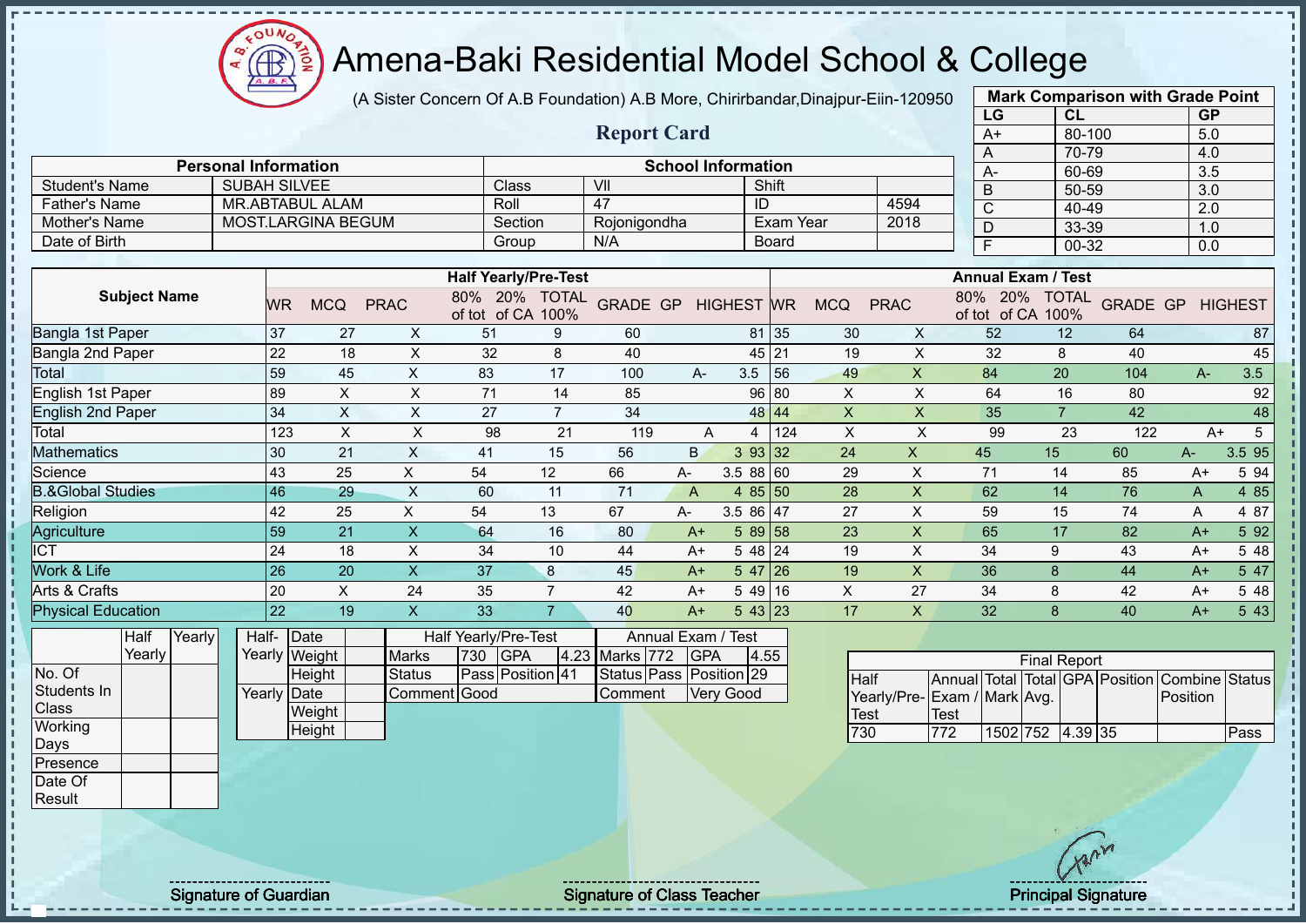# Amena-Baki Residential Model School & College

(A Sister Concern Of A.B Foundation) A.B More, Chirirbandar,Dinajpur-Eiin-120950

## Report Card

| Mark Comparison with Grade Point | | |
|---|---|---|
| LG | CL | GP |
| A+ | 80-100 | 5.0 |
| A | 70-79 | 4.0 |
| A- | 60-69 | 3.5 |
| B | 50-59 | 3.0 |
| C | 40-49 | 2.0 |
| D | 33-39 | 1.0 |
| F | 00-32 | 0.0 |

| Personal Information | | School Information | | | |
|---|---|---|---|---|---|
| Student's Name | SUBAH SILVEE | Class | VII | Shift | |
| Father's Name | MR.ABTABUL ALAM | Roll | 47 | ID | 4594 |
| Mother's Name | MOST.LARGINA BEGUM | Section | Rojonigondha | Exam Year | 2018 |
| Date of Birth | | Group | N/A | Board | |

| Subject Name | Half Yearly/Pre-Test | | | | | | | | | Annual Exam / Test | | | | | | | | |
|---|---|---|---|---|---|---|---|---|---|---|---|---|---|---|---|---|---|---|
| | WR | MCQ | PRAC | 80% of tot | 20% of CA | TOTAL 100% | GRADE | GP | HIGHEST | WR | MCQ | PRAC | 80% of tot | 20% of CA | TOTAL 100% | GRADE | GP | HIGHEST |
| Bangla 1st Paper | 37 | 27 | X | 51 | 9 | 60 | | | 81 | 35 | 30 | X | 52 | 12 | 64 | | | 87 |
| Bangla 2nd Paper | 22 | 18 | X | 32 | 8 | 40 | | | 45 | 21 | 19 | X | 32 | 8 | 40 | | | 45 |
| Total | 59 | 45 | X | 83 | 17 | 100 | A- | 3.5 | | 56 | 49 | X | 84 | 20 | 104 | A- | 3.5 | |
| English 1st Paper | 89 | X | X | 71 | 14 | 85 | | | 96 | 80 | X | X | 64 | 16 | 80 | | | 92 |
| English 2nd Paper | 34 | X | X | 27 | 7 | 34 | | | 48 | 44 | X | X | 35 | 7 | 42 | | | 48 |
| Total | 123 | X | X | 98 | 21 | 119 | A | 4 | | 124 | X | X | 99 | 23 | 122 | A+ | 5 | |
| Mathematics | 30 | 21 | X | 41 | 15 | 56 | B | 3 | 93 | 32 | 24 | X | 45 | 15 | 60 | A- | 3.5 | 95 |
| Science | 43 | 25 | X | 54 | 12 | 66 | A- | 3.5 | 88 | 60 | 29 | X | 71 | 14 | 85 | A+ | 5 | 94 |
| B.&Global Studies | 46 | 29 | X | 60 | 11 | 71 | A | 4 | 85 | 50 | 28 | X | 62 | 14 | 76 | A | 4 | 85 |
| Religion | 42 | 25 | X | 54 | 13 | 67 | A- | 3.5 | 86 | 47 | 27 | X | 59 | 15 | 74 | A | 4 | 87 |
| Agriculture | 59 | 21 | X | 64 | 16 | 80 | A+ | 5 | 89 | 58 | 23 | X | 65 | 17 | 82 | A+ | 5 | 92 |
| ICT | 24 | 18 | X | 34 | 10 | 44 | A+ | 5 | 48 | 24 | 19 | X | 34 | 9 | 43 | A+ | 5 | 48 |
| Work & Life | 26 | 20 | X | 37 | 8 | 45 | A+ | 5 | 47 | 26 | 19 | X | 36 | 8 | 44 | A+ | 5 | 47 |
| Arts & Crafts | 20 | X | 24 | 35 | 7 | 42 | A+ | 5 | 49 | 16 | X | 27 | 34 | 8 | 42 | A+ | 5 | 48 |
| Physical Education | 22 | 19 | X | 33 | 7 | 40 | A+ | 5 | 43 | 23 | 17 | X | 32 | 8 | 40 | A+ | 5 | 43 |

| | Half Yearly | Yearly |
|---|---|---|
| No. Of Students In Class | | |
| Working Days | | |
| Presence | | |
| Date Of Result | | |

| | | |
|---|---|---|
| Half-Yearly | Date | |
| | Weight | |
| | Height | |
| Yearly | Date | |
| | Weight | |
| | Height | |

| Half Yearly/Pre-Test | | | | Annual Exam / Test | | | |
|---|---|---|---|---|---|---|---|
| Marks | 730 | GPA | 4.23 | Marks | 772 | GPA | 4.55 |
| Status | Pass | Position | 41 | Status | Pass | Position | 29 |
| Comment | Good | | | Comment | Very Good | | |

| Final Report | | | | | | | |
|---|---|---|---|---|---|---|---|
| Half Yearly/Pre-Test | Annual Exam / Test | Total Mark | Total Avg. | GPA | Position | Combine Position | Status |
| 730 | 772 | 1502 | 752 | 4.39 | 35 | | Pass |

Signature of Guardian    Signature of Class Teacher    Principal Signature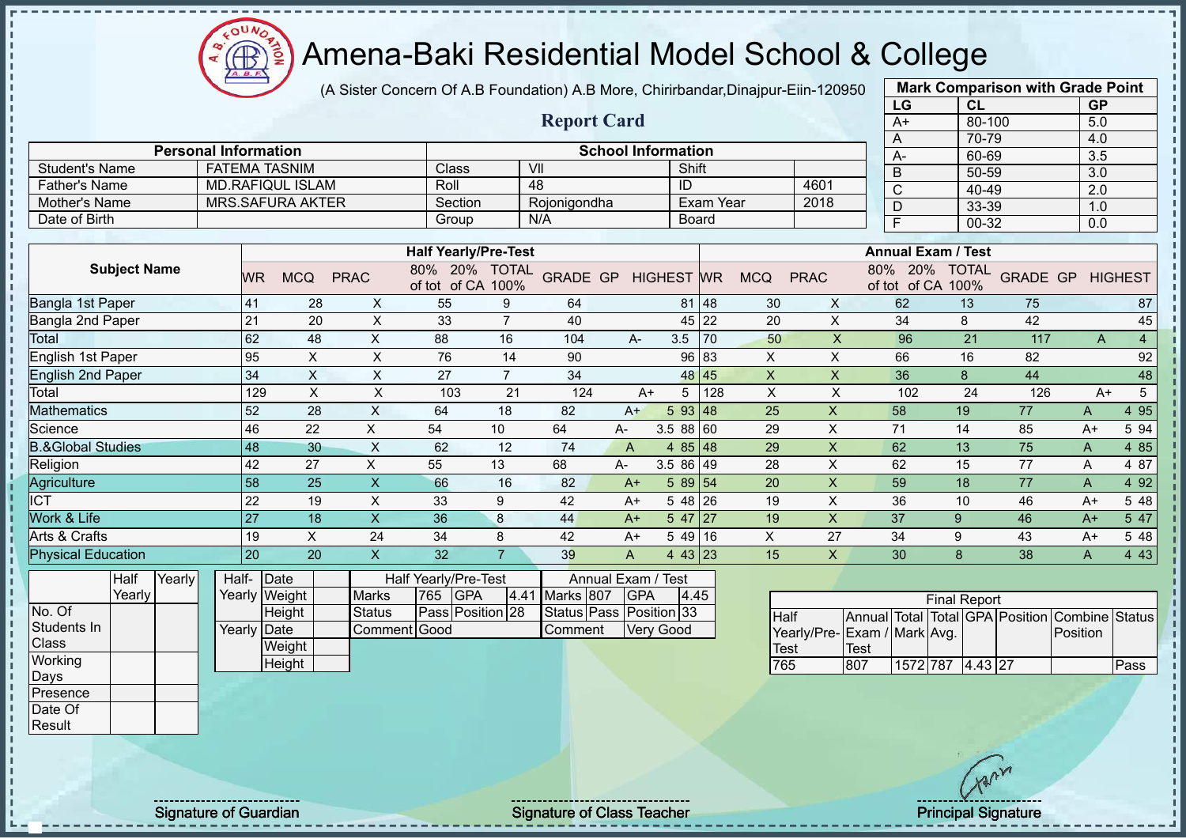# Amena-Baki Residential Model School & College

(A Sister Concern Of A.B Foundation) A.B More, Chirirbandar,Dinajpur-Eiin-120950

## Report Card

| Mark Comparison with Grade Point | | |
|---|---|---|
| LG | CL | GP |
| A+ | 80-100 | 5.0 |
| A | 70-79 | 4.0 |
| A- | 60-69 | 3.5 |
| B | 50-59 | 3.0 |
| C | 40-49 | 2.0 |
| D | 33-39 | 1.0 |
| F | 00-32 | 0.0 |

| Personal Information | | School Information | | | |
|---|---|---|---|---|---|
| Student's Name | FATEMA TASNIM | Class | VII | Shift | |
| Father's Name | MD.RAFIQUL ISLAM | Roll | 48 | ID | 4601 |
| Mother's Name | MRS.SAFURA AKTER | Section | Rojonigondha | Exam Year | 2018 |
| Date of Birth | | Group | N/A | Board | |

| Subject Name | Half Yearly/Pre-Test | | | | | | | | | Annual Exam / Test | | | | | | | | |
|---|---|---|---|---|---|---|---|---|---|---|---|---|---|---|---|---|---|---|
| | WR | MCQ | PRAC | 80% of tot | 20% of CA | TOTAL 100% | GRADE | GP | HIGHEST | WR | MCQ | PRAC | 80% of tot | 20% of CA | TOTAL 100% | GRADE | GP | HIGHEST |
| Bangla 1st Paper | 41 | 28 | X | 55 | 9 | 64 | | | 81 | 48 | 30 | X | 62 | 13 | 75 | | | 87 |
| Bangla 2nd Paper | 21 | 20 | X | 33 | 7 | 40 | | | 45 | 22 | 20 | X | 34 | 8 | 42 | | | 45 |
| Total | 62 | 48 | X | 88 | 16 | 104 | A- | 3.5 | | 70 | 50 | X | 96 | 21 | 117 | A | 4 | |
| English 1st Paper | 95 | X | X | 76 | 14 | 90 | | | 96 | 83 | X | X | 66 | 16 | 82 | | | 92 |
| English 2nd Paper | 34 | X | X | 27 | 7 | 34 | | | 48 | 45 | X | X | 36 | 8 | 44 | | | 48 |
| Total | 129 | X | X | 103 | 21 | 124 | A+ | 5 | | 128 | X | X | 102 | 24 | 126 | A+ | 5 | |
| Mathematics | 52 | 28 | X | 64 | 18 | 82 | A+ | 5 | 93 | 48 | 25 | X | 58 | 19 | 77 | A | 4 | 95 |
| Science | 46 | 22 | X | 54 | 10 | 64 | A- | 3.5 | 88 | 60 | 29 | X | 71 | 14 | 85 | A+ | 5 | 94 |
| B.&Global Studies | 48 | 30 | X | 62 | 12 | 74 | A | 4 | 85 | 48 | 29 | X | 62 | 13 | 75 | A | 4 | 85 |
| Religion | 42 | 27 | X | 55 | 13 | 68 | A- | 3.5 | 86 | 49 | 28 | X | 62 | 15 | 77 | A | 4 | 87 |
| Agriculture | 58 | 25 | X | 66 | 16 | 82 | A+ | 5 | 89 | 54 | 20 | X | 59 | 18 | 77 | A | 4 | 92 |
| ICT | 22 | 19 | X | 33 | 9 | 42 | A+ | 5 | 48 | 26 | 19 | X | 36 | 10 | 46 | A+ | 5 | 48 |
| Work & Life | 27 | 18 | X | 36 | 8 | 44 | A+ | 5 | 47 | 27 | 19 | X | 37 | 9 | 46 | A+ | 5 | 47 |
| Arts & Crafts | 19 | X | 24 | 34 | 8 | 42 | A+ | 5 | 49 | 16 | X | 27 | 34 | 9 | 43 | A+ | 5 | 48 |
| Physical Education | 20 | 20 | X | 32 | 7 | 39 | A | 4 | 43 | 23 | 15 | X | 30 | 8 | 38 | A | 4 | 43 |

| | Half Yearly | Yearly |
|---|---|---|
| No. Of Students In Class | | |
| Working Days | | |
| Presence | | |
| Date Of Result | | |

| | | |
|---|---|---|
| Half-Yearly | Date | |
| | Weight | |
| | Height | |
| Yearly | Date | |
| | Weight | |
| | Height | |

| Half Yearly/Pre-Test | | | | Annual Exam / Test | | | |
|---|---|---|---|---|---|---|---|
| Marks | 765 | GPA | 4.41 | Marks | 807 | GPA | 4.45 |
| Status | Pass | Position | 28 | Status | Pass | Position | 33 |
| Comment | Good | | | Comment | Very Good | | |

| Final Report | | | | | | | |
|---|---|---|---|---|---|---|---|
| Half Yearly/Pre-Test | Annual Exam / Test | Total Mark | Total Avg. | GPA | Position | Combine Position | Status |
| 765 | 807 | 1572 | 787 | 4.43 | 27 | | Pass |

Signature of Guardian

Signature of Class Teacher

Principal Signature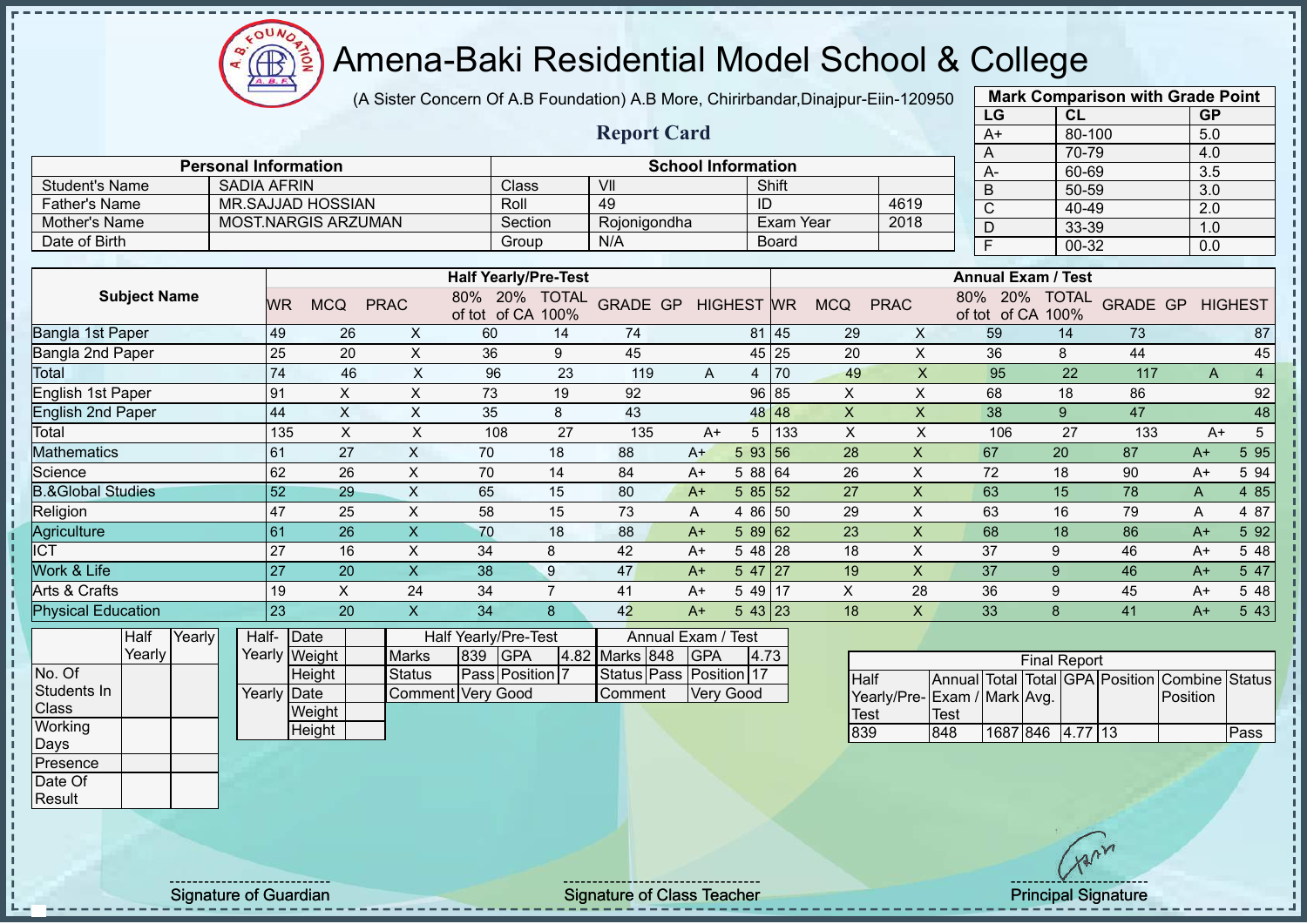# Amena-Baki Residential Model School & College

(A Sister Concern Of A.B Foundation) A.B More, Chirirbandar,Dinajpur-Eiin-120950

## Report Card

| Mark Comparison with Grade Point | | |
|---|---|---|
| LG | CL | GP |
| A+ | 80-100 | 5.0 |
| A | 70-79 | 4.0 |
| A- | 60-69 | 3.5 |
| B | 50-59 | 3.0 |
| C | 40-49 | 2.0 |
| D | 33-39 | 1.0 |
| F | 00-32 | 0.0 |

| Personal Information | | School Information | | | |
|---|---|---|---|---|---|
| Student's Name | SADIA AFRIN | Class | VII | Shift | |
| Father's Name | MR.SAJJAD HOSSIAN | Roll | 49 | ID | 4619 |
| Mother's Name | MOST.NARGIS ARZUMAN | Section | Rojonigondha | Exam Year | 2018 |
| Date of Birth | | Group | N/A | Board | |

| Subject Name | Half Yearly/Pre-Test | | | | | | | | | Annual Exam / Test | | | | | | | | |
|---|---|---|---|---|---|---|---|---|---|---|---|---|---|---|---|---|---|---|
| | WR | MCQ | PRAC | 80% of tot | 20% of CA | TOTAL 100% | GRADE | GP | HIGHEST | WR | MCQ | PRAC | 80% of tot | 20% of CA | TOTAL 100% | GRADE | GP | HIGHEST |
| Bangla 1st Paper | 49 | 26 | X | 60 | 14 | 74 | | | 81 | 45 | 29 | X | 59 | 14 | 73 | | | 87 |
| Bangla 2nd Paper | 25 | 20 | X | 36 | 9 | 45 | | | 45 | 25 | 20 | X | 36 | 8 | 44 | | | 45 |
| Total | 74 | 46 | X | 96 | 23 | 119 | A | 4 | | 70 | 49 | X | 95 | 22 | 117 | A | 4 | |
| English 1st Paper | 91 | X | X | 73 | 19 | 92 | | | 96 | 85 | X | X | 68 | 18 | 86 | | | 92 |
| English 2nd Paper | 44 | X | X | 35 | 8 | 43 | | | 48 | 48 | X | X | 38 | 9 | 47 | | | 48 |
| Total | 135 | X | X | 108 | 27 | 135 | A+ | 5 | | 133 | X | X | 106 | 27 | 133 | A+ | 5 | |
| Mathematics | 61 | 27 | X | 70 | 18 | 88 | A+ | 5 | 93 | 56 | 28 | X | 67 | 20 | 87 | A+ | 5 | 95 |
| Science | 62 | 26 | X | 70 | 14 | 84 | A+ | 5 | 88 | 64 | 26 | X | 72 | 18 | 90 | A+ | 5 | 94 |
| B.&Global Studies | 52 | 29 | X | 65 | 15 | 80 | A+ | 5 | 85 | 52 | 27 | X | 63 | 15 | 78 | A | 4 | 85 |
| Religion | 47 | 25 | X | 58 | 15 | 73 | A | 4 | 86 | 50 | 29 | X | 63 | 16 | 79 | A | 4 | 87 |
| Agriculture | 61 | 26 | X | 70 | 18 | 88 | A+ | 5 | 89 | 62 | 23 | X | 68 | 18 | 86 | A+ | 5 | 92 |
| ICT | 27 | 16 | X | 34 | 8 | 42 | A+ | 5 | 48 | 28 | 18 | X | 37 | 9 | 46 | A+ | 5 | 48 |
| Work & Life | 27 | 20 | X | 38 | 9 | 47 | A+ | 5 | 47 | 27 | 19 | X | 37 | 9 | 46 | A+ | 5 | 47 |
| Arts & Crafts | 19 | X | 24 | 34 | 7 | 41 | A+ | 5 | 49 | 17 | X | 28 | 36 | 9 | 45 | A+ | 5 | 48 |
| Physical Education | 23 | 20 | X | 34 | 8 | 42 | A+ | 5 | 43 | 23 | 18 | X | 33 | 8 | 41 | A+ | 5 | 43 |

| | Half Yearly | Yearly |
|---|---|---|
| No. Of Students In Class | | |
| Working Days | | |
| Presence | | |
| Date Of Result | | |

| | | |
|---|---|---|
| Half-Yearly | Date | |
| | Weight | |
| | Height | |
| Yearly | Date | |
| | Weight | |
| | Height | |

| Half Yearly/Pre-Test | | | | Annual Exam / Test | | | |
|---|---|---|---|---|---|---|---|
| Marks | 839 | GPA | 4.82 | Marks | 848 | GPA | 4.73 |
| Status | Pass | Position | 7 | Status | Pass | Position | 17 |
| Comment | Very Good | | | Comment | Very Good | | |

| Final Report | | | | | | | |
|---|---|---|---|---|---|---|---|
| Half Yearly/Pre-Test | Annual Exam / Test | Total Mark | Total Avg. | GPA | Position | Combine Position | Status |
| 839 | 848 | 1687 | 846 | 4.77 | 13 | | Pass |

Signature of Guardian

Signature of Class Teacher

Principal Signature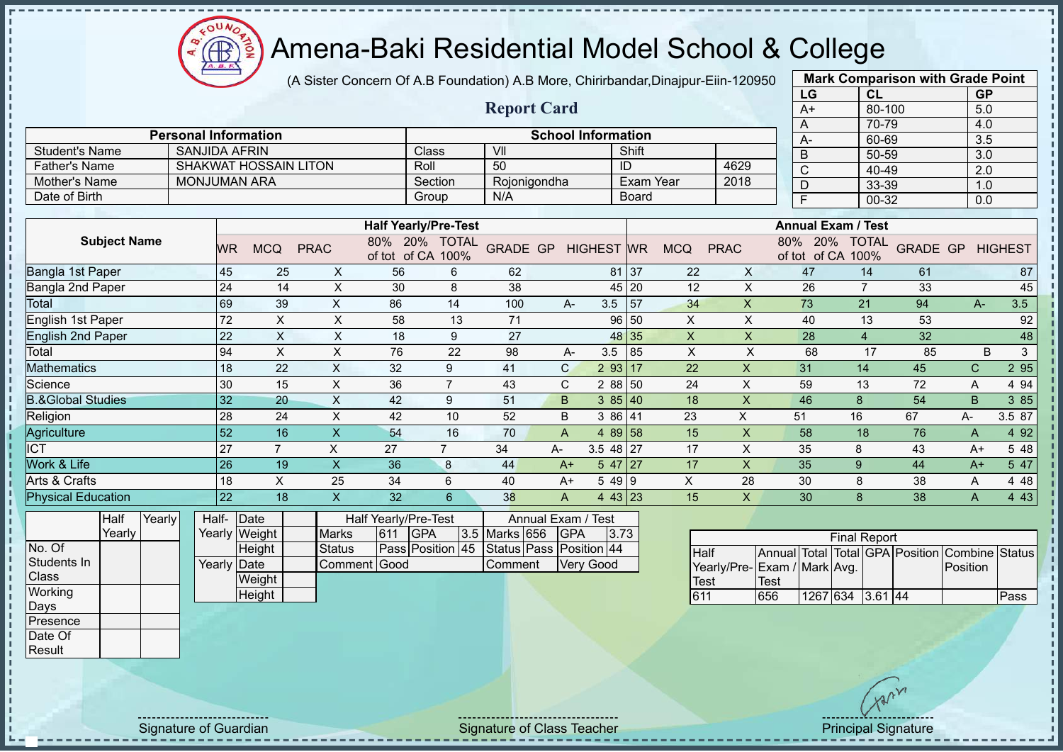# Amena-Baki Residential Model School & College

(A Sister Concern Of A.B Foundation) A.B More, Chirirbandar,Dinajpur-Eiin-120950

## Report Card

| Mark Comparison with Grade Point | | |
|---|---|---|
| LG | CL | GP |
| A+ | 80-100 | 5.0 |
| A | 70-79 | 4.0 |
| A- | 60-69 | 3.5 |
| B | 50-59 | 3.0 |
| C | 40-49 | 2.0 |
| D | 33-39 | 1.0 |
| F | 00-32 | 0.0 |

| Personal Information | | School Information | | | |
|---|---|---|---|---|---|
| Student's Name | SANJIDA AFRIN | Class | VII | Shift | |
| Father's Name | SHAKWAT HOSSAIN LITON | Roll | 50 | ID | 4629 |
| Mother's Name | MONJUMAN ARA | Section | Rojonigondha | Exam Year | 2018 |
| Date of Birth | | Group | N/A | Board | |

| Subject Name | Half Yearly/Pre-Test | | | | | | | | | Annual Exam / Test | | | | | | | | |
|---|---|---|---|---|---|---|---|---|---|---|---|---|---|---|---|---|---|---|
| | WR | MCQ | PRAC | 80% of tot | 20% of CA | TOTAL 100% | GRADE | GP | HIGHEST | WR | MCQ | PRAC | 80% of tot | 20% of CA | TOTAL 100% | GRADE | GP | HIGHEST |
| Bangla 1st Paper | 45 | 25 | X | 56 | 6 | 62 | | | 81 | 37 | 22 | X | 47 | 14 | 61 | | | 87 |
| Bangla 2nd Paper | 24 | 14 | X | 30 | 8 | 38 | | | 45 | 20 | 12 | X | 26 | 7 | 33 | | | 45 |
| Total | 69 | 39 | X | 86 | 14 | 100 | A- | 3.5 | | 57 | 34 | X | 73 | 21 | 94 | A- | 3.5 | |
| English 1st Paper | 72 | X | X | 58 | 13 | 71 | | | 96 | 50 | X | X | 40 | 13 | 53 | | | 92 |
| English 2nd Paper | 22 | X | X | 18 | 9 | 27 | | | 48 | 35 | X | X | 28 | 4 | 32 | | | 48 |
| Total | 94 | X | X | 76 | 22 | 98 | A- | 3.5 | | 85 | X | X | 68 | 17 | 85 | B | 3 | |
| Mathematics | 18 | 22 | X | 32 | 9 | 41 | C | 2 | 93 | 17 | 22 | X | 31 | 14 | 45 | C | 2 | 95 |
| Science | 30 | 15 | X | 36 | 7 | 43 | C | 2 | 88 | 50 | 24 | X | 59 | 13 | 72 | A | 4 | 94 |
| B.&Global Studies | 32 | 20 | X | 42 | 9 | 51 | B | 3 | 85 | 40 | 18 | X | 46 | 8 | 54 | B | 3 | 85 |
| Religion | 28 | 24 | X | 42 | 10 | 52 | B | 3 | 86 | 41 | 23 | X | 51 | 16 | 67 | A- | 3.5 | 87 |
| Agriculture | 52 | 16 | X | 54 | 16 | 70 | A | 4 | 89 | 58 | 15 | X | 58 | 18 | 76 | A | 4 | 92 |
| ICT | 27 | 7 | X | 27 | 7 | 34 | A- | 3.5 | 48 | 27 | 17 | X | 35 | 8 | 43 | A+ | 5 | 48 |
| Work & Life | 26 | 19 | X | 36 | 8 | 44 | A+ | 5 | 47 | 27 | 17 | X | 35 | 9 | 44 | A+ | 5 | 47 |
| Arts & Crafts | 18 | X | 25 | 34 | 6 | 40 | A+ | 5 | 49 | 9 | X | 28 | 30 | 8 | 38 | A | 4 | 48 |
| Physical Education | 22 | 18 | X | 32 | 6 | 38 | A | 4 | 43 | 23 | 15 | X | 30 | 8 | 38 | A | 4 | 43 |

| | Half Yearly | Yearly |
|---|---|---|
| No. Of Students In Class | | |
| Working Days | | |
| Presence | | |
| Date Of Result | | |

| | | |
|---|---|---|
| Half-Yearly | Date | |
| | Weight | |
| | Height | |
| Yearly | Date | |
| | Weight | |
| | Height | |

| Half Yearly/Pre-Test | | | | Annual Exam / Test | | | |
|---|---|---|---|---|---|---|---|
| Marks | 611 | GPA | 3.5 | Marks | 656 | GPA | 3.73 |
| Status | Pass | Position | 45 | Status | Pass | Position | 44 |
| Comment | Good | | | Comment | Very Good | | |

| Final Report | | | | | | | |
|---|---|---|---|---|---|---|---|
| Half Yearly/Pre-Test | Annual Exam / Test | Total Mark | Total Avg. | GPA | Position | Combine Position | Status |
| 611 | 656 | 1267 | 634 | 3.61 | 44 | | Pass |

Signature of Guardian

Signature of Class Teacher

Principal Signature